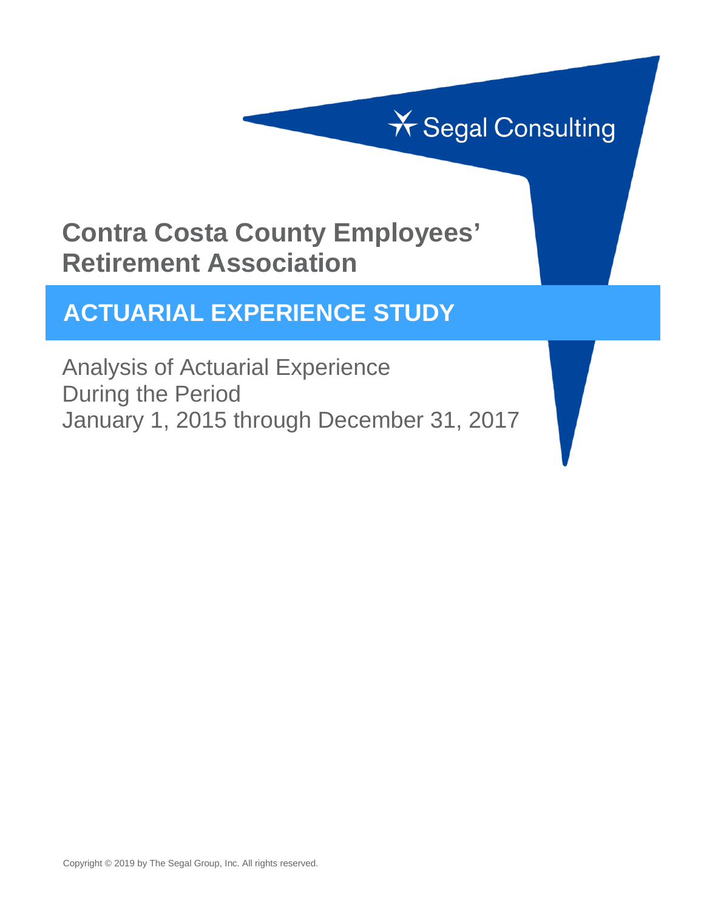Segal Consulting

# Contra Costa County Employees' Retirement Association

## ACTUARIAL EXPERIENCE STUDY

Analysis of Actuarial Experience
During the Period
January 1, 2015 through December 31, 2017

Copyright © 2019 by The Segal Group, Inc. All rights reserved.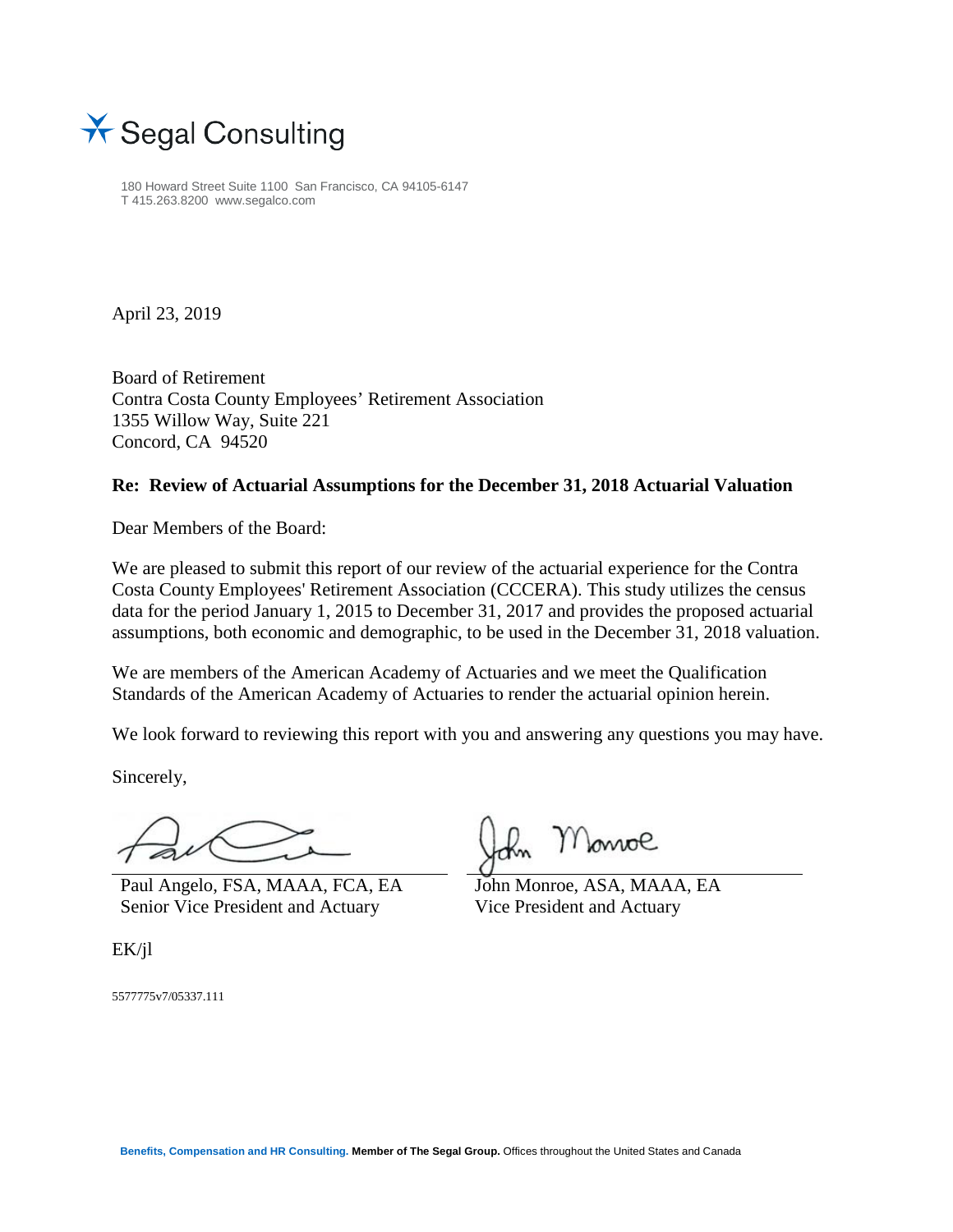Segal Consulting

180 Howard Street Suite 1100 San Francisco, CA 94105-6147
T 415.263.8200 www.segalco.com

April 23, 2019

Board of Retirement
Contra Costa County Employees' Retirement Association
1355 Willow Way, Suite 221
Concord, CA 94520

**Re: Review of Actuarial Assumptions for the December 31, 2018 Actuarial Valuation**

Dear Members of the Board:

We are pleased to submit this report of our review of the actuarial experience for the Contra Costa County Employees' Retirement Association (CCCERA). This study utilizes the census data for the period January 1, 2015 to December 31, 2017 and provides the proposed actuarial assumptions, both economic and demographic, to be used in the December 31, 2018 valuation.

We are members of the American Academy of Actuaries and we meet the Qualification Standards of the American Academy of Actuaries to render the actuarial opinion herein.

We look forward to reviewing this report with you and answering any questions you may have.

Sincerely,

Paul Angelo, FSA, MAAA, FCA, EA
Senior Vice President and Actuary

John Monroe, ASA, MAAA, EA
Vice President and Actuary

EK/jl

5577775v7/05337.111

**Benefits, Compensation and HR Consulting.** **Member of The Segal Group.** Offices throughout the United States and Canada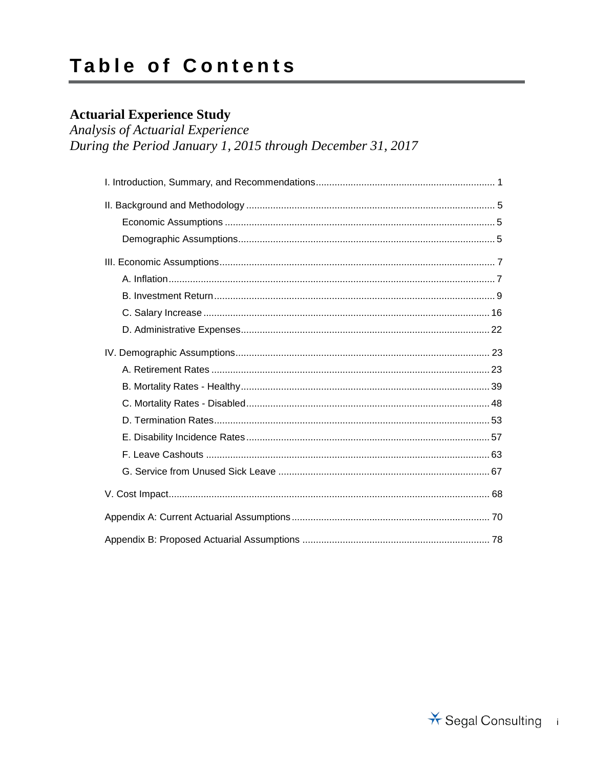# Table of Contents

## Actuarial Experience Study

*Analysis of Actuarial Experience*
*During the Period January 1, 2015 through December 31, 2017*

- I. Introduction, Summary, and Recommendations .......... 1
- II. Background and Methodology .......... 5
  - Economic Assumptions .......... 5
  - Demographic Assumptions .......... 5
- III. Economic Assumptions .......... 7
  - A. Inflation .......... 7
  - B. Investment Return .......... 9
  - C. Salary Increase .......... 16
  - D. Administrative Expenses .......... 22
- IV. Demographic Assumptions .......... 23
  - A. Retirement Rates .......... 23
  - B. Mortality Rates - Healthy .......... 39
  - C. Mortality Rates - Disabled .......... 48
  - D. Termination Rates .......... 53
  - E. Disability Incidence Rates .......... 57
  - F. Leave Cashouts .......... 63
  - G. Service from Unused Sick Leave .......... 67
- V. Cost Impact .......... 68
- Appendix A: Current Actuarial Assumptions .......... 70
- Appendix B: Proposed Actuarial Assumptions .......... 78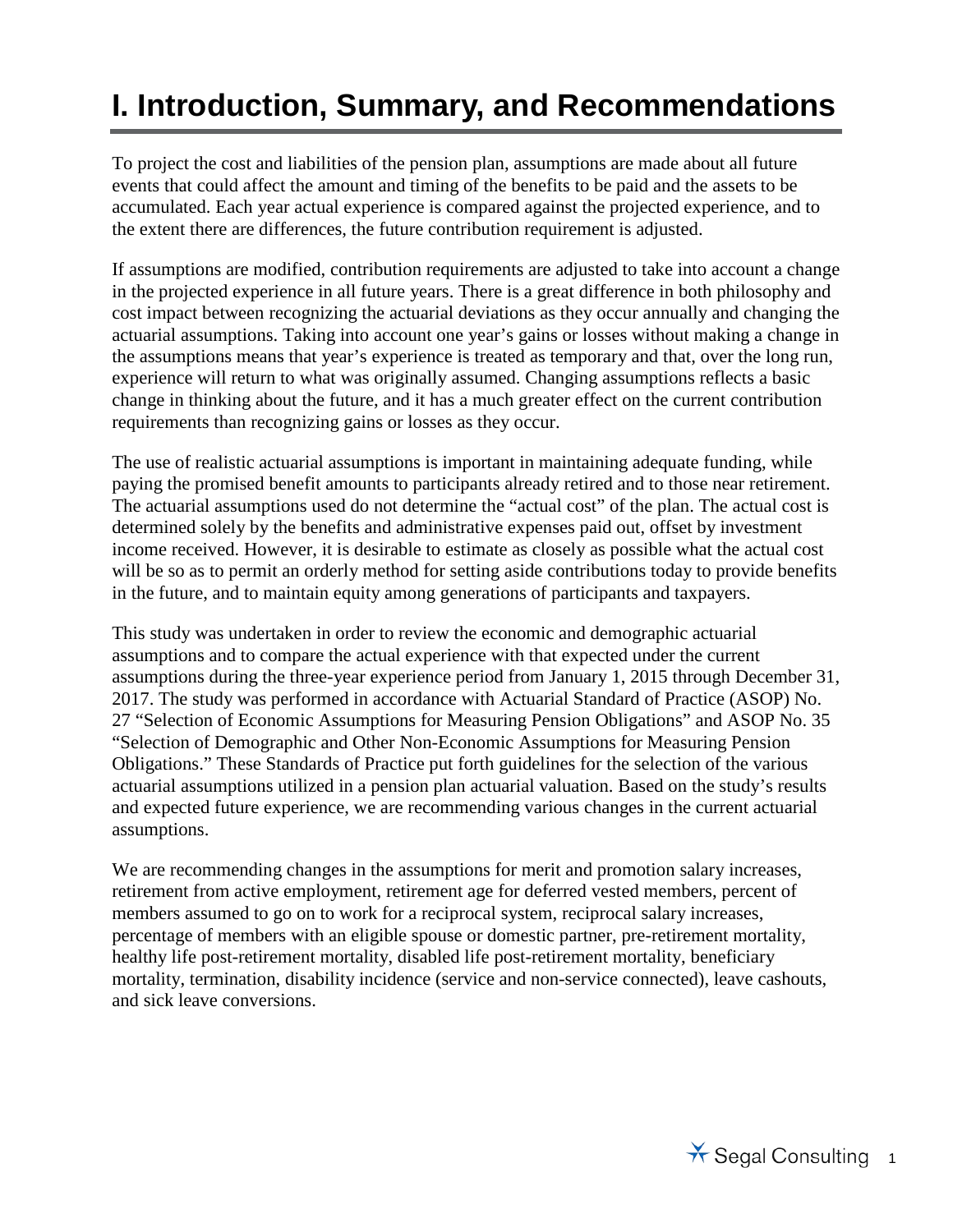# I. Introduction, Summary, and Recommendations

To project the cost and liabilities of the pension plan, assumptions are made about all future events that could affect the amount and timing of the benefits to be paid and the assets to be accumulated. Each year actual experience is compared against the projected experience, and to the extent there are differences, the future contribution requirement is adjusted.

If assumptions are modified, contribution requirements are adjusted to take into account a change in the projected experience in all future years. There is a great difference in both philosophy and cost impact between recognizing the actuarial deviations as they occur annually and changing the actuarial assumptions. Taking into account one year's gains or losses without making a change in the assumptions means that year's experience is treated as temporary and that, over the long run, experience will return to what was originally assumed. Changing assumptions reflects a basic change in thinking about the future, and it has a much greater effect on the current contribution requirements than recognizing gains or losses as they occur.

The use of realistic actuarial assumptions is important in maintaining adequate funding, while paying the promised benefit amounts to participants already retired and to those near retirement. The actuarial assumptions used do not determine the "actual cost" of the plan. The actual cost is determined solely by the benefits and administrative expenses paid out, offset by investment income received. However, it is desirable to estimate as closely as possible what the actual cost will be so as to permit an orderly method for setting aside contributions today to provide benefits in the future, and to maintain equity among generations of participants and taxpayers.

This study was undertaken in order to review the economic and demographic actuarial assumptions and to compare the actual experience with that expected under the current assumptions during the three-year experience period from January 1, 2015 through December 31, 2017. The study was performed in accordance with Actuarial Standard of Practice (ASOP) No. 27 "Selection of Economic Assumptions for Measuring Pension Obligations" and ASOP No. 35 "Selection of Demographic and Other Non-Economic Assumptions for Measuring Pension Obligations." These Standards of Practice put forth guidelines for the selection of the various actuarial assumptions utilized in a pension plan actuarial valuation. Based on the study's results and expected future experience, we are recommending various changes in the current actuarial assumptions.

We are recommending changes in the assumptions for merit and promotion salary increases, retirement from active employment, retirement age for deferred vested members, percent of members assumed to go on to work for a reciprocal system, reciprocal salary increases, percentage of members with an eligible spouse or domestic partner, pre-retirement mortality, healthy life post-retirement mortality, disabled life post-retirement mortality, beneficiary mortality, termination, disability incidence (service and non-service connected), leave cashouts, and sick leave conversions.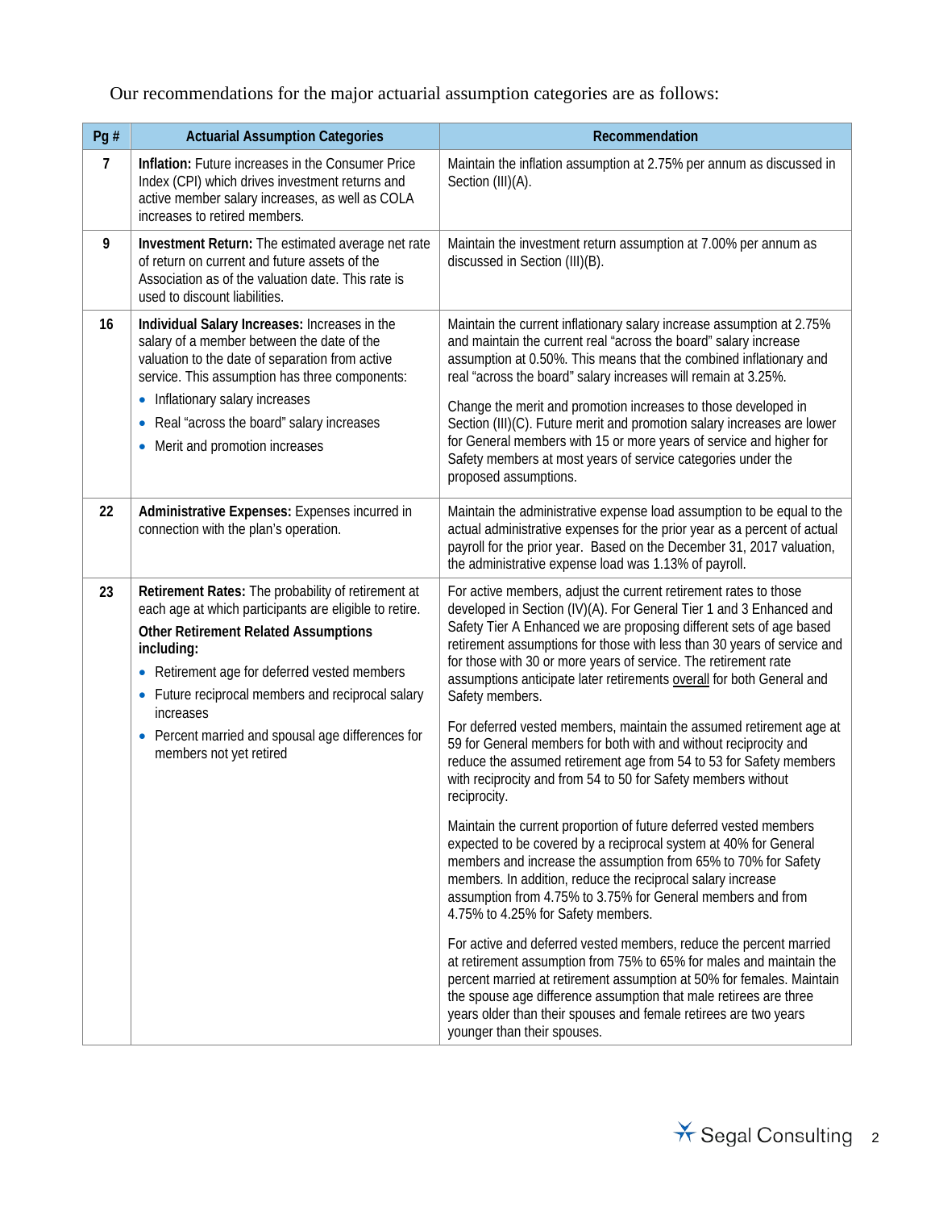Our recommendations for the major actuarial assumption categories are as follows:

| Pg # | Actuarial Assumption Categories | Recommendation |
|---|---|---|
| 7 | **Inflation:** Future increases in the Consumer Price Index (CPI) which drives investment returns and active member salary increases, as well as COLA increases to retired members. | Maintain the inflation assumption at 2.75% per annum as discussed in Section (III)(A). |
| 9 | **Investment Return:** The estimated average net rate of return on current and future assets of the Association as of the valuation date. This rate is used to discount liabilities. | Maintain the investment return assumption at 7.00% per annum as discussed in Section (III)(B). |
| 16 | **Individual Salary Increases:** Increases in the salary of a member between the date of the valuation to the date of separation from active service. This assumption has three components:<br>• Inflationary salary increases<br>• Real "across the board" salary increases<br>• Merit and promotion increases | Maintain the current inflationary salary increase assumption at 2.75% and maintain the current real "across the board" salary increase assumption at 0.50%. This means that the combined inflationary and real "across the board" salary increases will remain at 3.25%.<br><br>Change the merit and promotion increases to those developed in Section (III)(C). Future merit and promotion salary increases are lower for General members with 15 or more years of service and higher for Safety members at most years of service categories under the proposed assumptions. |
| 22 | **Administrative Expenses:** Expenses incurred in connection with the plan's operation. | Maintain the administrative expense load assumption to be equal to the actual administrative expenses for the prior year as a percent of actual payroll for the prior year. Based on the December 31, 2017 valuation, the administrative expense load was 1.13% of payroll. |
| 23 | **Retirement Rates:** The probability of retirement at each age at which participants are eligible to retire.<br><br>**Other Retirement Related Assumptions including:**<br>• Retirement age for deferred vested members<br>• Future reciprocal members and reciprocal salary increases<br>• Percent married and spousal age differences for members not yet retired | For active members, adjust the current retirement rates to those developed in Section (IV)(A). For General Tier 1 and 3 Enhanced and Safety Tier A Enhanced we are proposing different sets of age based retirement assumptions for those with less than 30 years of service and for those with 30 or more years of service. The retirement rate assumptions anticipate later retirements overall for both General and Safety members.<br><br>For deferred vested members, maintain the assumed retirement age at 59 for General members for both with and without reciprocity and reduce the assumed retirement age from 54 to 53 for Safety members with reciprocity and from 54 to 50 for Safety members without reciprocity.<br><br>Maintain the current proportion of future deferred vested members expected to be covered by a reciprocal system at 40% for General members and increase the assumption from 65% to 70% for Safety members. In addition, reduce the reciprocal salary increase assumption from 4.75% to 3.75% for General members and from 4.75% to 4.25% for Safety members.<br><br>For active and deferred vested members, reduce the percent married at retirement assumption from 75% to 65% for males and maintain the percent married at retirement assumption at 50% for females. Maintain the spouse age difference assumption that male retirees are three years older than their spouses and female retirees are two years younger than their spouses. |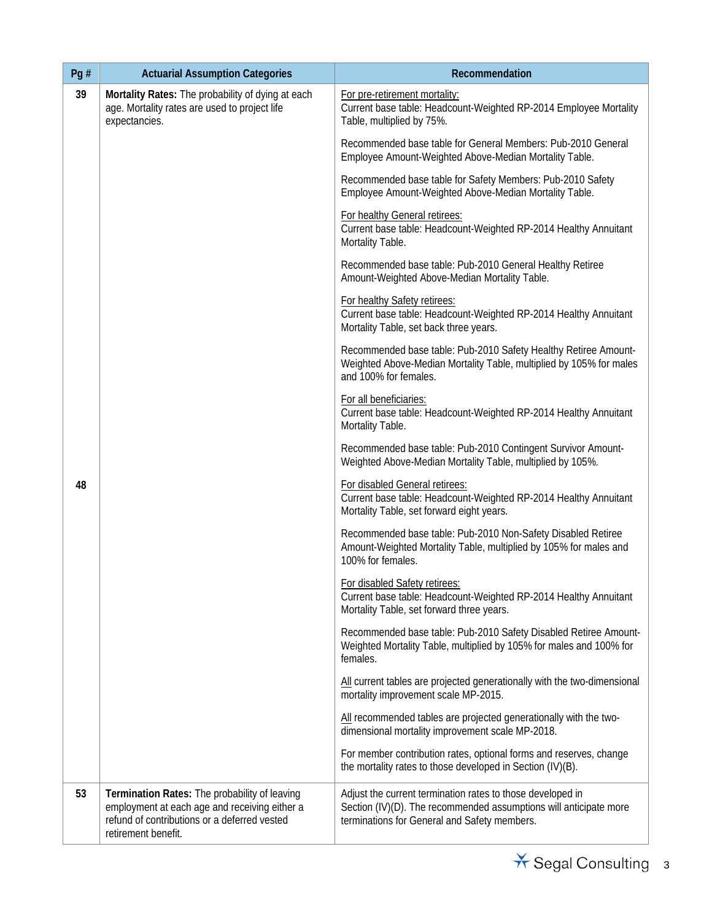| Pg # | Actuarial Assumption Categories | Recommendation |
|---|---|---|
| 39 | **Mortality Rates:** The probability of dying at each age. Mortality rates are used to project life expectancies. | For pre-retirement mortality:<br>Current base table: Headcount-Weighted RP-2014 Employee Mortality Table, multiplied by 75%.<br><br>Recommended base table for General Members: Pub-2010 General Employee Amount-Weighted Above-Median Mortality Table.<br><br>Recommended base table for Safety Members: Pub-2010 Safety Employee Amount-Weighted Above-Median Mortality Table.<br><br>For healthy General retirees:<br>Current base table: Headcount-Weighted RP-2014 Healthy Annuitant Mortality Table.<br><br>Recommended base table: Pub-2010 General Healthy Retiree Amount-Weighted Above-Median Mortality Table.<br><br>For healthy Safety retirees:<br>Current base table: Headcount-Weighted RP-2014 Healthy Annuitant Mortality Table, set back three years.<br><br>Recommended base table: Pub-2010 Safety Healthy Retiree Amount-Weighted Above-Median Mortality Table, multiplied by 105% for males and 100% for females.<br><br>For all beneficiaries:<br>Current base table: Headcount-Weighted RP-2014 Healthy Annuitant Mortality Table.<br><br>Recommended base table: Pub-2010 Contingent Survivor Amount-Weighted Above-Median Mortality Table, multiplied by 105%. |
| 48 | | For disabled General retirees:<br>Current base table: Headcount-Weighted RP-2014 Healthy Annuitant Mortality Table, set forward eight years.<br><br>Recommended base table: Pub-2010 Non-Safety Disabled Retiree Amount-Weighted Mortality Table, multiplied by 105% for males and 100% for females.<br><br>For disabled Safety retirees:<br>Current base table: Headcount-Weighted RP-2014 Healthy Annuitant Mortality Table, set forward three years.<br><br>Recommended base table: Pub-2010 Safety Disabled Retiree Amount-Weighted Mortality Table, multiplied by 105% for males and 100% for females.<br><br>All current tables are projected generationally with the two-dimensional mortality improvement scale MP-2015.<br><br>All recommended tables are projected generationally with the two-dimensional mortality improvement scale MP-2018.<br><br>For member contribution rates, optional forms and reserves, change the mortality rates to those developed in Section (IV)(B). |
| 53 | **Termination Rates:** The probability of leaving employment at each age and receiving either a refund of contributions or a deferred vested retirement benefit. | Adjust the current termination rates to those developed in Section (IV)(D). The recommended assumptions will anticipate more terminations for General and Safety members. |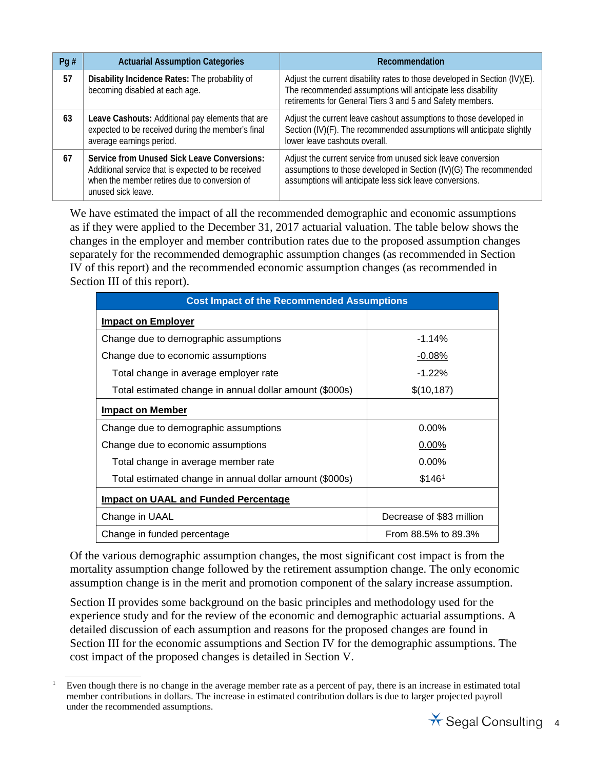| Pg # | Actuarial Assumption Categories | Recommendation |
|---|---|---|
| 57 | **Disability Incidence Rates:** The probability of becoming disabled at each age. | Adjust the current disability rates to those developed in Section (IV)(E). The recommended assumptions will anticipate less disability retirements for General Tiers 3 and 5 and Safety members. |
| 63 | **Leave Cashouts:** Additional pay elements that are expected to be received during the member's final average earnings period. | Adjust the current leave cashout assumptions to those developed in Section (IV)(F). The recommended assumptions will anticipate slightly lower leave cashouts overall. |
| 67 | **Service from Unused Sick Leave Conversions:** Additional service that is expected to be received when the member retires due to conversion of unused sick leave. | Adjust the current service from unused sick leave conversion assumptions to those developed in Section (IV)(G) The recommended assumptions will anticipate less sick leave conversions. |

We have estimated the impact of all the recommended demographic and economic assumptions as if they were applied to the December 31, 2017 actuarial valuation. The table below shows the changes in the employer and member contribution rates due to the proposed assumption changes separately for the recommended demographic assumption changes (as recommended in Section IV of this report) and the recommended economic assumption changes (as recommended in Section III of this report).

| Cost Impact of the Recommended Assumptions | |
|---|---|
| **Impact on Employer** | |
| Change due to demographic assumptions | -1.14% |
| Change due to economic assumptions | -0.08% |
| Total change in average employer rate | -1.22% |
| Total estimated change in annual dollar amount ($000s) | $(10,187) |
| **Impact on Member** | |
| Change due to demographic assumptions | 0.00% |
| Change due to economic assumptions | 0.00% |
| Total change in average member rate | 0.00% |
| Total estimated change in annual dollar amount ($000s) | $146[1] |
| **Impact on UAAL and Funded Percentage** | |
| Change in UAAL | Decrease of $83 million |
| Change in funded percentage | From 88.5% to 89.3% |

Of the various demographic assumption changes, the most significant cost impact is from the mortality assumption change followed by the retirement assumption change. The only economic assumption change is in the merit and promotion component of the salary increase assumption.

Section II provides some background on the basic principles and methodology used for the experience study and for the review of the economic and demographic actuarial assumptions. A detailed discussion of each assumption and reasons for the proposed changes are found in Section III for the economic assumptions and Section IV for the demographic assumptions. The cost impact of the proposed changes is detailed in Section V.

[1] Even though there is no change in the average member rate as a percent of pay, there is an increase in estimated total member contributions in dollars. The increase in estimated contribution dollars is due to larger projected payroll under the recommended assumptions.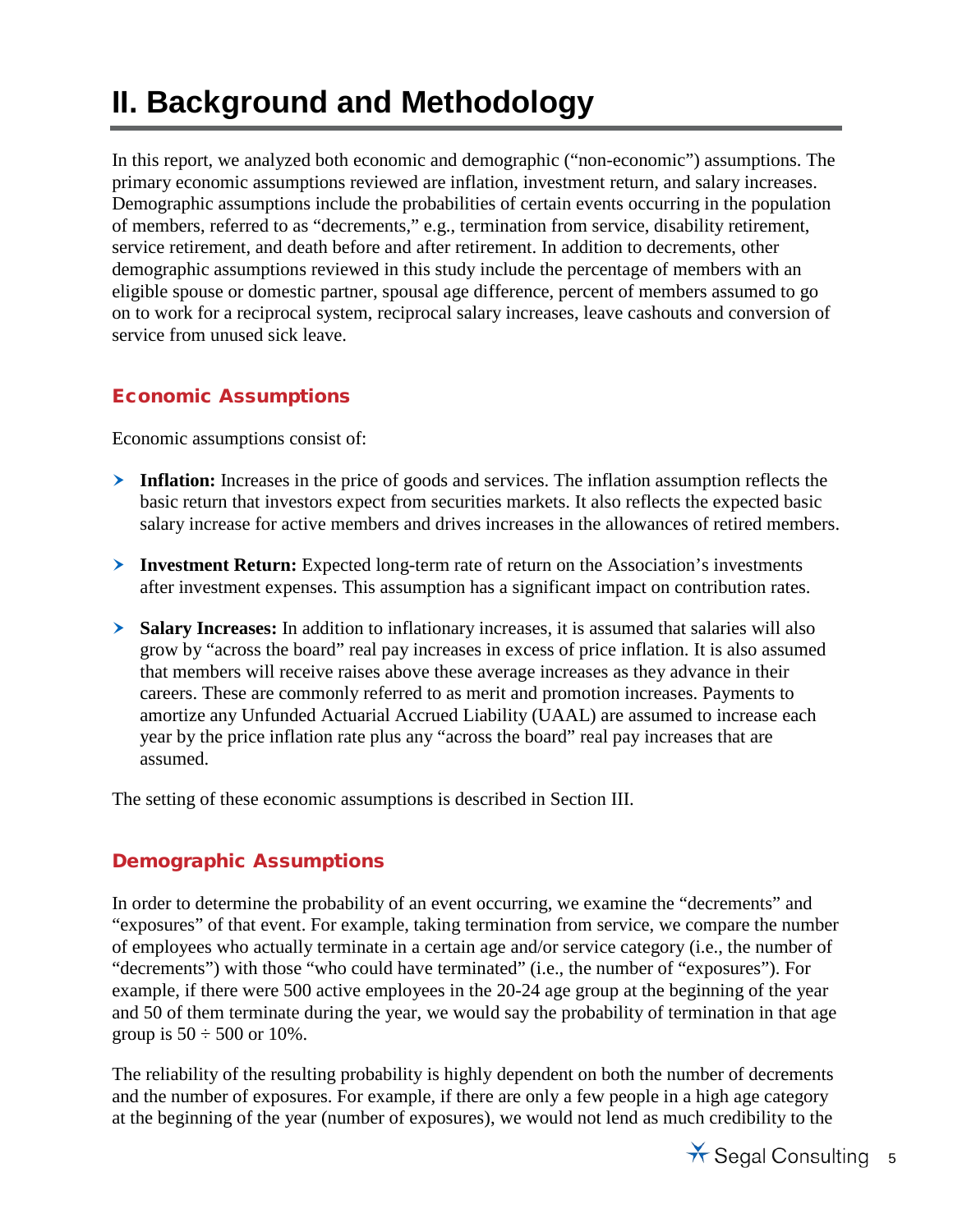# II. Background and Methodology

In this report, we analyzed both economic and demographic ("non-economic") assumptions. The primary economic assumptions reviewed are inflation, investment return, and salary increases. Demographic assumptions include the probabilities of certain events occurring in the population of members, referred to as "decrements," e.g., termination from service, disability retirement, service retirement, and death before and after retirement. In addition to decrements, other demographic assumptions reviewed in this study include the percentage of members with an eligible spouse or domestic partner, spousal age difference, percent of members assumed to go on to work for a reciprocal system, reciprocal salary increases, leave cashouts and conversion of service from unused sick leave.

## Economic Assumptions

Economic assumptions consist of:

- **Inflation:** Increases in the price of goods and services. The inflation assumption reflects the basic return that investors expect from securities markets. It also reflects the expected basic salary increase for active members and drives increases in the allowances of retired members.
- **Investment Return:** Expected long-term rate of return on the Association's investments after investment expenses. This assumption has a significant impact on contribution rates.
- **Salary Increases:** In addition to inflationary increases, it is assumed that salaries will also grow by "across the board" real pay increases in excess of price inflation. It is also assumed that members will receive raises above these average increases as they advance in their careers. These are commonly referred to as merit and promotion increases. Payments to amortize any Unfunded Actuarial Accrued Liability (UAAL) are assumed to increase each year by the price inflation rate plus any "across the board" real pay increases that are assumed.

The setting of these economic assumptions is described in Section III.

## Demographic Assumptions

In order to determine the probability of an event occurring, we examine the "decrements" and "exposures" of that event. For example, taking termination from service, we compare the number of employees who actually terminate in a certain age and/or service category (i.e., the number of "decrements") with those "who could have terminated" (i.e., the number of "exposures"). For example, if there were 500 active employees in the 20-24 age group at the beginning of the year and 50 of them terminate during the year, we would say the probability of termination in that age group is 50 ÷ 500 or 10%.

The reliability of the resulting probability is highly dependent on both the number of decrements and the number of exposures. For example, if there are only a few people in a high age category at the beginning of the year (number of exposures), we would not lend as much credibility to the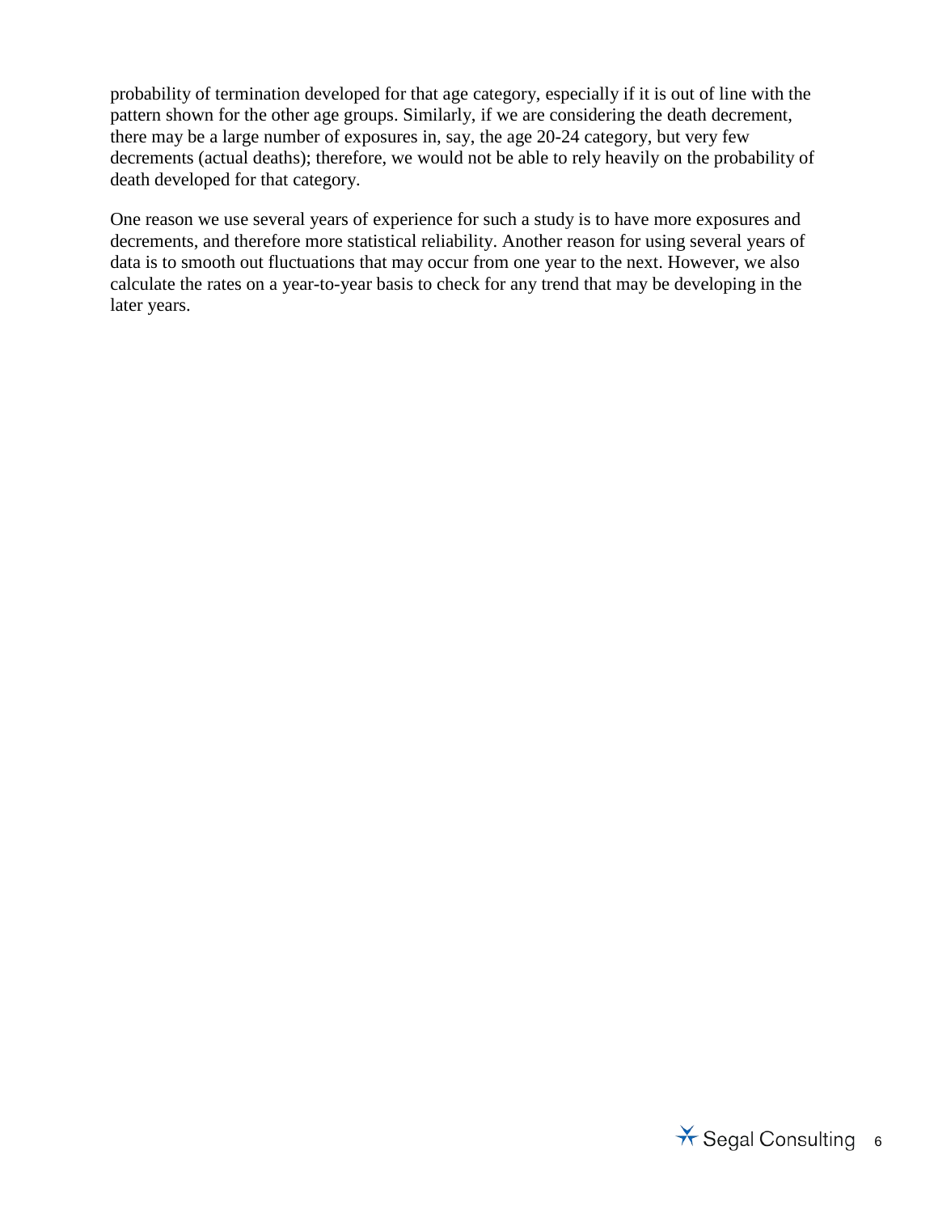probability of termination developed for that age category, especially if it is out of line with the pattern shown for the other age groups. Similarly, if we are considering the death decrement, there may be a large number of exposures in, say, the age 20-24 category, but very few decrements (actual deaths); therefore, we would not be able to rely heavily on the probability of death developed for that category.

One reason we use several years of experience for such a study is to have more exposures and decrements, and therefore more statistical reliability. Another reason for using several years of data is to smooth out fluctuations that may occur from one year to the next. However, we also calculate the rates on a year-to-year basis to check for any trend that may be developing in the later years.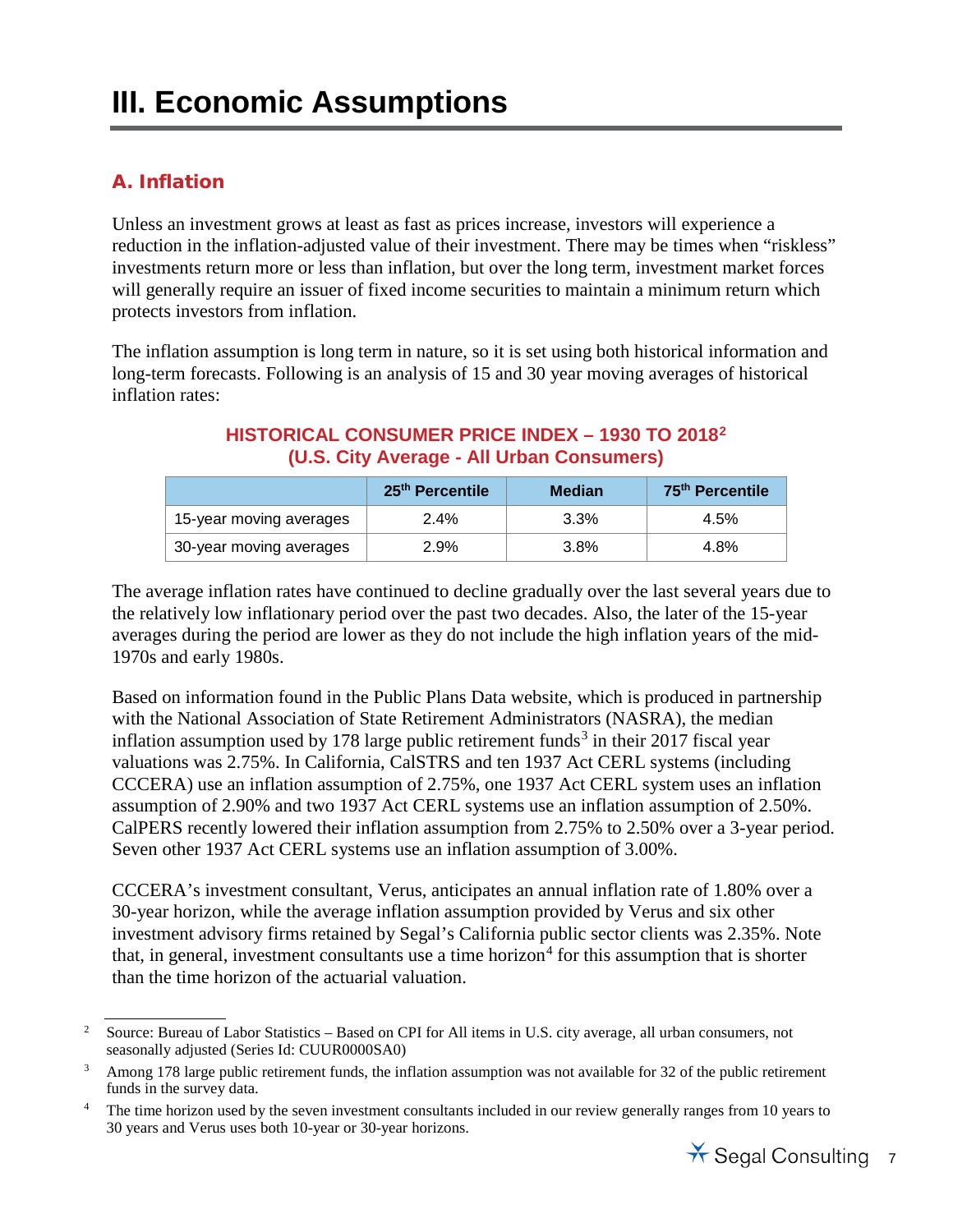# III. Economic Assumptions

## A. Inflation

Unless an investment grows at least as fast as prices increase, investors will experience a reduction in the inflation-adjusted value of their investment. There may be times when "riskless" investments return more or less than inflation, but over the long term, investment market forces will generally require an issuer of fixed income securities to maintain a minimum return which protects investors from inflation.

The inflation assumption is long term in nature, so it is set using both historical information and long-term forecasts. Following is an analysis of 15 and 30 year moving averages of historical inflation rates:

**HISTORICAL CONSUMER PRICE INDEX – 1930 TO 2018[2]**
**(U.S. City Average - All Urban Consumers)**

| | 25th Percentile | Median | 75th Percentile |
|---|---|---|---|
| 15-year moving averages | 2.4% | 3.3% | 4.5% |
| 30-year moving averages | 2.9% | 3.8% | 4.8% |

The average inflation rates have continued to decline gradually over the last several years due to the relatively low inflationary period over the past two decades. Also, the later of the 15-year averages during the period are lower as they do not include the high inflation years of the mid-1970s and early 1980s.

Based on information found in the Public Plans Data website, which is produced in partnership with the National Association of State Retirement Administrators (NASRA), the median inflation assumption used by 178 large public retirement funds[3] in their 2017 fiscal year valuations was 2.75%. In California, CalSTRS and ten 1937 Act CERL systems (including CCCERA) use an inflation assumption of 2.75%, one 1937 Act CERL system uses an inflation assumption of 2.90% and two 1937 Act CERL systems use an inflation assumption of 2.50%. CalPERS recently lowered their inflation assumption from 2.75% to 2.50% over a 3-year period. Seven other 1937 Act CERL systems use an inflation assumption of 3.00%.

CCCERA's investment consultant, Verus, anticipates an annual inflation rate of 1.80% over a 30-year horizon, while the average inflation assumption provided by Verus and six other investment advisory firms retained by Segal's California public sector clients was 2.35%. Note that, in general, investment consultants use a time horizon[4] for this assumption that is shorter than the time horizon of the actuarial valuation.

---

[2] Source: Bureau of Labor Statistics – Based on CPI for All items in U.S. city average, all urban consumers, not seasonally adjusted (Series Id: CUUR0000SA0)

[3] Among 178 large public retirement funds, the inflation assumption was not available for 32 of the public retirement funds in the survey data.

[4] The time horizon used by the seven investment consultants included in our review generally ranges from 10 years to 30 years and Verus uses both 10-year or 30-year horizons.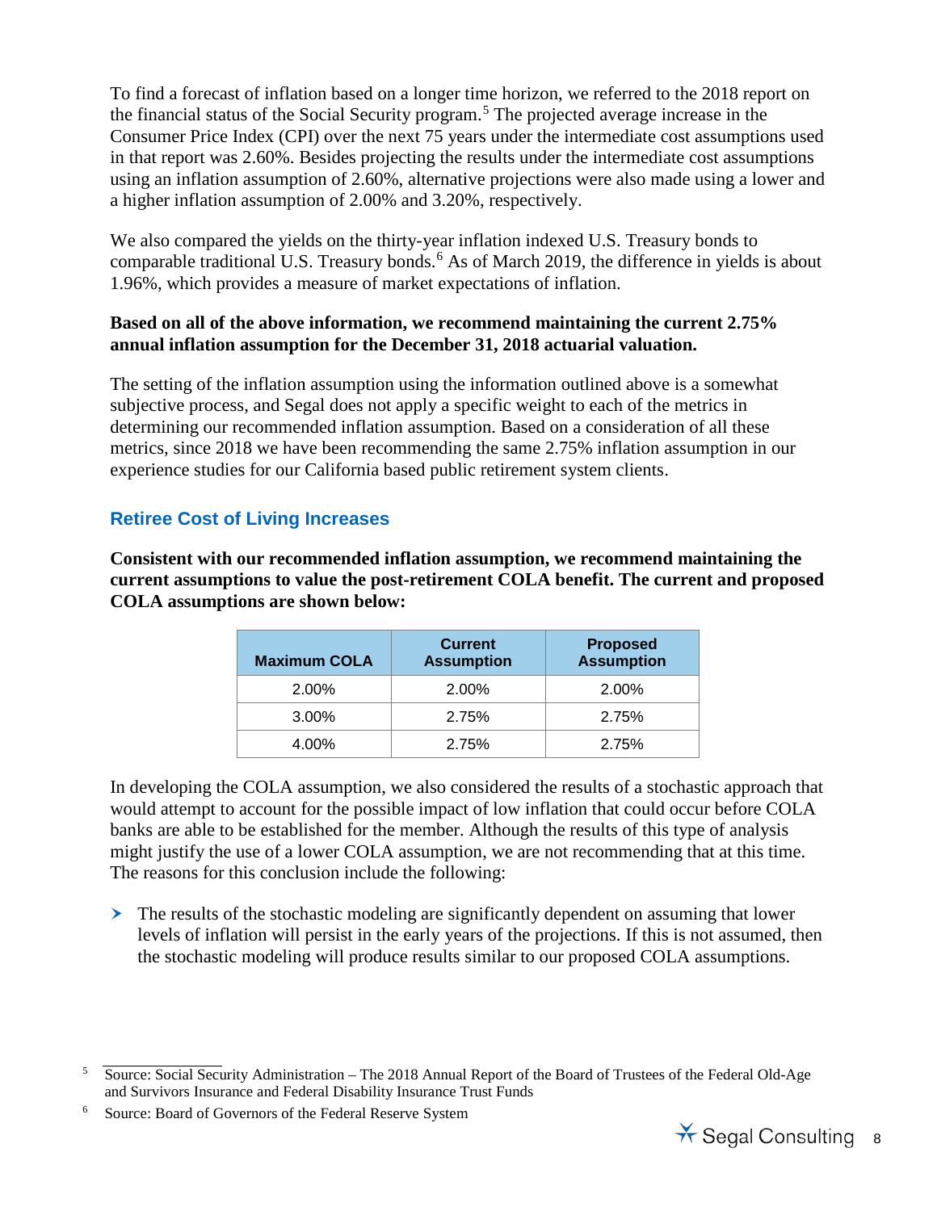To find a forecast of inflation based on a longer time horizon, we referred to the 2018 report on the financial status of the Social Security program.[5] The projected average increase in the Consumer Price Index (CPI) over the next 75 years under the intermediate cost assumptions used in that report was 2.60%. Besides projecting the results under the intermediate cost assumptions using an inflation assumption of 2.60%, alternative projections were also made using a lower and a higher inflation assumption of 2.00% and 3.20%, respectively.

We also compared the yields on the thirty-year inflation indexed U.S. Treasury bonds to comparable traditional U.S. Treasury bonds.[6] As of March 2019, the difference in yields is about 1.96%, which provides a measure of market expectations of inflation.

**Based on all of the above information, we recommend maintaining the current 2.75% annual inflation assumption for the December 31, 2018 actuarial valuation.**

The setting of the inflation assumption using the information outlined above is a somewhat subjective process, and Segal does not apply a specific weight to each of the metrics in determining our recommended inflation assumption. Based on a consideration of all these metrics, since 2018 we have been recommending the same 2.75% inflation assumption in our experience studies for our California based public retirement system clients.

## Retiree Cost of Living Increases

**Consistent with our recommended inflation assumption, we recommend maintaining the current assumptions to value the post-retirement COLA benefit. The current and proposed COLA assumptions are shown below:**

| Maximum COLA | Current Assumption | Proposed Assumption |
|---|---|---|
| 2.00% | 2.00% | 2.00% |
| 3.00% | 2.75% | 2.75% |
| 4.00% | 2.75% | 2.75% |

In developing the COLA assumption, we also considered the results of a stochastic approach that would attempt to account for the possible impact of low inflation that could occur before COLA banks are able to be established for the member. Although the results of this type of analysis might justify the use of a lower COLA assumption, we are not recommending that at this time. The reasons for this conclusion include the following:

- The results of the stochastic modeling are significantly dependent on assuming that lower levels of inflation will persist in the early years of the projections. If this is not assumed, then the stochastic modeling will produce results similar to our proposed COLA assumptions.

---

[5] Source: Social Security Administration – The 2018 Annual Report of the Board of Trustees of the Federal Old-Age and Survivors Insurance and Federal Disability Insurance Trust Funds

[6] Source: Board of Governors of the Federal Reserve System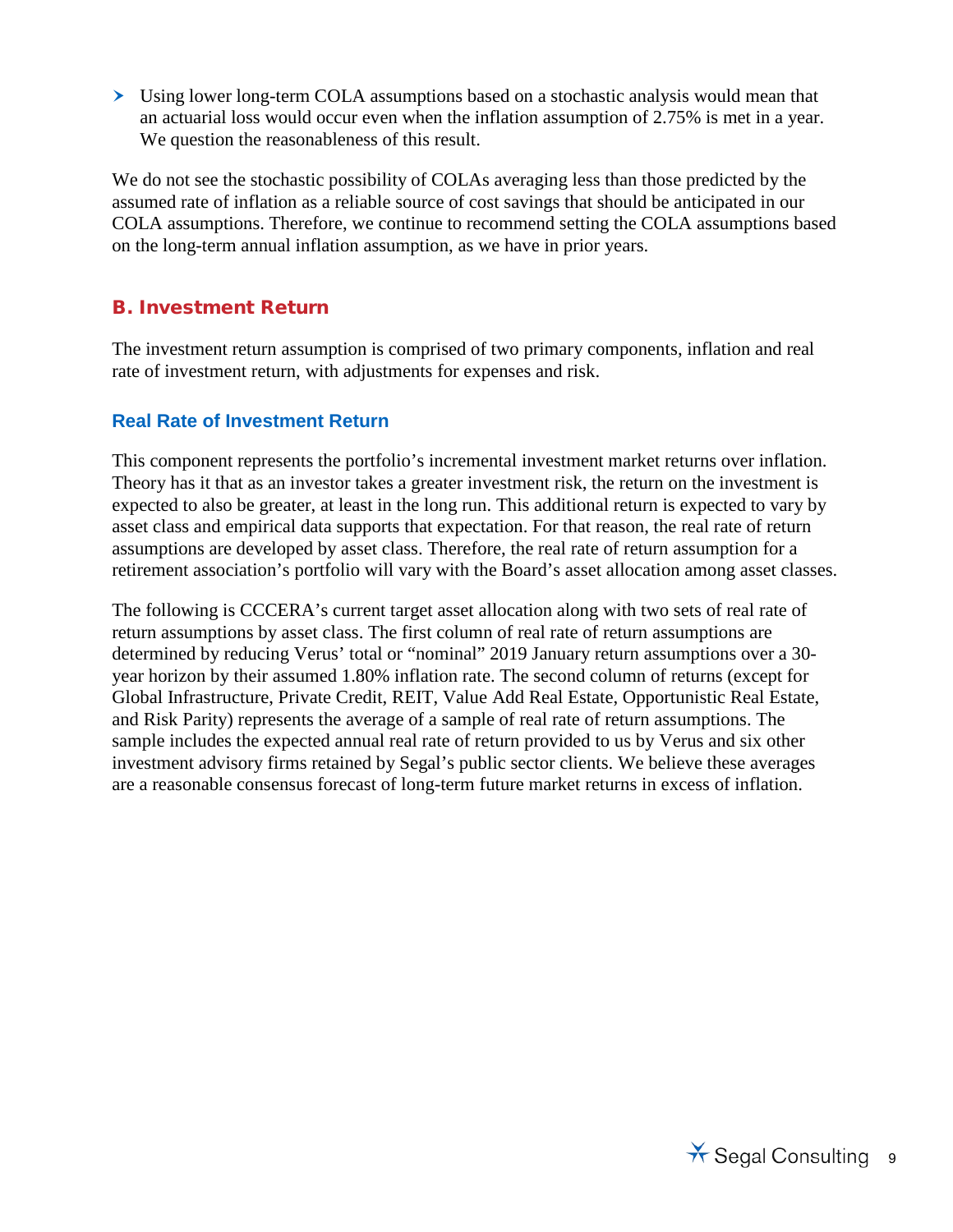- Using lower long-term COLA assumptions based on a stochastic analysis would mean that an actuarial loss would occur even when the inflation assumption of 2.75% is met in a year. We question the reasonableness of this result.

We do not see the stochastic possibility of COLAs averaging less than those predicted by the assumed rate of inflation as a reliable source of cost savings that should be anticipated in our COLA assumptions. Therefore, we continue to recommend setting the COLA assumptions based on the long-term annual inflation assumption, as we have in prior years.

## B. Investment Return

The investment return assumption is comprised of two primary components, inflation and real rate of investment return, with adjustments for expenses and risk.

### Real Rate of Investment Return

This component represents the portfolio's incremental investment market returns over inflation. Theory has it that as an investor takes a greater investment risk, the return on the investment is expected to also be greater, at least in the long run. This additional return is expected to vary by asset class and empirical data supports that expectation. For that reason, the real rate of return assumptions are developed by asset class. Therefore, the real rate of return assumption for a retirement association's portfolio will vary with the Board's asset allocation among asset classes.

The following is CCCERA's current target asset allocation along with two sets of real rate of return assumptions by asset class. The first column of real rate of return assumptions are determined by reducing Verus' total or "nominal" 2019 January return assumptions over a 30-year horizon by their assumed 1.80% inflation rate. The second column of returns (except for Global Infrastructure, Private Credit, REIT, Value Add Real Estate, Opportunistic Real Estate, and Risk Parity) represents the average of a sample of real rate of return assumptions. The sample includes the expected annual real rate of return provided to us by Verus and six other investment advisory firms retained by Segal's public sector clients. We believe these averages are a reasonable consensus forecast of long-term future market returns in excess of inflation.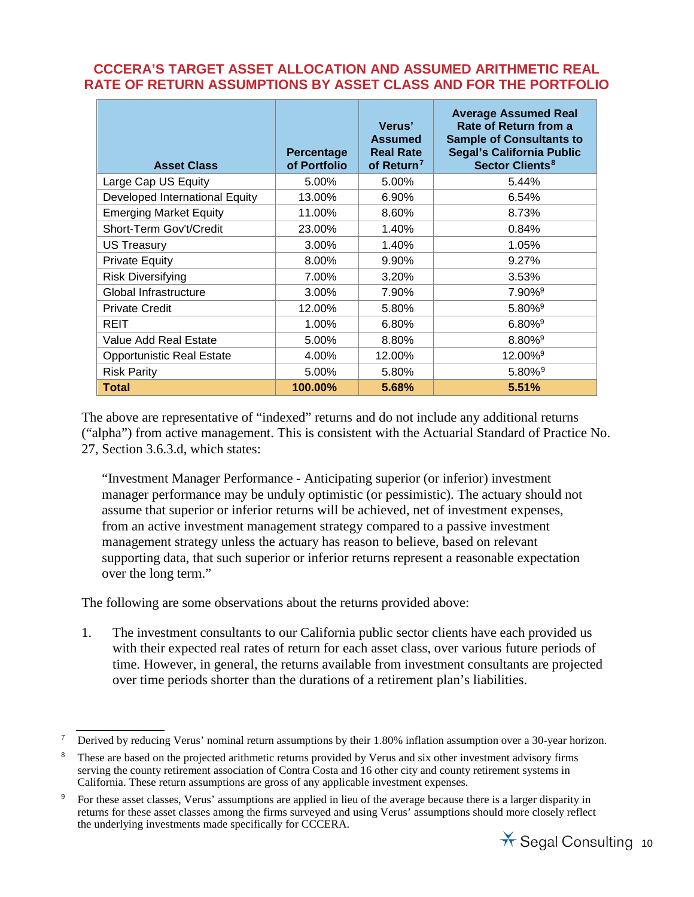## CCCERA'S TARGET ASSET ALLOCATION AND ASSUMED ARITHMETIC REAL RATE OF RETURN ASSUMPTIONS BY ASSET CLASS AND FOR THE PORTFOLIO

| Asset Class | Percentage of Portfolio | Verus' Assumed Real Rate of Return[7] | Average Assumed Real Rate of Return from a Sample of Consultants to Segal's California Public Sector Clients[8] |
|---|---|---|---|
| Large Cap US Equity | 5.00% | 5.00% | 5.44% |
| Developed International Equity | 13.00% | 6.90% | 6.54% |
| Emerging Market Equity | 11.00% | 8.60% | 8.73% |
| Short-Term Gov't/Credit | 23.00% | 1.40% | 0.84% |
| US Treasury | 3.00% | 1.40% | 1.05% |
| Private Equity | 8.00% | 9.90% | 9.27% |
| Risk Diversifying | 7.00% | 3.20% | 3.53% |
| Global Infrastructure | 3.00% | 7.90% | 7.90%[9] |
| Private Credit | 12.00% | 5.80% | 5.80%[9] |
| REIT | 1.00% | 6.80% | 6.80%[9] |
| Value Add Real Estate | 5.00% | 8.80% | 8.80%[9] |
| Opportunistic Real Estate | 4.00% | 12.00% | 12.00%[9] |
| Risk Parity | 5.00% | 5.80% | 5.80%[9] |
| **Total** | **100.00%** | **5.68%** | **5.51%** |

The above are representative of "indexed" returns and do not include any additional returns ("alpha") from active management. This is consistent with the Actuarial Standard of Practice No. 27, Section 3.6.3.d, which states:

> "Investment Manager Performance - Anticipating superior (or inferior) investment manager performance may be unduly optimistic (or pessimistic). The actuary should not assume that superior or inferior returns will be achieved, net of investment expenses, from an active investment management strategy compared to a passive investment management strategy unless the actuary has reason to believe, based on relevant supporting data, that such superior or inferior returns represent a reasonable expectation over the long term."

The following are some observations about the returns provided above:

1. The investment consultants to our California public sector clients have each provided us with their expected real rates of return for each asset class, over various future periods of time. However, in general, the returns available from investment consultants are projected over time periods shorter than the durations of a retirement plan's liabilities.

---

[7] Derived by reducing Verus' nominal return assumptions by their 1.80% inflation assumption over a 30-year horizon.

[8] These are based on the projected arithmetic returns provided by Verus and six other investment advisory firms serving the county retirement association of Contra Costa and 16 other city and county retirement systems in California. These return assumptions are gross of any applicable investment expenses.

[9] For these asset classes, Verus' assumptions are applied in lieu of the average because there is a larger disparity in returns for these asset classes among the firms surveyed and using Verus' assumptions should more closely reflect the underlying investments made specifically for CCCERA.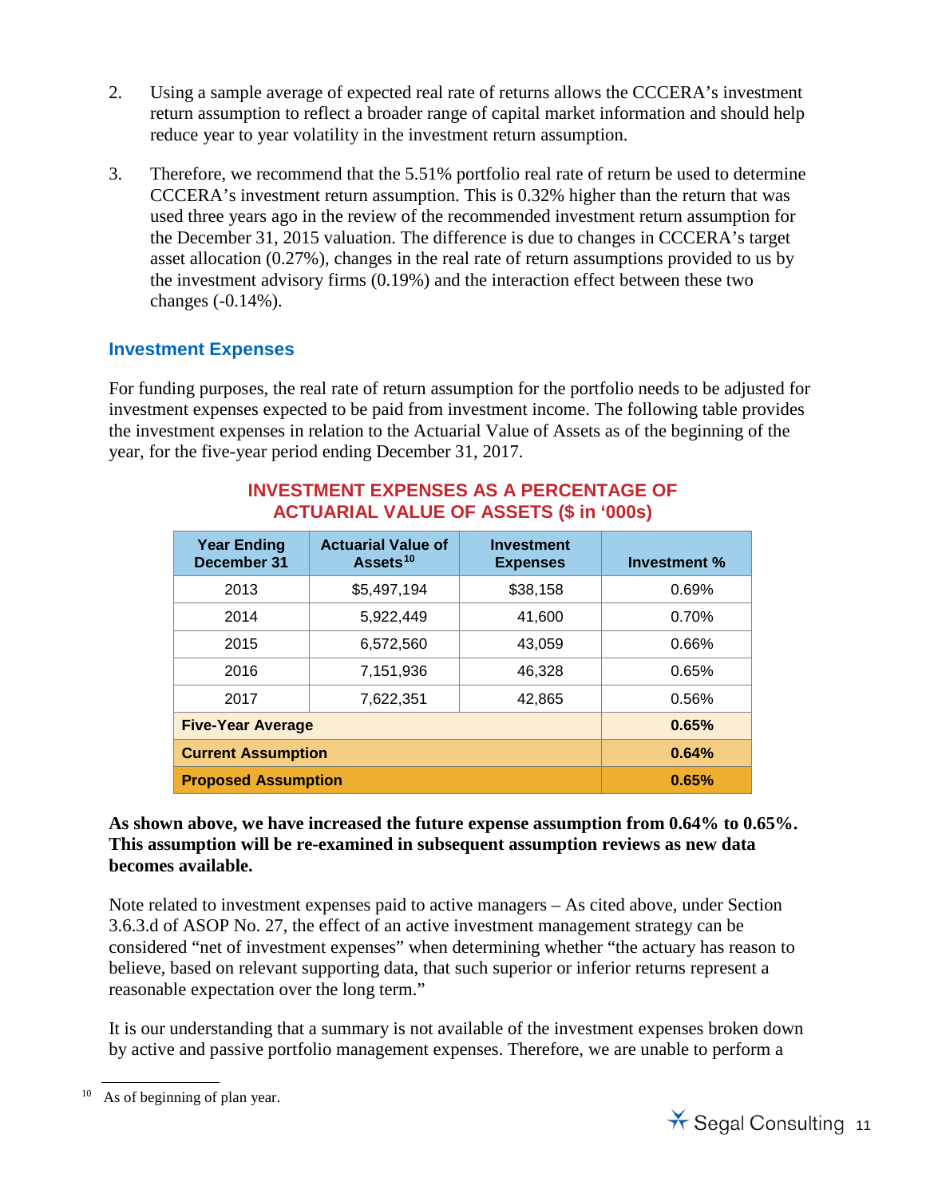2. Using a sample average of expected real rate of returns allows the CCCERA's investment return assumption to reflect a broader range of capital market information and should help reduce year to year volatility in the investment return assumption.

3. Therefore, we recommend that the 5.51% portfolio real rate of return be used to determine CCCERA's investment return assumption. This is 0.32% higher than the return that was used three years ago in the review of the recommended investment return assumption for the December 31, 2015 valuation. The difference is due to changes in CCCERA's target asset allocation (0.27%), changes in the real rate of return assumptions provided to us by the investment advisory firms (0.19%) and the interaction effect between these two changes (-0.14%).

### Investment Expenses

For funding purposes, the real rate of return assumption for the portfolio needs to be adjusted for investment expenses expected to be paid from investment income. The following table provides the investment expenses in relation to the Actuarial Value of Assets as of the beginning of the year, for the five-year period ending December 31, 2017.

**INVESTMENT EXPENSES AS A PERCENTAGE OF ACTUARIAL VALUE OF ASSETS ($ in '000s)**

| Year Ending December 31 | Actuarial Value of Assets[10] | Investment Expenses | Investment % |
|---|---|---|---|
| 2013 | $5,497,194 | $38,158 | 0.69% |
| 2014 | 5,922,449 | 41,600 | 0.70% |
| 2015 | 6,572,560 | 43,059 | 0.66% |
| 2016 | 7,151,936 | 46,328 | 0.65% |
| 2017 | 7,622,351 | 42,865 | 0.56% |
| **Five-Year Average** | | | **0.65%** |
| **Current Assumption** | | | **0.64%** |
| **Proposed Assumption** | | | **0.65%** |

**As shown above, we have increased the future expense assumption from 0.64% to 0.65%. This assumption will be re-examined in subsequent assumption reviews as new data becomes available.**

Note related to investment expenses paid to active managers – As cited above, under Section 3.6.3.d of ASOP No. 27, the effect of an active investment management strategy can be considered "net of investment expenses" when determining whether "the actuary has reason to believe, based on relevant supporting data, that such superior or inferior returns represent a reasonable expectation over the long term."

It is our understanding that a summary is not available of the investment expenses broken down by active and passive portfolio management expenses. Therefore, we are unable to perform a

[10] As of beginning of plan year.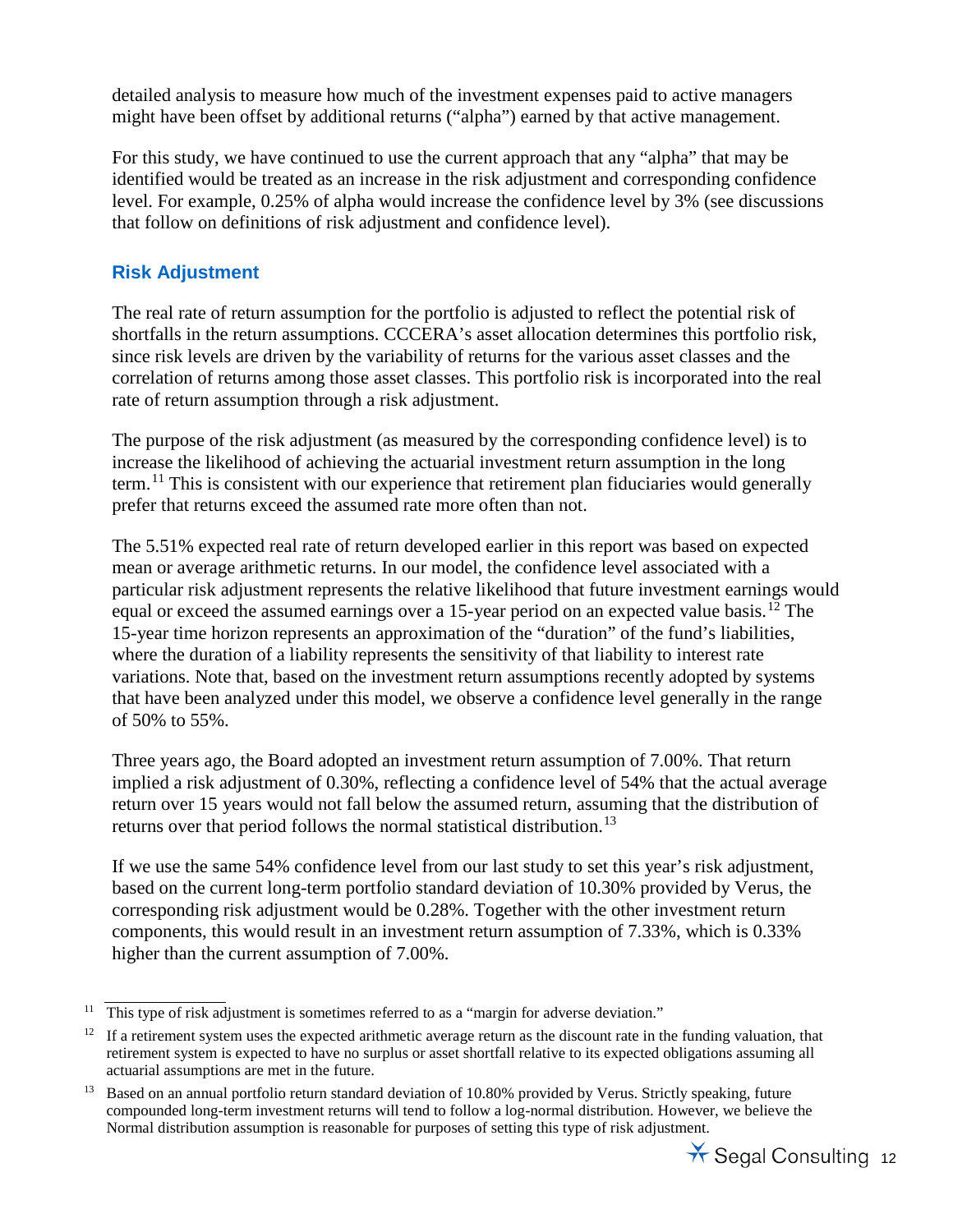detailed analysis to measure how much of the investment expenses paid to active managers might have been offset by additional returns ("alpha") earned by that active management.

For this study, we have continued to use the current approach that any "alpha" that may be identified would be treated as an increase in the risk adjustment and corresponding confidence level. For example, 0.25% of alpha would increase the confidence level by 3% (see discussions that follow on definitions of risk adjustment and confidence level).

## Risk Adjustment

The real rate of return assumption for the portfolio is adjusted to reflect the potential risk of shortfalls in the return assumptions. CCCERA's asset allocation determines this portfolio risk, since risk levels are driven by the variability of returns for the various asset classes and the correlation of returns among those asset classes. This portfolio risk is incorporated into the real rate of return assumption through a risk adjustment.

The purpose of the risk adjustment (as measured by the corresponding confidence level) is to increase the likelihood of achieving the actuarial investment return assumption in the long term.[11] This is consistent with our experience that retirement plan fiduciaries would generally prefer that returns exceed the assumed rate more often than not.

The 5.51% expected real rate of return developed earlier in this report was based on expected mean or average arithmetic returns. In our model, the confidence level associated with a particular risk adjustment represents the relative likelihood that future investment earnings would equal or exceed the assumed earnings over a 15-year period on an expected value basis.[12] The 15-year time horizon represents an approximation of the "duration" of the fund's liabilities, where the duration of a liability represents the sensitivity of that liability to interest rate variations. Note that, based on the investment return assumptions recently adopted by systems that have been analyzed under this model, we observe a confidence level generally in the range of 50% to 55%.

Three years ago, the Board adopted an investment return assumption of 7.00%. That return implied a risk adjustment of 0.30%, reflecting a confidence level of 54% that the actual average return over 15 years would not fall below the assumed return, assuming that the distribution of returns over that period follows the normal statistical distribution.[13]

If we use the same 54% confidence level from our last study to set this year's risk adjustment, based on the current long-term portfolio standard deviation of 10.30% provided by Verus, the corresponding risk adjustment would be 0.28%. Together with the other investment return components, this would result in an investment return assumption of 7.33%, which is 0.33% higher than the current assumption of 7.00%.

---

[11] This type of risk adjustment is sometimes referred to as a "margin for adverse deviation."

[12] If a retirement system uses the expected arithmetic average return as the discount rate in the funding valuation, that retirement system is expected to have no surplus or asset shortfall relative to its expected obligations assuming all actuarial assumptions are met in the future.

[13] Based on an annual portfolio return standard deviation of 10.80% provided by Verus. Strictly speaking, future compounded long-term investment returns will tend to follow a log-normal distribution. However, we believe the Normal distribution assumption is reasonable for purposes of setting this type of risk adjustment.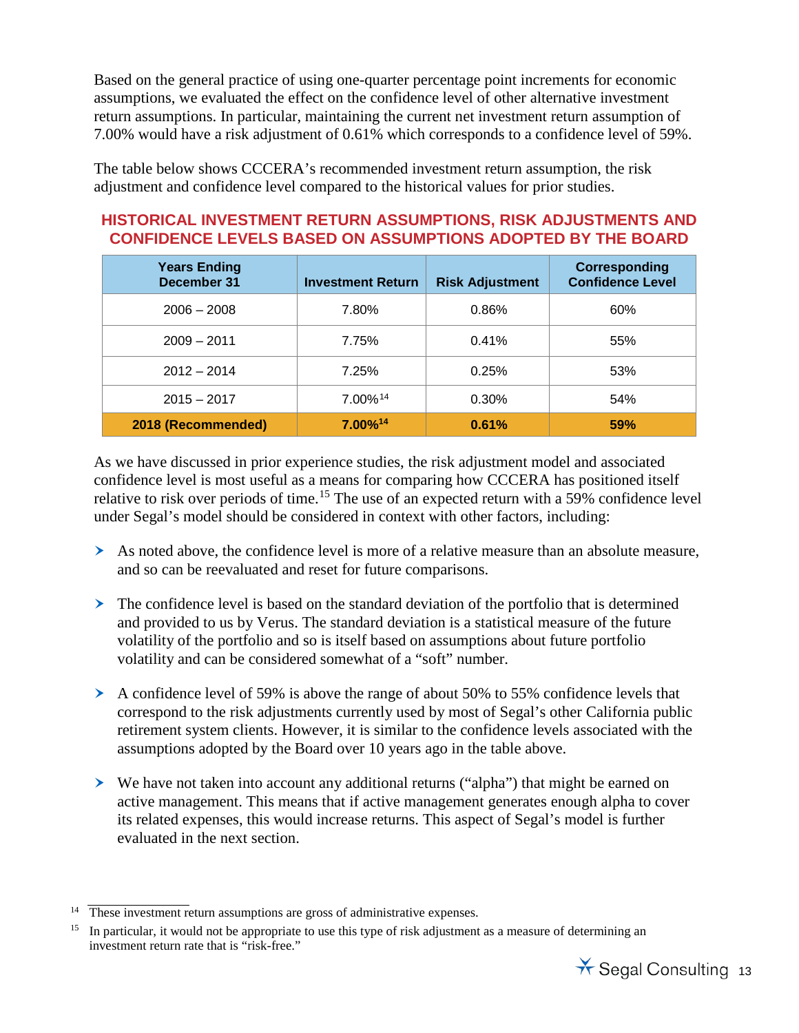Based on the general practice of using one-quarter percentage point increments for economic assumptions, we evaluated the effect on the confidence level of other alternative investment return assumptions. In particular, maintaining the current net investment return assumption of 7.00% would have a risk adjustment of 0.61% which corresponds to a confidence level of 59%.

The table below shows CCCERA's recommended investment return assumption, the risk adjustment and confidence level compared to the historical values for prior studies.

### HISTORICAL INVESTMENT RETURN ASSUMPTIONS, RISK ADJUSTMENTS AND CONFIDENCE LEVELS BASED ON ASSUMPTIONS ADOPTED BY THE BOARD

| Years Ending December 31 | Investment Return | Risk Adjustment | Corresponding Confidence Level |
|---|---|---|---|
| 2006 – 2008 | 7.80% | 0.86% | 60% |
| 2009 – 2011 | 7.75% | 0.41% | 55% |
| 2012 – 2014 | 7.25% | 0.25% | 53% |
| 2015 – 2017 | 7.00%[14] | 0.30% | 54% |
| **2018 (Recommended)** | **7.00%[14]** | **0.61%** | **59%** |

As we have discussed in prior experience studies, the risk adjustment model and associated confidence level is most useful as a means for comparing how CCCERA has positioned itself relative to risk over periods of time.[15] The use of an expected return with a 59% confidence level under Segal's model should be considered in context with other factors, including:

- As noted above, the confidence level is more of a relative measure than an absolute measure, and so can be reevaluated and reset for future comparisons.
- The confidence level is based on the standard deviation of the portfolio that is determined and provided to us by Verus. The standard deviation is a statistical measure of the future volatility of the portfolio and so is itself based on assumptions about future portfolio volatility and can be considered somewhat of a "soft" number.
- A confidence level of 59% is above the range of about 50% to 55% confidence levels that correspond to the risk adjustments currently used by most of Segal's other California public retirement system clients. However, it is similar to the confidence levels associated with the assumptions adopted by the Board over 10 years ago in the table above.
- We have not taken into account any additional returns ("alpha") that might be earned on active management. This means that if active management generates enough alpha to cover its related expenses, this would increase returns. This aspect of Segal's model is further evaluated in the next section.

[14] These investment return assumptions are gross of administrative expenses.

[15] In particular, it would not be appropriate to use this type of risk adjustment as a measure of determining an investment return rate that is "risk-free."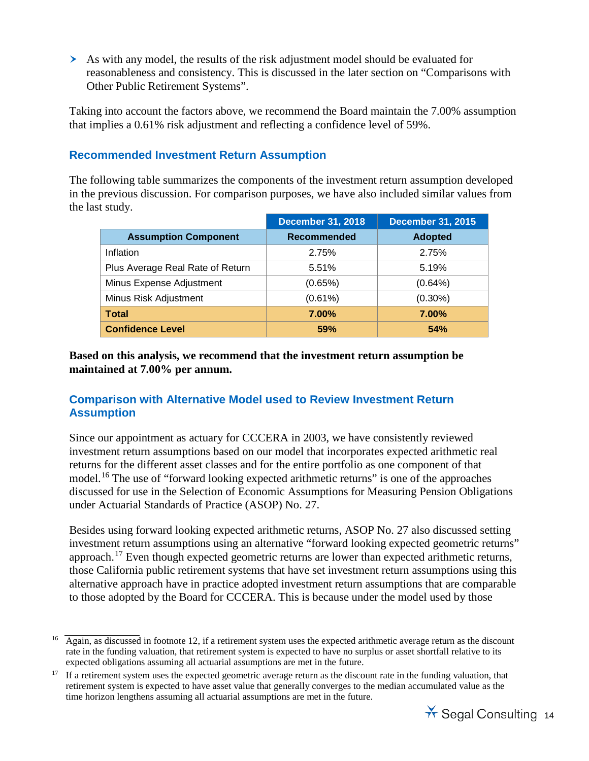- As with any model, the results of the risk adjustment model should be evaluated for reasonableness and consistency. This is discussed in the later section on "Comparisons with Other Public Retirement Systems".

Taking into account the factors above, we recommend the Board maintain the 7.00% assumption that implies a 0.61% risk adjustment and reflecting a confidence level of 59%.

### Recommended Investment Return Assumption

The following table summarizes the components of the investment return assumption developed in the previous discussion. For comparison purposes, we have also included similar values from the last study.

| | December 31, 2018 | December 31, 2015 |
|---|---|---|
| **Assumption Component** | **Recommended** | **Adopted** |
| Inflation | 2.75% | 2.75% |
| Plus Average Real Rate of Return | 5.51% | 5.19% |
| Minus Expense Adjustment | (0.65%) | (0.64%) |
| Minus Risk Adjustment | (0.61%) | (0.30%) |
| **Total** | **7.00%** | **7.00%** |
| **Confidence Level** | **59%** | **54%** |

**Based on this analysis, we recommend that the investment return assumption be maintained at 7.00% per annum.**

### Comparison with Alternative Model used to Review Investment Return Assumption

Since our appointment as actuary for CCCERA in 2003, we have consistently reviewed investment return assumptions based on our model that incorporates expected arithmetic real returns for the different asset classes and for the entire portfolio as one component of that model.[16] The use of "forward looking expected arithmetic returns" is one of the approaches discussed for use in the Selection of Economic Assumptions for Measuring Pension Obligations under Actuarial Standards of Practice (ASOP) No. 27.

Besides using forward looking expected arithmetic returns, ASOP No. 27 also discussed setting investment return assumptions using an alternative "forward looking expected geometric returns" approach.[17] Even though expected geometric returns are lower than expected arithmetic returns, those California public retirement systems that have set investment return assumptions using this alternative approach have in practice adopted investment return assumptions that are comparable to those adopted by the Board for CCCERA. This is because under the model used by those

[16] Again, as discussed in footnote 12, if a retirement system uses the expected arithmetic average return as the discount rate in the funding valuation, that retirement system is expected to have no surplus or asset shortfall relative to its expected obligations assuming all actuarial assumptions are met in the future.

[17] If a retirement system uses the expected geometric average return as the discount rate in the funding valuation, that retirement system is expected to have asset value that generally converges to the median accumulated value as the time horizon lengthens assuming all actuarial assumptions are met in the future.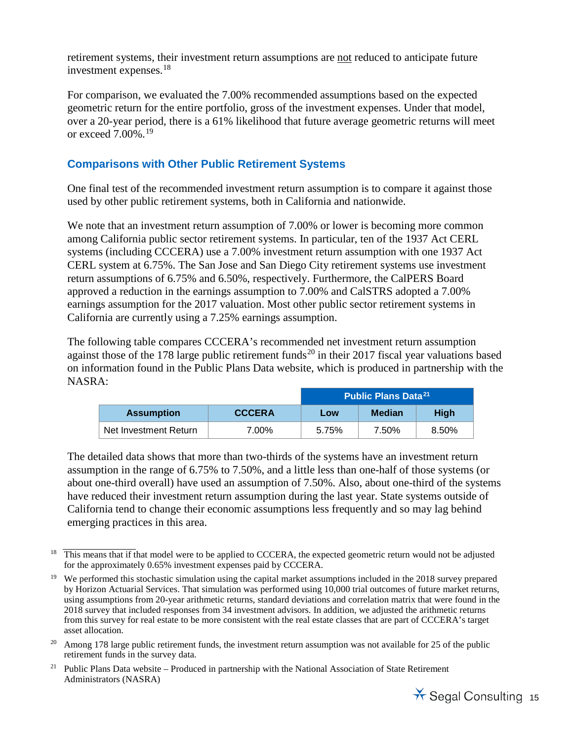retirement systems, their investment return assumptions are not reduced to anticipate future investment expenses.[18]

For comparison, we evaluated the 7.00% recommended assumptions based on the expected geometric return for the entire portfolio, gross of the investment expenses. Under that model, over a 20-year period, there is a 61% likelihood that future average geometric returns will meet or exceed 7.00%.[19]

## Comparisons with Other Public Retirement Systems

One final test of the recommended investment return assumption is to compare it against those used by other public retirement systems, both in California and nationwide.

We note that an investment return assumption of 7.00% or lower is becoming more common among California public sector retirement systems. In particular, ten of the 1937 Act CERL systems (including CCCERA) use a 7.00% investment return assumption with one 1937 Act CERL system at 6.75%. The San Jose and San Diego City retirement systems use investment return assumptions of 6.75% and 6.50%, respectively. Furthermore, the CalPERS Board approved a reduction in the earnings assumption to 7.00% and CalSTRS adopted a 7.00% earnings assumption for the 2017 valuation. Most other public sector retirement systems in California are currently using a 7.25% earnings assumption.

The following table compares CCCERA's recommended net investment return assumption against those of the 178 large public retirement funds[20] in their 2017 fiscal year valuations based on information found in the Public Plans Data website, which is produced in partnership with the NASRA:

| | | Public Plans Data[21] | | |
|---|---|---|---|---|
| **Assumption** | **CCCERA** | **Low** | **Median** | **High** |
| Net Investment Return | 7.00% | 5.75% | 7.50% | 8.50% |

The detailed data shows that more than two-thirds of the systems have an investment return assumption in the range of 6.75% to 7.50%, and a little less than one-half of those systems (or about one-third overall) have used an assumption of 7.50%. Also, about one-third of the systems have reduced their investment return assumption during the last year. State systems outside of California tend to change their economic assumptions less frequently and so may lag behind emerging practices in this area.

---

[18] This means that if that model were to be applied to CCCERA, the expected geometric return would not be adjusted for the approximately 0.65% investment expenses paid by CCCERA.

[19] We performed this stochastic simulation using the capital market assumptions included in the 2018 survey prepared by Horizon Actuarial Services. That simulation was performed using 10,000 trial outcomes of future market returns, using assumptions from 20-year arithmetic returns, standard deviations and correlation matrix that were found in the 2018 survey that included responses from 34 investment advisors. In addition, we adjusted the arithmetic returns from this survey for real estate to be more consistent with the real estate classes that are part of CCCERA's target asset allocation.

[20] Among 178 large public retirement funds, the investment return assumption was not available for 25 of the public retirement funds in the survey data.

[21] Public Plans Data website – Produced in partnership with the National Association of State Retirement Administrators (NASRA)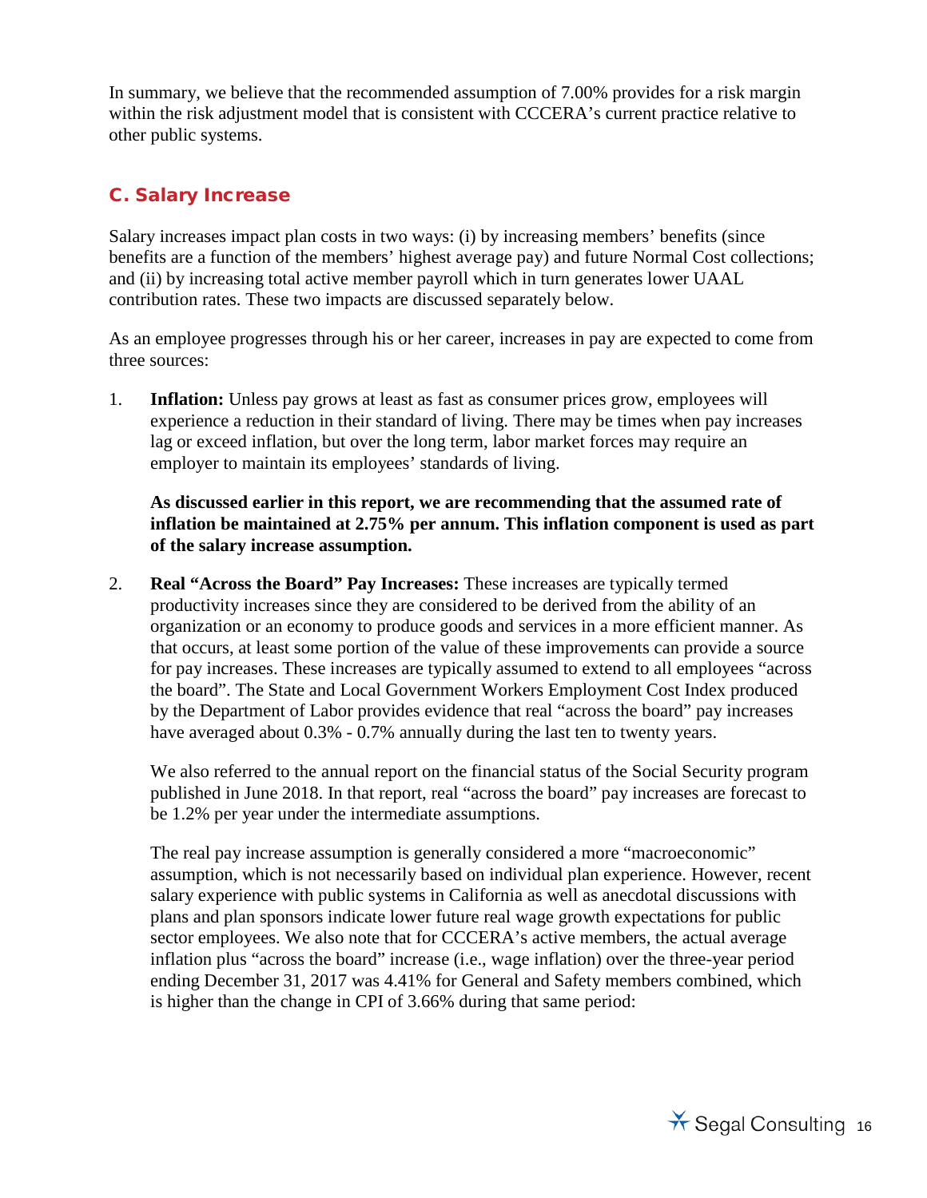In summary, we believe that the recommended assumption of 7.00% provides for a risk margin within the risk adjustment model that is consistent with CCCERA's current practice relative to other public systems.

## C. Salary Increase

Salary increases impact plan costs in two ways: (i) by increasing members' benefits (since benefits are a function of the members' highest average pay) and future Normal Cost collections; and (ii) by increasing total active member payroll which in turn generates lower UAAL contribution rates. These two impacts are discussed separately below.

As an employee progresses through his or her career, increases in pay are expected to come from three sources:

1. **Inflation:** Unless pay grows at least as fast as consumer prices grow, employees will experience a reduction in their standard of living. There may be times when pay increases lag or exceed inflation, but over the long term, labor market forces may require an employer to maintain its employees' standards of living.

   **As discussed earlier in this report, we are recommending that the assumed rate of inflation be maintained at 2.75% per annum. This inflation component is used as part of the salary increase assumption.**

2. **Real "Across the Board" Pay Increases:** These increases are typically termed productivity increases since they are considered to be derived from the ability of an organization or an economy to produce goods and services in a more efficient manner. As that occurs, at least some portion of the value of these improvements can provide a source for pay increases. These increases are typically assumed to extend to all employees "across the board". The State and Local Government Workers Employment Cost Index produced by the Department of Labor provides evidence that real "across the board" pay increases have averaged about 0.3% - 0.7% annually during the last ten to twenty years.

   We also referred to the annual report on the financial status of the Social Security program published in June 2018. In that report, real "across the board" pay increases are forecast to be 1.2% per year under the intermediate assumptions.

   The real pay increase assumption is generally considered a more "macroeconomic" assumption, which is not necessarily based on individual plan experience. However, recent salary experience with public systems in California as well as anecdotal discussions with plans and plan sponsors indicate lower future real wage growth expectations for public sector employees. We also note that for CCCERA's active members, the actual average inflation plus "across the board" increase (i.e., wage inflation) over the three-year period ending December 31, 2017 was 4.41% for General and Safety members combined, which is higher than the change in CPI of 3.66% during that same period: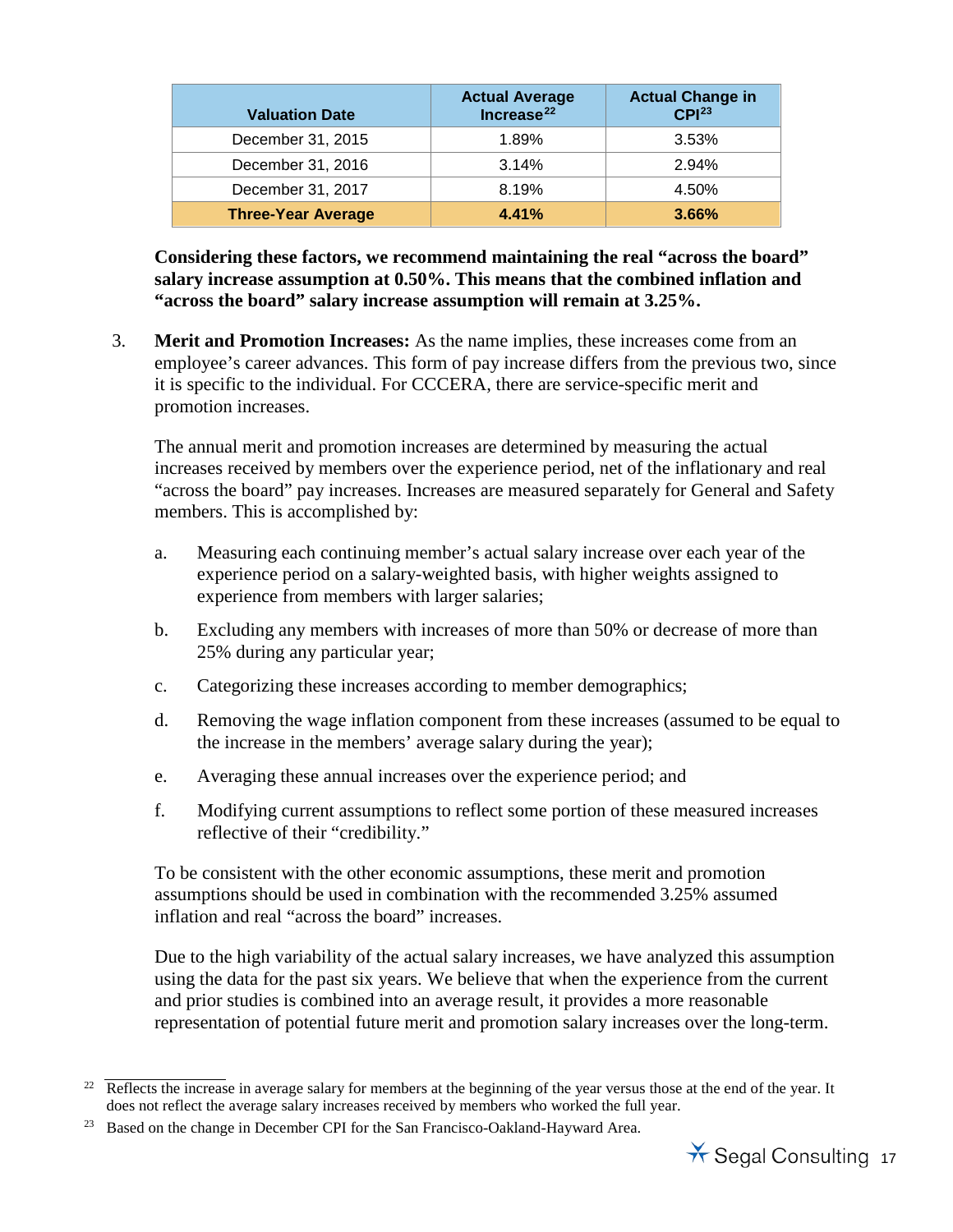| Valuation Date | Actual Average Increase[22] | Actual Change in CPI[23] |
|---|---|---|
| December 31, 2015 | 1.89% | 3.53% |
| December 31, 2016 | 3.14% | 2.94% |
| December 31, 2017 | 8.19% | 4.50% |
| **Three-Year Average** | **4.41%** | **3.66%** |

**Considering these factors, we recommend maintaining the real "across the board" salary increase assumption at 0.50%. This means that the combined inflation and "across the board" salary increase assumption will remain at 3.25%.**

3. **Merit and Promotion Increases:** As the name implies, these increases come from an employee's career advances. This form of pay increase differs from the previous two, since it is specific to the individual. For CCCERA, there are service-specific merit and promotion increases.

   The annual merit and promotion increases are determined by measuring the actual increases received by members over the experience period, net of the inflationary and real "across the board" pay increases. Increases are measured separately for General and Safety members. This is accomplished by:

   a. Measuring each continuing member's actual salary increase over each year of the experience period on a salary-weighted basis, with higher weights assigned to experience from members with larger salaries;

   b. Excluding any members with increases of more than 50% or decrease of more than 25% during any particular year;

   c. Categorizing these increases according to member demographics;

   d. Removing the wage inflation component from these increases (assumed to be equal to the increase in the members' average salary during the year);

   e. Averaging these annual increases over the experience period; and

   f. Modifying current assumptions to reflect some portion of these measured increases reflective of their "credibility."

   To be consistent with the other economic assumptions, these merit and promotion assumptions should be used in combination with the recommended 3.25% assumed inflation and real "across the board" increases.

   Due to the high variability of the actual salary increases, we have analyzed this assumption using the data for the past six years. We believe that when the experience from the current and prior studies is combined into an average result, it provides a more reasonable representation of potential future merit and promotion salary increases over the long-term.

[22] Reflects the increase in average salary for members at the beginning of the year versus those at the end of the year. It does not reflect the average salary increases received by members who worked the full year.

[23] Based on the change in December CPI for the San Francisco-Oakland-Hayward Area.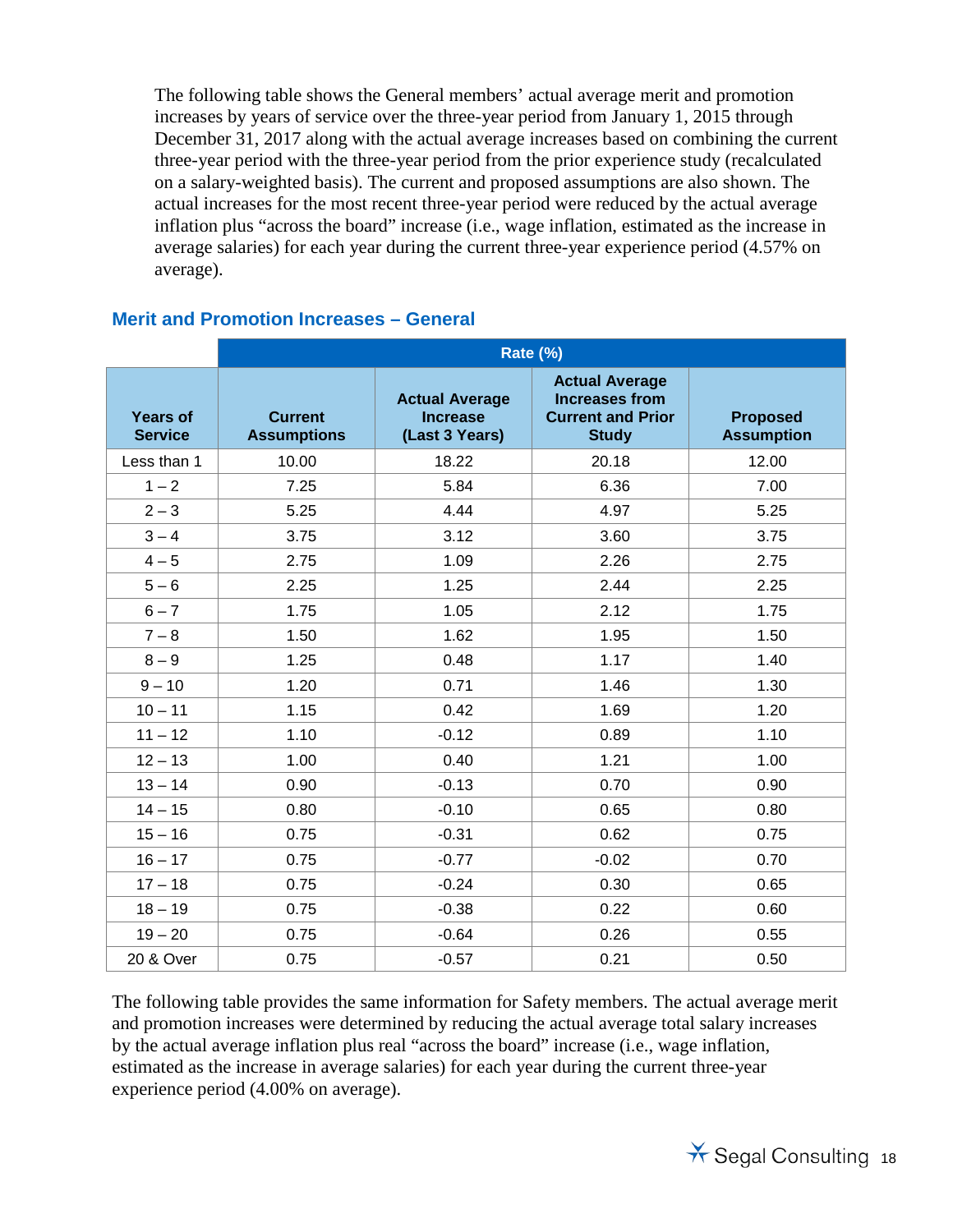The following table shows the General members' actual average merit and promotion increases by years of service over the three-year period from January 1, 2015 through December 31, 2017 along with the actual average increases based on combining the current three-year period with the three-year period from the prior experience study (recalculated on a salary-weighted basis). The current and proposed assumptions are also shown. The actual increases for the most recent three-year period were reduced by the actual average inflation plus "across the board" increase (i.e., wage inflation, estimated as the increase in average salaries) for each year during the current three-year experience period (4.57% on average).

### Merit and Promotion Increases – General

| | Rate (%) | | | |
|---|---|---|---|---|
| **Years of Service** | **Current Assumptions** | **Actual Average Increase (Last 3 Years)** | **Actual Average Increases from Current and Prior Study** | **Proposed Assumption** |
| Less than 1 | 10.00 | 18.22 | 20.18 | 12.00 |
| 1 – 2 | 7.25 | 5.84 | 6.36 | 7.00 |
| 2 – 3 | 5.25 | 4.44 | 4.97 | 5.25 |
| 3 – 4 | 3.75 | 3.12 | 3.60 | 3.75 |
| 4 – 5 | 2.75 | 1.09 | 2.26 | 2.75 |
| 5 – 6 | 2.25 | 1.25 | 2.44 | 2.25 |
| 6 – 7 | 1.75 | 1.05 | 2.12 | 1.75 |
| 7 – 8 | 1.50 | 1.62 | 1.95 | 1.50 |
| 8 – 9 | 1.25 | 0.48 | 1.17 | 1.40 |
| 9 – 10 | 1.20 | 0.71 | 1.46 | 1.30 |
| 10 – 11 | 1.15 | 0.42 | 1.69 | 1.20 |
| 11 – 12 | 1.10 | -0.12 | 0.89 | 1.10 |
| 12 – 13 | 1.00 | 0.40 | 1.21 | 1.00 |
| 13 – 14 | 0.90 | -0.13 | 0.70 | 0.90 |
| 14 – 15 | 0.80 | -0.10 | 0.65 | 0.80 |
| 15 – 16 | 0.75 | -0.31 | 0.62 | 0.75 |
| 16 – 17 | 0.75 | -0.77 | -0.02 | 0.70 |
| 17 – 18 | 0.75 | -0.24 | 0.30 | 0.65 |
| 18 – 19 | 0.75 | -0.38 | 0.22 | 0.60 |
| 19 – 20 | 0.75 | -0.64 | 0.26 | 0.55 |
| 20 & Over | 0.75 | -0.57 | 0.21 | 0.50 |

The following table provides the same information for Safety members. The actual average merit and promotion increases were determined by reducing the actual average total salary increases by the actual average inflation plus real "across the board" increase (i.e., wage inflation, estimated as the increase in average salaries) for each year during the current three-year experience period (4.00% on average).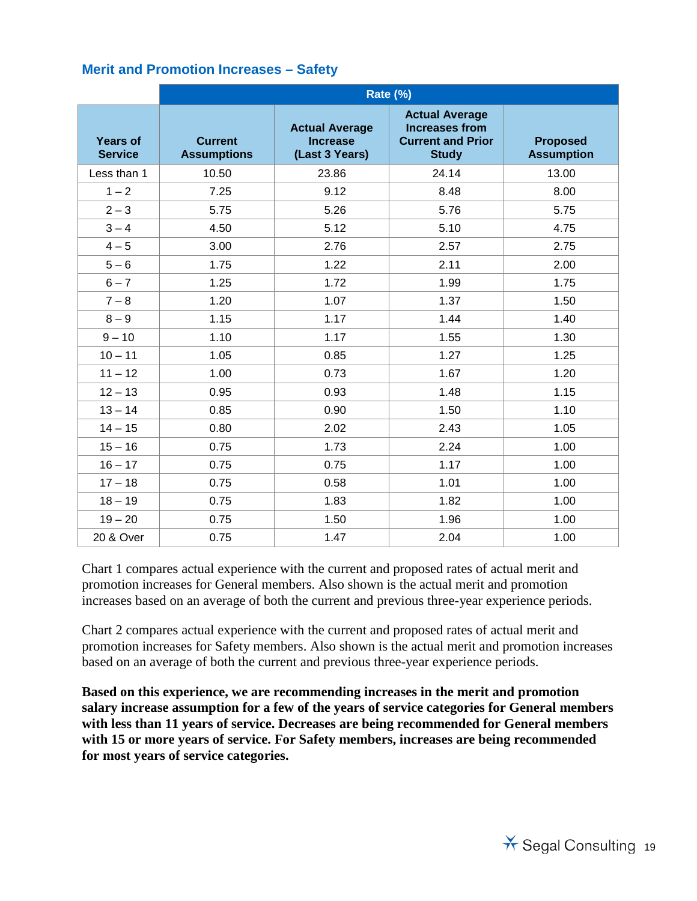### Merit and Promotion Increases – Safety

| Years of Service | Rate (%) | | | |
|---|---|---|---|---|
| | Current Assumptions | Actual Average Increase (Last 3 Years) | Actual Average Increases from Current and Prior Study | Proposed Assumption |
| Less than 1 | 10.50 | 23.86 | 24.14 | 13.00 |
| 1 – 2 | 7.25 | 9.12 | 8.48 | 8.00 |
| 2 – 3 | 5.75 | 5.26 | 5.76 | 5.75 |
| 3 – 4 | 4.50 | 5.12 | 5.10 | 4.75 |
| 4 – 5 | 3.00 | 2.76 | 2.57 | 2.75 |
| 5 – 6 | 1.75 | 1.22 | 2.11 | 2.00 |
| 6 – 7 | 1.25 | 1.72 | 1.99 | 1.75 |
| 7 – 8 | 1.20 | 1.07 | 1.37 | 1.50 |
| 8 – 9 | 1.15 | 1.17 | 1.44 | 1.40 |
| 9 – 10 | 1.10 | 1.17 | 1.55 | 1.30 |
| 10 – 11 | 1.05 | 0.85 | 1.27 | 1.25 |
| 11 – 12 | 1.00 | 0.73 | 1.67 | 1.20 |
| 12 – 13 | 0.95 | 0.93 | 1.48 | 1.15 |
| 13 – 14 | 0.85 | 0.90 | 1.50 | 1.10 |
| 14 – 15 | 0.80 | 2.02 | 2.43 | 1.05 |
| 15 – 16 | 0.75 | 1.73 | 2.24 | 1.00 |
| 16 – 17 | 0.75 | 0.75 | 1.17 | 1.00 |
| 17 – 18 | 0.75 | 0.58 | 1.01 | 1.00 |
| 18 – 19 | 0.75 | 1.83 | 1.82 | 1.00 |
| 19 – 20 | 0.75 | 1.50 | 1.96 | 1.00 |
| 20 & Over | 0.75 | 1.47 | 2.04 | 1.00 |

Chart 1 compares actual experience with the current and proposed rates of actual merit and promotion increases for General members. Also shown is the actual merit and promotion increases based on an average of both the current and previous three-year experience periods.

Chart 2 compares actual experience with the current and proposed rates of actual merit and promotion increases for Safety members. Also shown is the actual merit and promotion increases based on an average of both the current and previous three-year experience periods.

**Based on this experience, we are recommending increases in the merit and promotion salary increase assumption for a few of the years of service categories for General members with less than 11 years of service. Decreases are being recommended for General members with 15 or more years of service. For Safety members, increases are being recommended for most years of service categories.**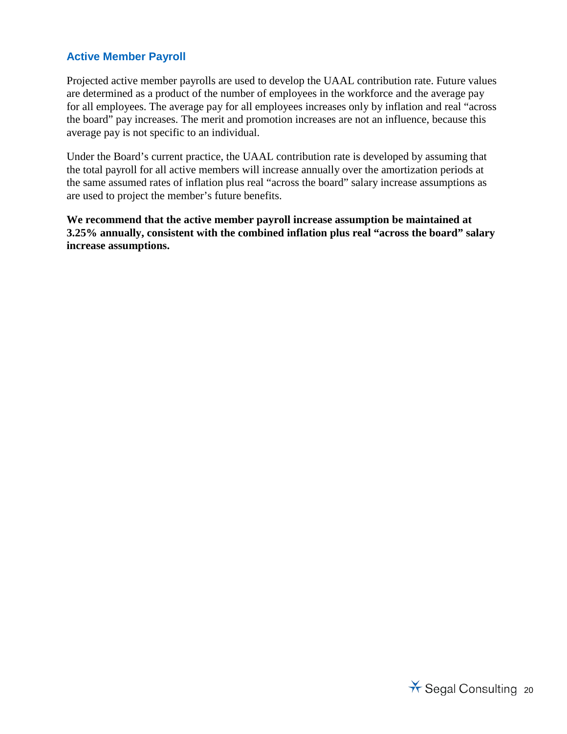### Active Member Payroll

Projected active member payrolls are used to develop the UAAL contribution rate. Future values are determined as a product of the number of employees in the workforce and the average pay for all employees. The average pay for all employees increases only by inflation and real "across the board" pay increases. The merit and promotion increases are not an influence, because this average pay is not specific to an individual.

Under the Board's current practice, the UAAL contribution rate is developed by assuming that the total payroll for all active members will increase annually over the amortization periods at the same assumed rates of inflation plus real "across the board" salary increase assumptions as are used to project the member's future benefits.

**We recommend that the active member payroll increase assumption be maintained at 3.25% annually, consistent with the combined inflation plus real "across the board" salary increase assumptions.**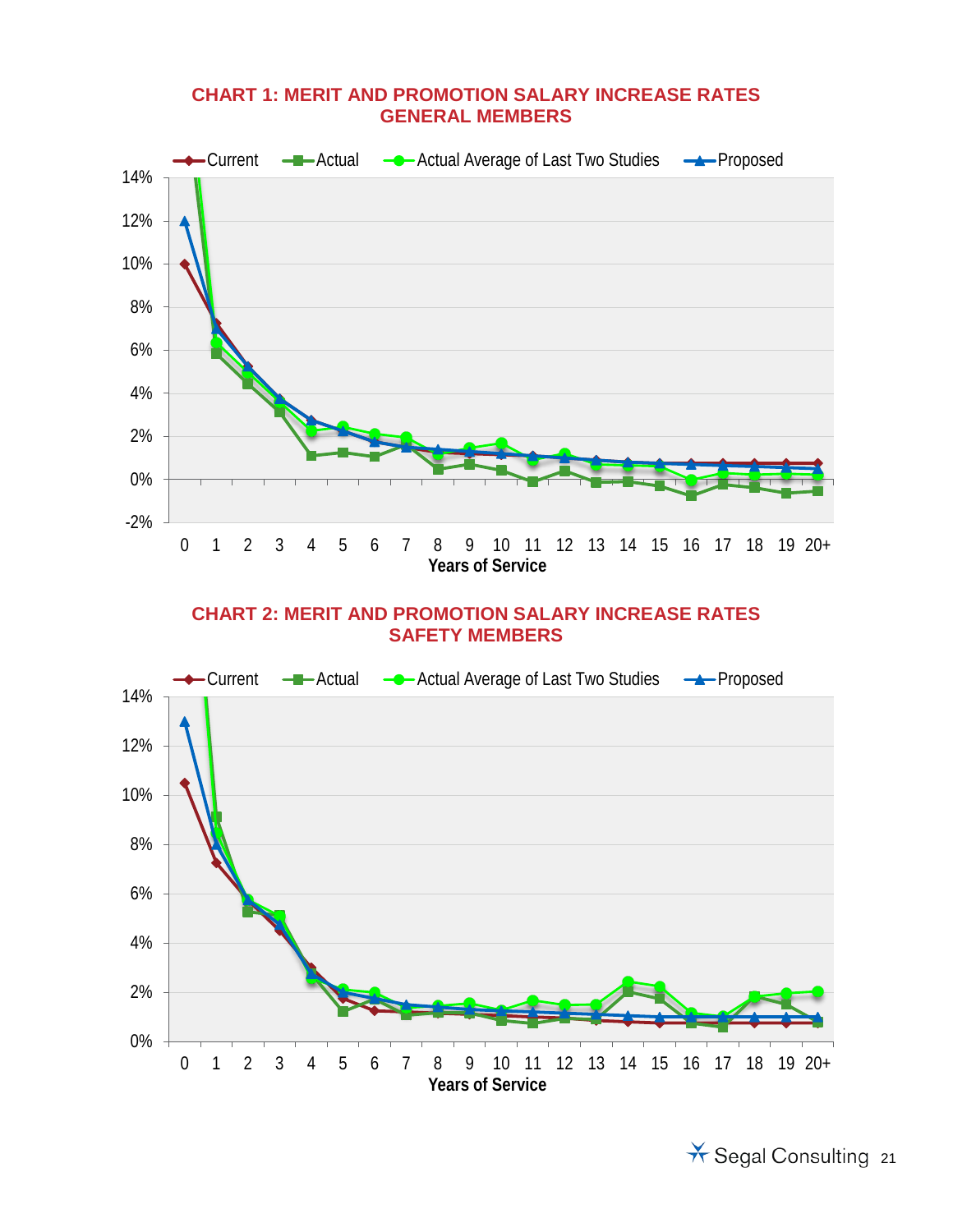## CHART 1: MERIT AND PROMOTION SALARY INCREASE RATES GENERAL MEMBERS

Current | Actual | Actual Average of Last Two Studies | Proposed

14%
12%
10%
8%
6%
4%
2%
0%
-2%

0 1 2 3 4 5 6 7 8 9 10 11 12 13 14 15 16 17 18 19 20+

Years of Service

## CHART 2: MERIT AND PROMOTION SALARY INCREASE RATES SAFETY MEMBERS

Current | Actual | Actual Average of Last Two Studies | Proposed

14%
12%
10%
8%
6%
4%
2%
0%

0 1 2 3 4 5 6 7 8 9 10 11 12 13 14 15 16 17 18 19 20+

Years of Service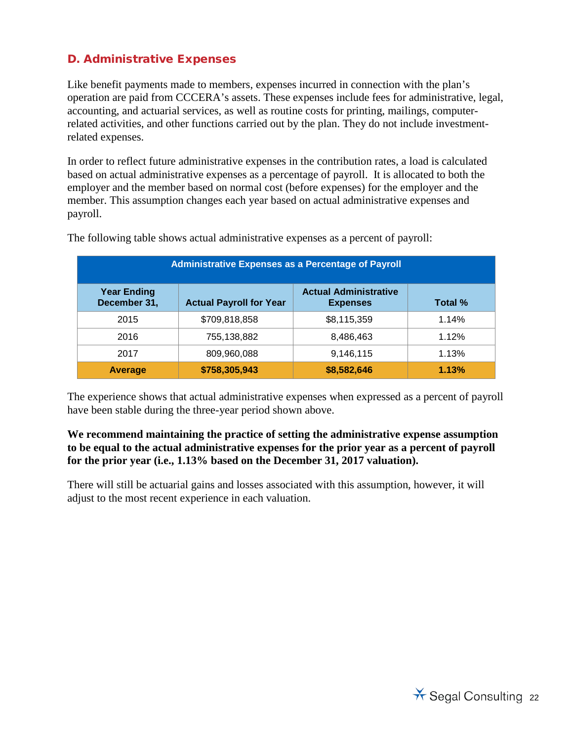## D. Administrative Expenses

Like benefit payments made to members, expenses incurred in connection with the plan's operation are paid from CCCERA's assets. These expenses include fees for administrative, legal, accounting, and actuarial services, as well as routine costs for printing, mailings, computer-related activities, and other functions carried out by the plan. They do not include investment-related expenses.

In order to reflect future administrative expenses in the contribution rates, a load is calculated based on actual administrative expenses as a percentage of payroll. It is allocated to both the employer and the member based on normal cost (before expenses) for the employer and the member. This assumption changes each year based on actual administrative expenses and payroll.

The following table shows actual administrative expenses as a percent of payroll:

| Administrative Expenses as a Percentage of Payroll | | | |
|---|---|---|---|
| **Year Ending December 31,** | **Actual Payroll for Year** | **Actual Administrative Expenses** | **Total %** |
| 2015 | $709,818,858 | $8,115,359 | 1.14% |
| 2016 | 755,138,882 | 8,486,463 | 1.12% |
| 2017 | 809,960,088 | 9,146,115 | 1.13% |
| **Average** | **$758,305,943** | **$8,582,646** | **1.13%** |

The experience shows that actual administrative expenses when expressed as a percent of payroll have been stable during the three-year period shown above.

**We recommend maintaining the practice of setting the administrative expense assumption to be equal to the actual administrative expenses for the prior year as a percent of payroll for the prior year (i.e., 1.13% based on the December 31, 2017 valuation).**

There will still be actuarial gains and losses associated with this assumption, however, it will adjust to the most recent experience in each valuation.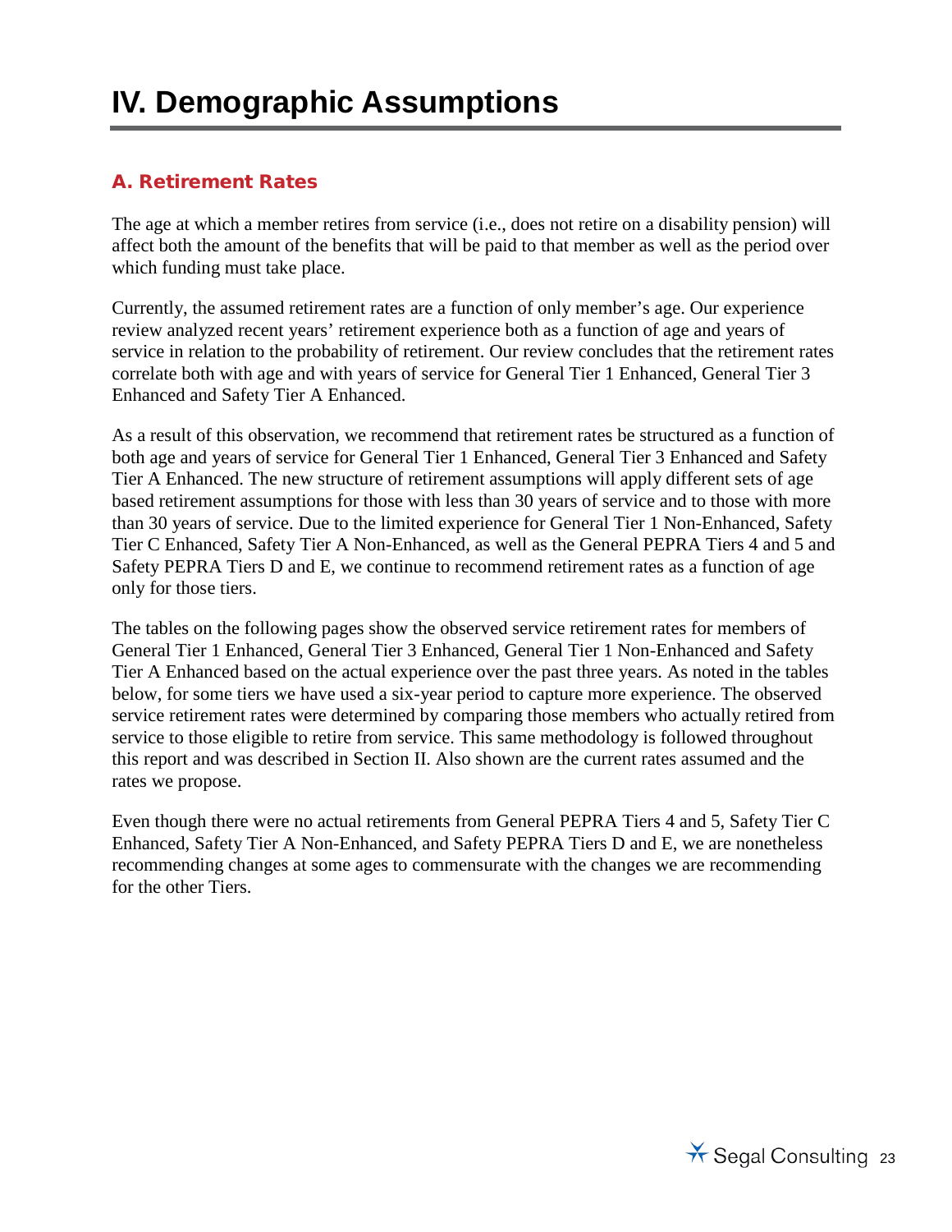# IV. Demographic Assumptions

## A. Retirement Rates

The age at which a member retires from service (i.e., does not retire on a disability pension) will affect both the amount of the benefits that will be paid to that member as well as the period over which funding must take place.

Currently, the assumed retirement rates are a function of only member's age. Our experience review analyzed recent years' retirement experience both as a function of age and years of service in relation to the probability of retirement. Our review concludes that the retirement rates correlate both with age and with years of service for General Tier 1 Enhanced, General Tier 3 Enhanced and Safety Tier A Enhanced.

As a result of this observation, we recommend that retirement rates be structured as a function of both age and years of service for General Tier 1 Enhanced, General Tier 3 Enhanced and Safety Tier A Enhanced. The new structure of retirement assumptions will apply different sets of age based retirement assumptions for those with less than 30 years of service and to those with more than 30 years of service. Due to the limited experience for General Tier 1 Non-Enhanced, Safety Tier C Enhanced, Safety Tier A Non-Enhanced, as well as the General PEPRA Tiers 4 and 5 and Safety PEPRA Tiers D and E, we continue to recommend retirement rates as a function of age only for those tiers.

The tables on the following pages show the observed service retirement rates for members of General Tier 1 Enhanced, General Tier 3 Enhanced, General Tier 1 Non-Enhanced and Safety Tier A Enhanced based on the actual experience over the past three years. As noted in the tables below, for some tiers we have used a six-year period to capture more experience. The observed service retirement rates were determined by comparing those members who actually retired from service to those eligible to retire from service. This same methodology is followed throughout this report and was described in Section II. Also shown are the current rates assumed and the rates we propose.

Even though there were no actual retirements from General PEPRA Tiers 4 and 5, Safety Tier C Enhanced, Safety Tier A Non-Enhanced, and Safety PEPRA Tiers D and E, we are nonetheless recommending changes at some ages to commensurate with the changes we are recommending for the other Tiers.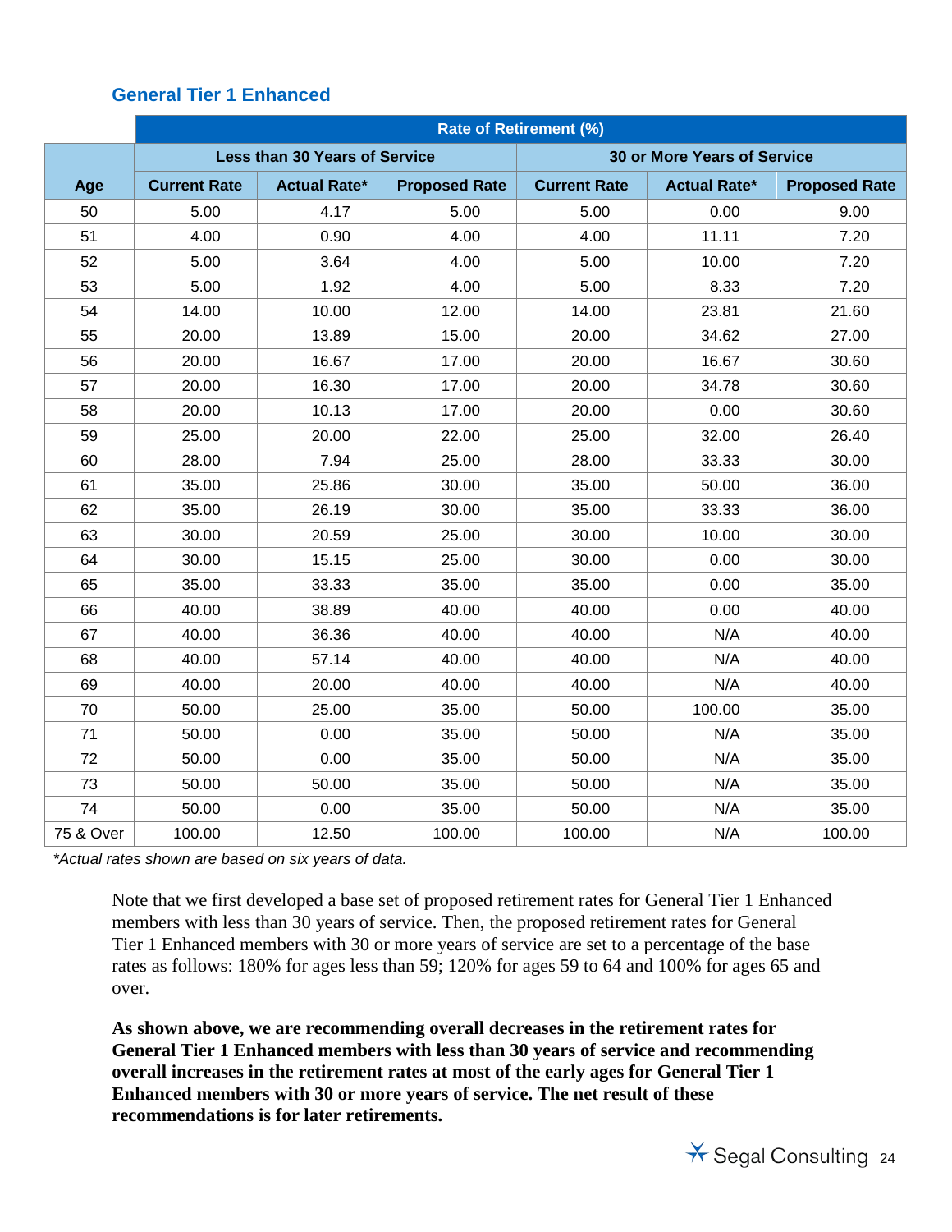### General Tier 1 Enhanced

| | Rate of Retirement (%) | | | | | |
|---|---|---|---|---|---|---|
| | Less than 30 Years of Service | | | 30 or More Years of Service | | |
| Age | Current Rate | Actual Rate* | Proposed Rate | Current Rate | Actual Rate* | Proposed Rate |
| 50 | 5.00 | 4.17 | 5.00 | 5.00 | 0.00 | 9.00 |
| 51 | 4.00 | 0.90 | 4.00 | 4.00 | 11.11 | 7.20 |
| 52 | 5.00 | 3.64 | 4.00 | 5.00 | 10.00 | 7.20 |
| 53 | 5.00 | 1.92 | 4.00 | 5.00 | 8.33 | 7.20 |
| 54 | 14.00 | 10.00 | 12.00 | 14.00 | 23.81 | 21.60 |
| 55 | 20.00 | 13.89 | 15.00 | 20.00 | 34.62 | 27.00 |
| 56 | 20.00 | 16.67 | 17.00 | 20.00 | 16.67 | 30.60 |
| 57 | 20.00 | 16.30 | 17.00 | 20.00 | 34.78 | 30.60 |
| 58 | 20.00 | 10.13 | 17.00 | 20.00 | 0.00 | 30.60 |
| 59 | 25.00 | 20.00 | 22.00 | 25.00 | 32.00 | 26.40 |
| 60 | 28.00 | 7.94 | 25.00 | 28.00 | 33.33 | 30.00 |
| 61 | 35.00 | 25.86 | 30.00 | 35.00 | 50.00 | 36.00 |
| 62 | 35.00 | 26.19 | 30.00 | 35.00 | 33.33 | 36.00 |
| 63 | 30.00 | 20.59 | 25.00 | 30.00 | 10.00 | 30.00 |
| 64 | 30.00 | 15.15 | 25.00 | 30.00 | 0.00 | 30.00 |
| 65 | 35.00 | 33.33 | 35.00 | 35.00 | 0.00 | 35.00 |
| 66 | 40.00 | 38.89 | 40.00 | 40.00 | 0.00 | 40.00 |
| 67 | 40.00 | 36.36 | 40.00 | 40.00 | N/A | 40.00 |
| 68 | 40.00 | 57.14 | 40.00 | 40.00 | N/A | 40.00 |
| 69 | 40.00 | 20.00 | 40.00 | 40.00 | N/A | 40.00 |
| 70 | 50.00 | 25.00 | 35.00 | 50.00 | 100.00 | 35.00 |
| 71 | 50.00 | 0.00 | 35.00 | 50.00 | N/A | 35.00 |
| 72 | 50.00 | 0.00 | 35.00 | 50.00 | N/A | 35.00 |
| 73 | 50.00 | 50.00 | 35.00 | 50.00 | N/A | 35.00 |
| 74 | 50.00 | 0.00 | 35.00 | 50.00 | N/A | 35.00 |
| 75 & Over | 100.00 | 12.50 | 100.00 | 100.00 | N/A | 100.00 |

*\*Actual rates shown are based on six years of data.*

Note that we first developed a base set of proposed retirement rates for General Tier 1 Enhanced members with less than 30 years of service. Then, the proposed retirement rates for General Tier 1 Enhanced members with 30 or more years of service are set to a percentage of the base rates as follows: 180% for ages less than 59; 120% for ages 59 to 64 and 100% for ages 65 and over.

**As shown above, we are recommending overall decreases in the retirement rates for General Tier 1 Enhanced members with less than 30 years of service and recommending overall increases in the retirement rates at most of the early ages for General Tier 1 Enhanced members with 30 or more years of service. The net result of these recommendations is for later retirements.**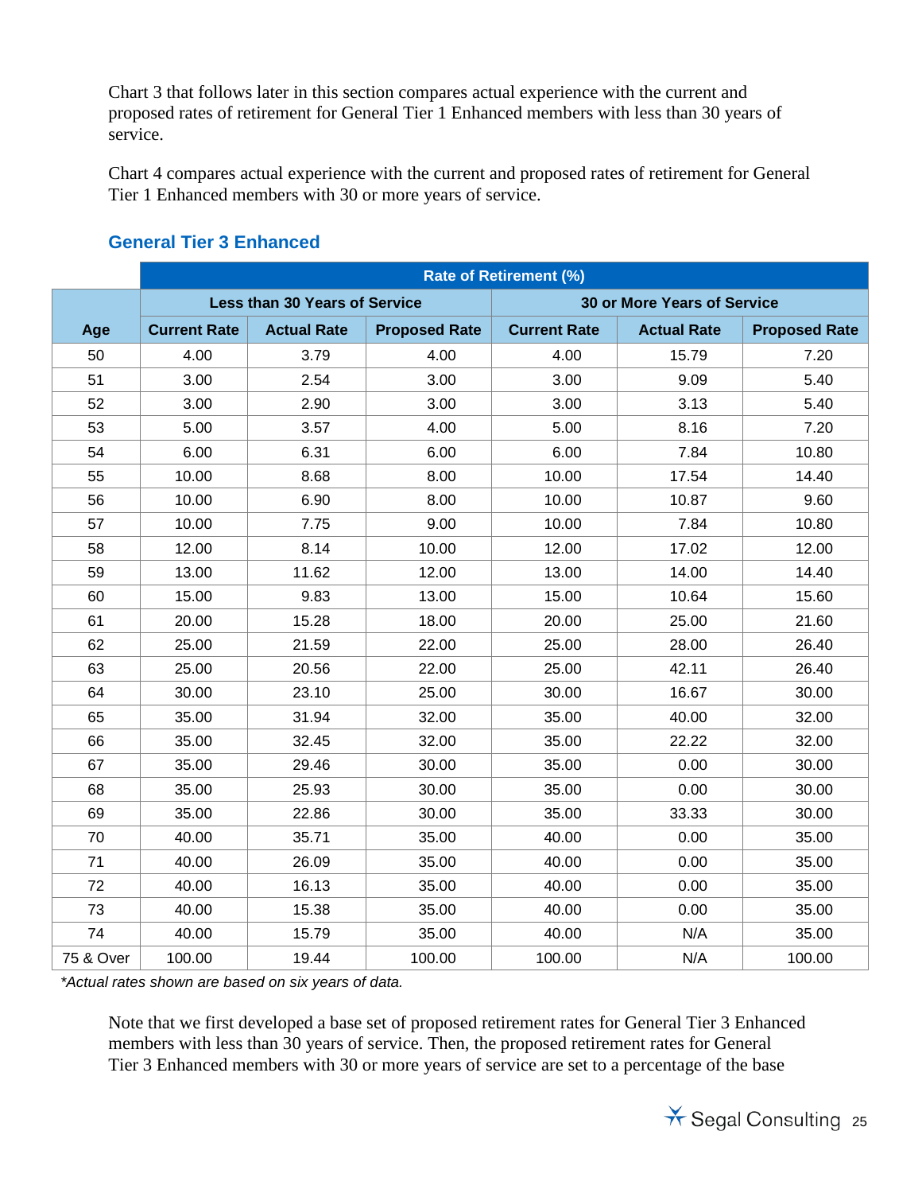Chart 3 that follows later in this section compares actual experience with the current and proposed rates of retirement for General Tier 1 Enhanced members with less than 30 years of service.

Chart 4 compares actual experience with the current and proposed rates of retirement for General Tier 1 Enhanced members with 30 or more years of service.

### General Tier 3 Enhanced

| | Rate of Retirement (%) | | | | | |
|---|---|---|---|---|---|---|
| | Less than 30 Years of Service | | | 30 or More Years of Service | | |
| Age | Current Rate | Actual Rate | Proposed Rate | Current Rate | Actual Rate | Proposed Rate |
| 50 | 4.00 | 3.79 | 4.00 | 4.00 | 15.79 | 7.20 |
| 51 | 3.00 | 2.54 | 3.00 | 3.00 | 9.09 | 5.40 |
| 52 | 3.00 | 2.90 | 3.00 | 3.00 | 3.13 | 5.40 |
| 53 | 5.00 | 3.57 | 4.00 | 5.00 | 8.16 | 7.20 |
| 54 | 6.00 | 6.31 | 6.00 | 6.00 | 7.84 | 10.80 |
| 55 | 10.00 | 8.68 | 8.00 | 10.00 | 17.54 | 14.40 |
| 56 | 10.00 | 6.90 | 8.00 | 10.00 | 10.87 | 9.60 |
| 57 | 10.00 | 7.75 | 9.00 | 10.00 | 7.84 | 10.80 |
| 58 | 12.00 | 8.14 | 10.00 | 12.00 | 17.02 | 12.00 |
| 59 | 13.00 | 11.62 | 12.00 | 13.00 | 14.00 | 14.40 |
| 60 | 15.00 | 9.83 | 13.00 | 15.00 | 10.64 | 15.60 |
| 61 | 20.00 | 15.28 | 18.00 | 20.00 | 25.00 | 21.60 |
| 62 | 25.00 | 21.59 | 22.00 | 25.00 | 28.00 | 26.40 |
| 63 | 25.00 | 20.56 | 22.00 | 25.00 | 42.11 | 26.40 |
| 64 | 30.00 | 23.10 | 25.00 | 30.00 | 16.67 | 30.00 |
| 65 | 35.00 | 31.94 | 32.00 | 35.00 | 40.00 | 32.00 |
| 66 | 35.00 | 32.45 | 32.00 | 35.00 | 22.22 | 32.00 |
| 67 | 35.00 | 29.46 | 30.00 | 35.00 | 0.00 | 30.00 |
| 68 | 35.00 | 25.93 | 30.00 | 35.00 | 0.00 | 30.00 |
| 69 | 35.00 | 22.86 | 30.00 | 35.00 | 33.33 | 30.00 |
| 70 | 40.00 | 35.71 | 35.00 | 40.00 | 0.00 | 35.00 |
| 71 | 40.00 | 26.09 | 35.00 | 40.00 | 0.00 | 35.00 |
| 72 | 40.00 | 16.13 | 35.00 | 40.00 | 0.00 | 35.00 |
| 73 | 40.00 | 15.38 | 35.00 | 40.00 | 0.00 | 35.00 |
| 74 | 40.00 | 15.79 | 35.00 | 40.00 | N/A | 35.00 |
| 75 & Over | 100.00 | 19.44 | 100.00 | 100.00 | N/A | 100.00 |

*\*Actual rates shown are based on six years of data.*

Note that we first developed a base set of proposed retirement rates for General Tier 3 Enhanced members with less than 30 years of service. Then, the proposed retirement rates for General Tier 3 Enhanced members with 30 or more years of service are set to a percentage of the base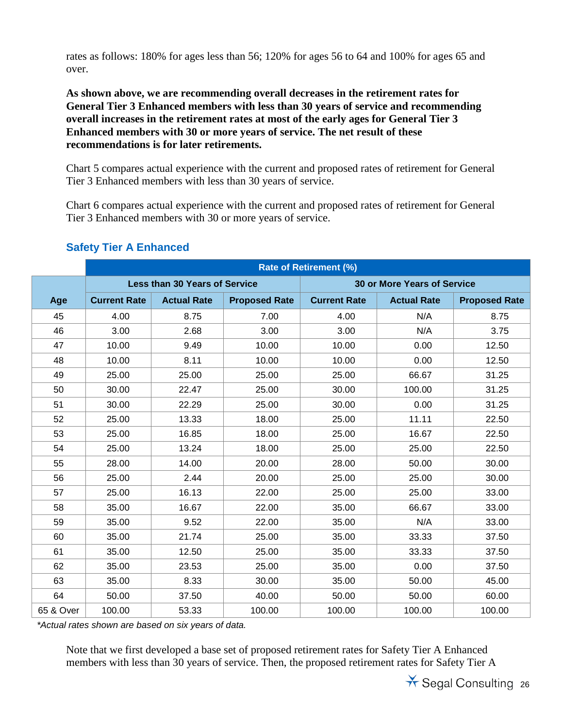rates as follows: 180% for ages less than 56; 120% for ages 56 to 64 and 100% for ages 65 and over.

**As shown above, we are recommending overall decreases in the retirement rates for General Tier 3 Enhanced members with less than 30 years of service and recommending overall increases in the retirement rates at most of the early ages for General Tier 3 Enhanced members with 30 or more years of service. The net result of these recommendations is for later retirements.**

Chart 5 compares actual experience with the current and proposed rates of retirement for General Tier 3 Enhanced members with less than 30 years of service.

Chart 6 compares actual experience with the current and proposed rates of retirement for General Tier 3 Enhanced members with 30 or more years of service.

### Safety Tier A Enhanced

| | Rate of Retirement (%) | | | | | |
|---|---|---|---|---|---|---|
| | Less than 30 Years of Service | | | 30 or More Years of Service | | |
| Age | Current Rate | Actual Rate | Proposed Rate | Current Rate | Actual Rate | Proposed Rate |
| 45 | 4.00 | 8.75 | 7.00 | 4.00 | N/A | 8.75 |
| 46 | 3.00 | 2.68 | 3.00 | 3.00 | N/A | 3.75 |
| 47 | 10.00 | 9.49 | 10.00 | 10.00 | 0.00 | 12.50 |
| 48 | 10.00 | 8.11 | 10.00 | 10.00 | 0.00 | 12.50 |
| 49 | 25.00 | 25.00 | 25.00 | 25.00 | 66.67 | 31.25 |
| 50 | 30.00 | 22.47 | 25.00 | 30.00 | 100.00 | 31.25 |
| 51 | 30.00 | 22.29 | 25.00 | 30.00 | 0.00 | 31.25 |
| 52 | 25.00 | 13.33 | 18.00 | 25.00 | 11.11 | 22.50 |
| 53 | 25.00 | 16.85 | 18.00 | 25.00 | 16.67 | 22.50 |
| 54 | 25.00 | 13.24 | 18.00 | 25.00 | 25.00 | 22.50 |
| 55 | 28.00 | 14.00 | 20.00 | 28.00 | 50.00 | 30.00 |
| 56 | 25.00 | 2.44 | 20.00 | 25.00 | 25.00 | 30.00 |
| 57 | 25.00 | 16.13 | 22.00 | 25.00 | 25.00 | 33.00 |
| 58 | 35.00 | 16.67 | 22.00 | 35.00 | 66.67 | 33.00 |
| 59 | 35.00 | 9.52 | 22.00 | 35.00 | N/A | 33.00 |
| 60 | 35.00 | 21.74 | 25.00 | 35.00 | 33.33 | 37.50 |
| 61 | 35.00 | 12.50 | 25.00 | 35.00 | 33.33 | 37.50 |
| 62 | 35.00 | 23.53 | 25.00 | 35.00 | 0.00 | 37.50 |
| 63 | 35.00 | 8.33 | 30.00 | 35.00 | 50.00 | 45.00 |
| 64 | 50.00 | 37.50 | 40.00 | 50.00 | 50.00 | 60.00 |
| 65 & Over | 100.00 | 53.33 | 100.00 | 100.00 | 100.00 | 100.00 |

*\*Actual rates shown are based on six years of data.*

Note that we first developed a base set of proposed retirement rates for Safety Tier A Enhanced members with less than 30 years of service. Then, the proposed retirement rates for Safety Tier A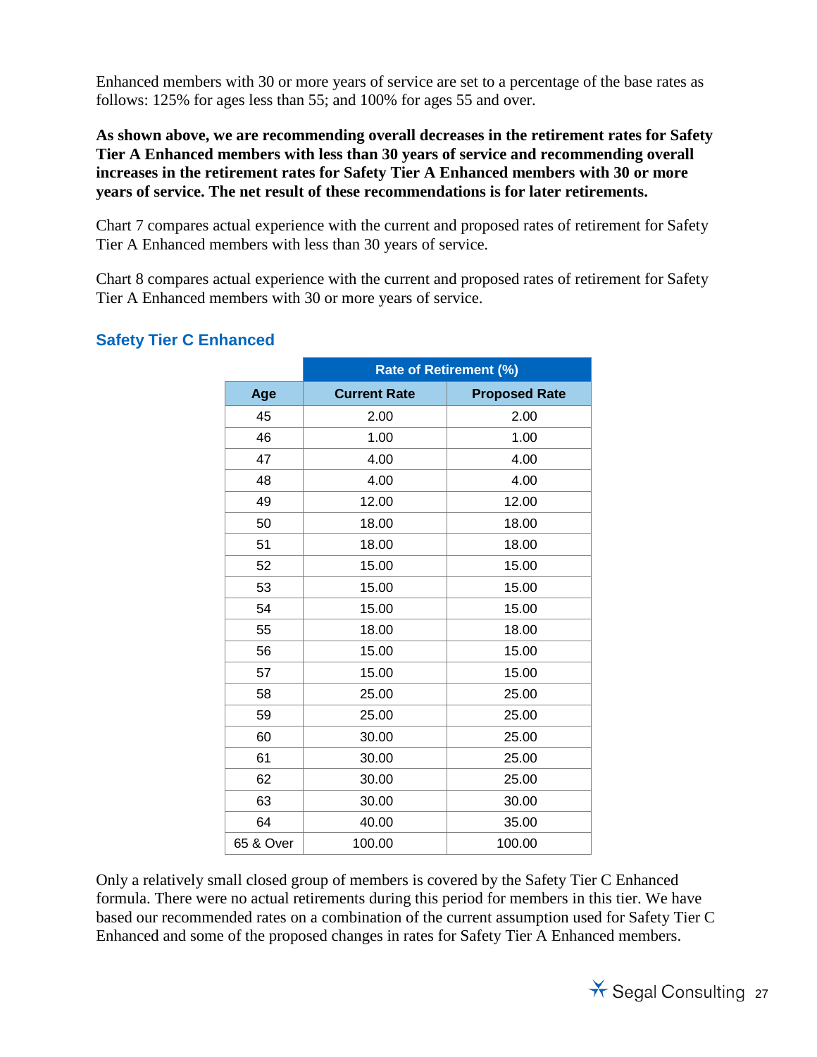Enhanced members with 30 or more years of service are set to a percentage of the base rates as follows: 125% for ages less than 55; and 100% for ages 55 and over.

**As shown above, we are recommending overall decreases in the retirement rates for Safety Tier A Enhanced members with less than 30 years of service and recommending overall increases in the retirement rates for Safety Tier A Enhanced members with 30 or more years of service. The net result of these recommendations is for later retirements.**

Chart 7 compares actual experience with the current and proposed rates of retirement for Safety Tier A Enhanced members with less than 30 years of service.

Chart 8 compares actual experience with the current and proposed rates of retirement for Safety Tier A Enhanced members with 30 or more years of service.

### Safety Tier C Enhanced

| | Rate of Retirement (%) | |
|---|---|---|
| **Age** | **Current Rate** | **Proposed Rate** |
| 45 | 2.00 | 2.00 |
| 46 | 1.00 | 1.00 |
| 47 | 4.00 | 4.00 |
| 48 | 4.00 | 4.00 |
| 49 | 12.00 | 12.00 |
| 50 | 18.00 | 18.00 |
| 51 | 18.00 | 18.00 |
| 52 | 15.00 | 15.00 |
| 53 | 15.00 | 15.00 |
| 54 | 15.00 | 15.00 |
| 55 | 18.00 | 18.00 |
| 56 | 15.00 | 15.00 |
| 57 | 15.00 | 15.00 |
| 58 | 25.00 | 25.00 |
| 59 | 25.00 | 25.00 |
| 60 | 30.00 | 25.00 |
| 61 | 30.00 | 25.00 |
| 62 | 30.00 | 25.00 |
| 63 | 30.00 | 30.00 |
| 64 | 40.00 | 35.00 |
| 65 & Over | 100.00 | 100.00 |

Only a relatively small closed group of members is covered by the Safety Tier C Enhanced formula. There were no actual retirements during this period for members in this tier. We have based our recommended rates on a combination of the current assumption used for Safety Tier C Enhanced and some of the proposed changes in rates for Safety Tier A Enhanced members.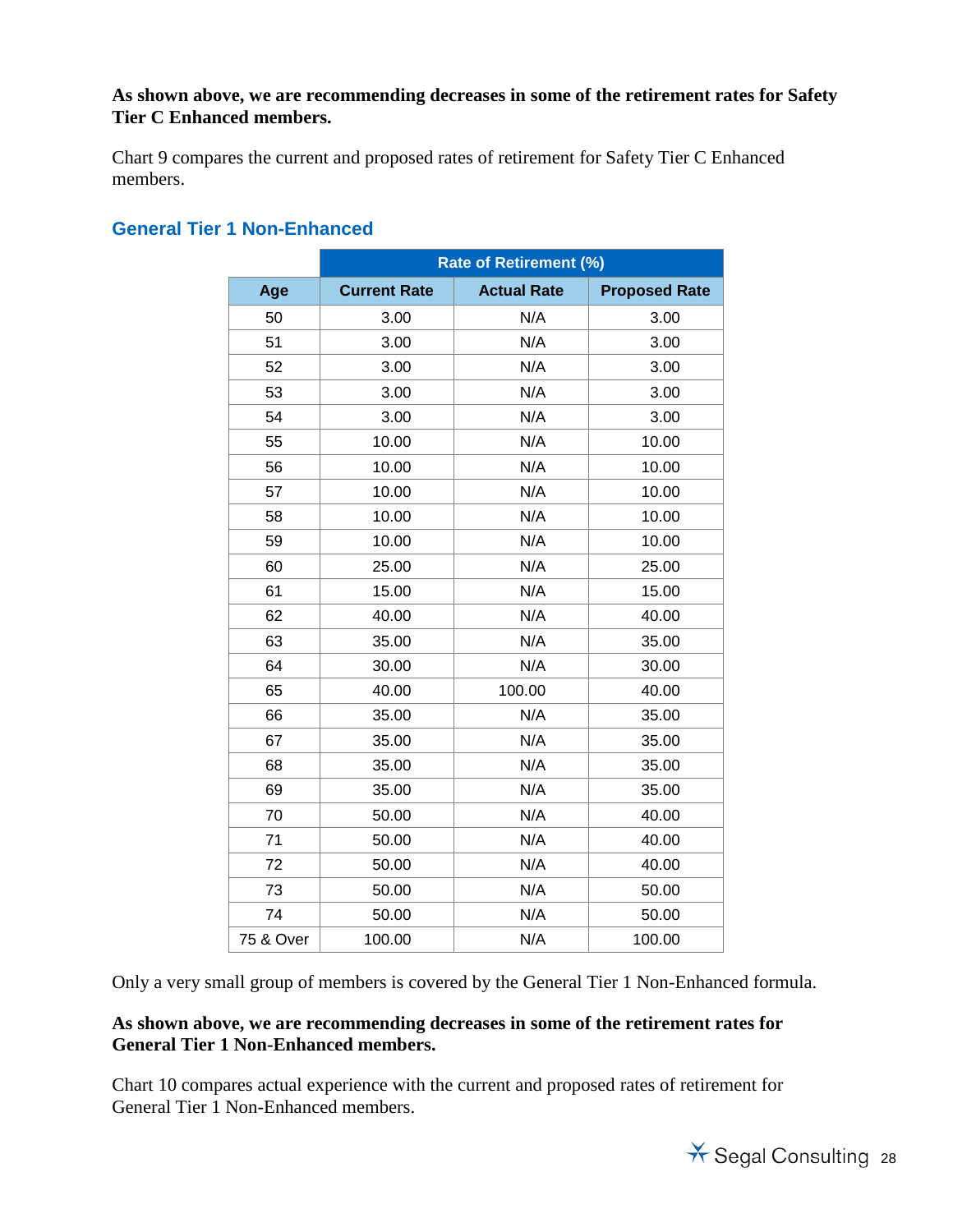**As shown above, we are recommending decreases in some of the retirement rates for Safety Tier C Enhanced members.**

Chart 9 compares the current and proposed rates of retirement for Safety Tier C Enhanced members.

### General Tier 1 Non-Enhanced

| | Rate of Retirement (%) | | |
|---|---|---|---|
| **Age** | **Current Rate** | **Actual Rate** | **Proposed Rate** |
| 50 | 3.00 | N/A | 3.00 |
| 51 | 3.00 | N/A | 3.00 |
| 52 | 3.00 | N/A | 3.00 |
| 53 | 3.00 | N/A | 3.00 |
| 54 | 3.00 | N/A | 3.00 |
| 55 | 10.00 | N/A | 10.00 |
| 56 | 10.00 | N/A | 10.00 |
| 57 | 10.00 | N/A | 10.00 |
| 58 | 10.00 | N/A | 10.00 |
| 59 | 10.00 | N/A | 10.00 |
| 60 | 25.00 | N/A | 25.00 |
| 61 | 15.00 | N/A | 15.00 |
| 62 | 40.00 | N/A | 40.00 |
| 63 | 35.00 | N/A | 35.00 |
| 64 | 30.00 | N/A | 30.00 |
| 65 | 40.00 | 100.00 | 40.00 |
| 66 | 35.00 | N/A | 35.00 |
| 67 | 35.00 | N/A | 35.00 |
| 68 | 35.00 | N/A | 35.00 |
| 69 | 35.00 | N/A | 35.00 |
| 70 | 50.00 | N/A | 40.00 |
| 71 | 50.00 | N/A | 40.00 |
| 72 | 50.00 | N/A | 40.00 |
| 73 | 50.00 | N/A | 50.00 |
| 74 | 50.00 | N/A | 50.00 |
| 75 & Over | 100.00 | N/A | 100.00 |

Only a very small group of members is covered by the General Tier 1 Non-Enhanced formula.

**As shown above, we are recommending decreases in some of the retirement rates for General Tier 1 Non-Enhanced members.**

Chart 10 compares actual experience with the current and proposed rates of retirement for General Tier 1 Non-Enhanced members.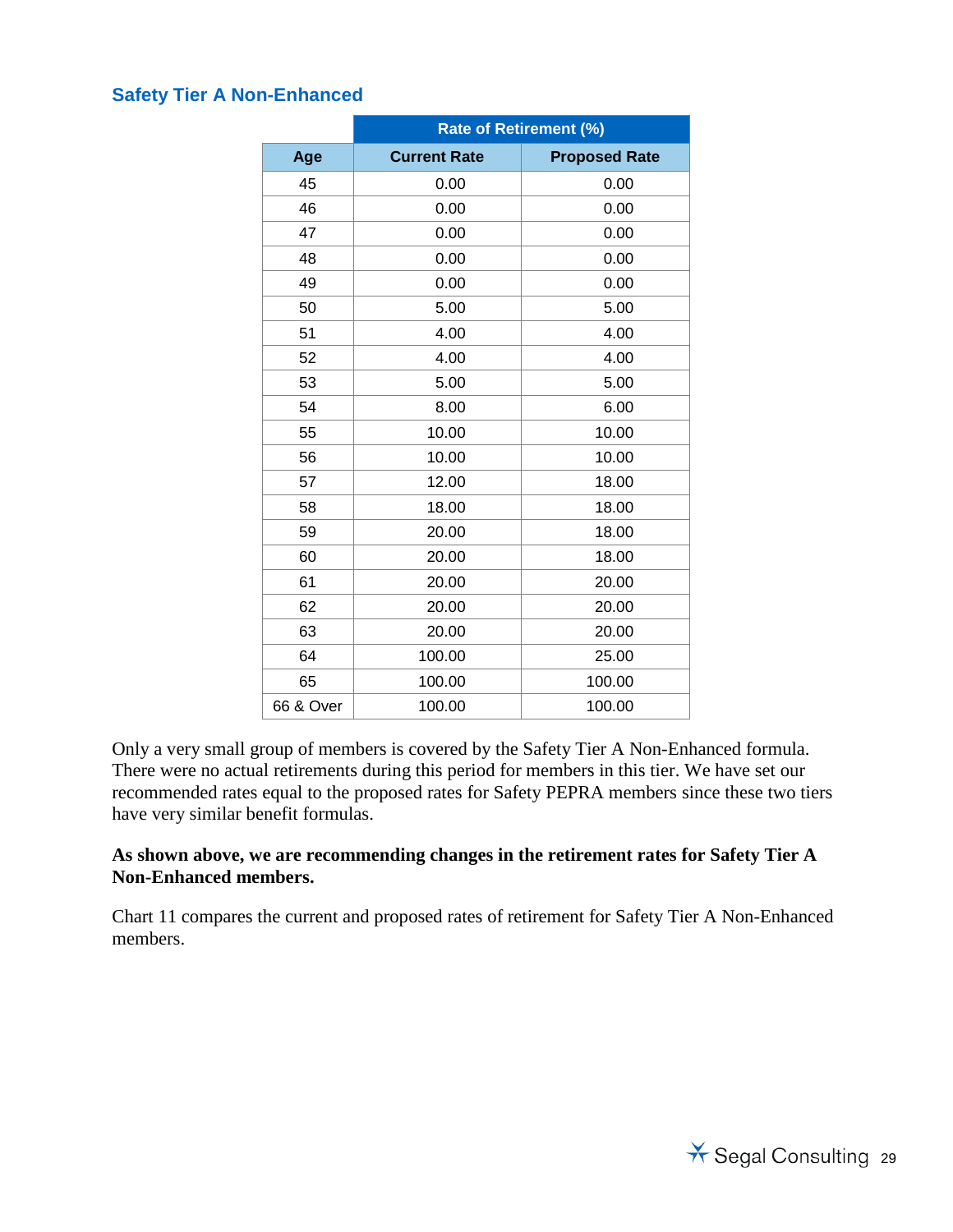### Safety Tier A Non-Enhanced

| | Rate of Retirement (%) | |
|---|---|---|
| **Age** | **Current Rate** | **Proposed Rate** |
| 45 | 0.00 | 0.00 |
| 46 | 0.00 | 0.00 |
| 47 | 0.00 | 0.00 |
| 48 | 0.00 | 0.00 |
| 49 | 0.00 | 0.00 |
| 50 | 5.00 | 5.00 |
| 51 | 4.00 | 4.00 |
| 52 | 4.00 | 4.00 |
| 53 | 5.00 | 5.00 |
| 54 | 8.00 | 6.00 |
| 55 | 10.00 | 10.00 |
| 56 | 10.00 | 10.00 |
| 57 | 12.00 | 18.00 |
| 58 | 18.00 | 18.00 |
| 59 | 20.00 | 18.00 |
| 60 | 20.00 | 18.00 |
| 61 | 20.00 | 20.00 |
| 62 | 20.00 | 20.00 |
| 63 | 20.00 | 20.00 |
| 64 | 100.00 | 25.00 |
| 65 | 100.00 | 100.00 |
| 66 & Over | 100.00 | 100.00 |

Only a very small group of members is covered by the Safety Tier A Non-Enhanced formula. There were no actual retirements during this period for members in this tier. We have set our recommended rates equal to the proposed rates for Safety PEPRA members since these two tiers have very similar benefit formulas.

**As shown above, we are recommending changes in the retirement rates for Safety Tier A Non-Enhanced members.**

Chart 11 compares the current and proposed rates of retirement for Safety Tier A Non-Enhanced members.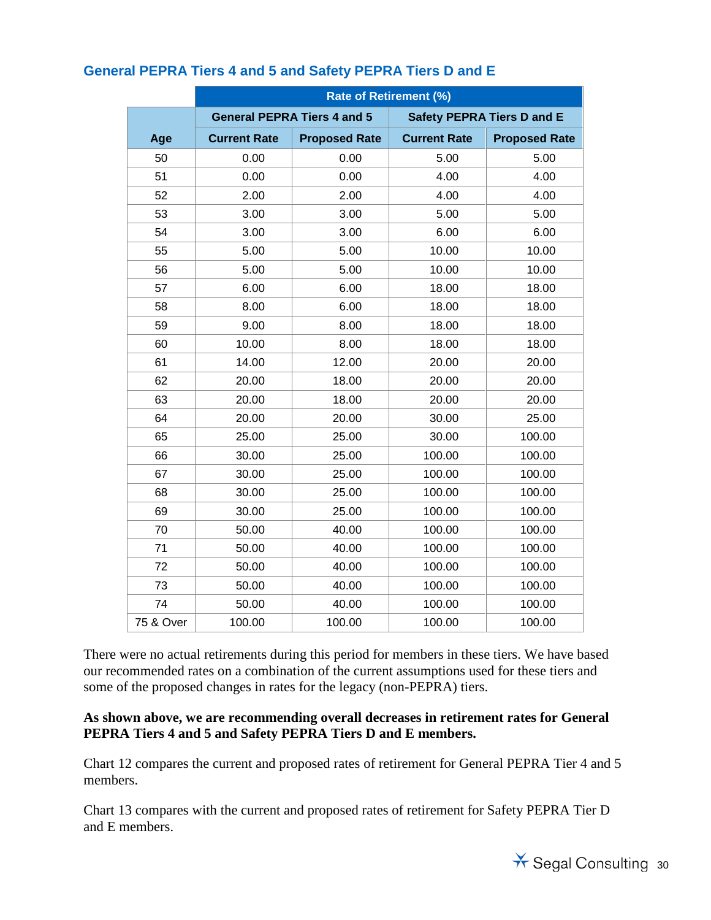### General PEPRA Tiers 4 and 5 and Safety PEPRA Tiers D and E

| | Rate of Retirement (%) | | | |
|---|---|---|---|---|
| | General PEPRA Tiers 4 and 5 | | Safety PEPRA Tiers D and E | |
| Age | Current Rate | Proposed Rate | Current Rate | Proposed Rate |
| 50 | 0.00 | 0.00 | 5.00 | 5.00 |
| 51 | 0.00 | 0.00 | 4.00 | 4.00 |
| 52 | 2.00 | 2.00 | 4.00 | 4.00 |
| 53 | 3.00 | 3.00 | 5.00 | 5.00 |
| 54 | 3.00 | 3.00 | 6.00 | 6.00 |
| 55 | 5.00 | 5.00 | 10.00 | 10.00 |
| 56 | 5.00 | 5.00 | 10.00 | 10.00 |
| 57 | 6.00 | 6.00 | 18.00 | 18.00 |
| 58 | 8.00 | 6.00 | 18.00 | 18.00 |
| 59 | 9.00 | 8.00 | 18.00 | 18.00 |
| 60 | 10.00 | 8.00 | 18.00 | 18.00 |
| 61 | 14.00 | 12.00 | 20.00 | 20.00 |
| 62 | 20.00 | 18.00 | 20.00 | 20.00 |
| 63 | 20.00 | 18.00 | 20.00 | 20.00 |
| 64 | 20.00 | 20.00 | 30.00 | 25.00 |
| 65 | 25.00 | 25.00 | 30.00 | 100.00 |
| 66 | 30.00 | 25.00 | 100.00 | 100.00 |
| 67 | 30.00 | 25.00 | 100.00 | 100.00 |
| 68 | 30.00 | 25.00 | 100.00 | 100.00 |
| 69 | 30.00 | 25.00 | 100.00 | 100.00 |
| 70 | 50.00 | 40.00 | 100.00 | 100.00 |
| 71 | 50.00 | 40.00 | 100.00 | 100.00 |
| 72 | 50.00 | 40.00 | 100.00 | 100.00 |
| 73 | 50.00 | 40.00 | 100.00 | 100.00 |
| 74 | 50.00 | 40.00 | 100.00 | 100.00 |
| 75 & Over | 100.00 | 100.00 | 100.00 | 100.00 |

There were no actual retirements during this period for members in these tiers. We have based our recommended rates on a combination of the current assumptions used for these tiers and some of the proposed changes in rates for the legacy (non-PEPRA) tiers.

**As shown above, we are recommending overall decreases in retirement rates for General PEPRA Tiers 4 and 5 and Safety PEPRA Tiers D and E members.**

Chart 12 compares the current and proposed rates of retirement for General PEPRA Tier 4 and 5 members.

Chart 13 compares with the current and proposed rates of retirement for Safety PEPRA Tier D and E members.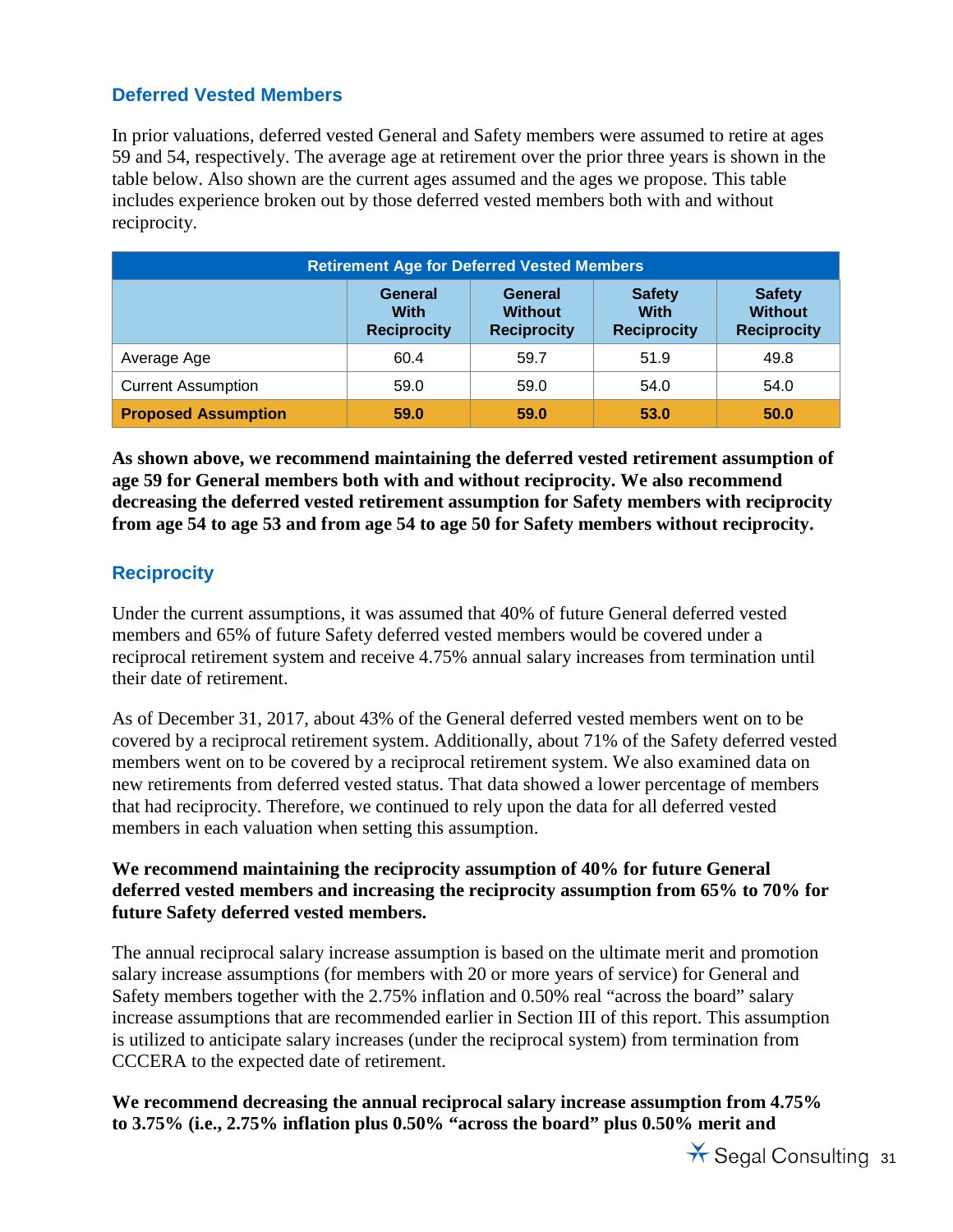## Deferred Vested Members

In prior valuations, deferred vested General and Safety members were assumed to retire at ages 59 and 54, respectively. The average age at retirement over the prior three years is shown in the table below. Also shown are the current ages assumed and the ages we propose. This table includes experience broken out by those deferred vested members both with and without reciprocity.

**Retirement Age for Deferred Vested Members**

| | General With Reciprocity | General Without Reciprocity | Safety With Reciprocity | Safety Without Reciprocity |
|---|---|---|---|---|
| Average Age | 60.4 | 59.7 | 51.9 | 49.8 |
| Current Assumption | 59.0 | 59.0 | 54.0 | 54.0 |
| **Proposed Assumption** | **59.0** | **59.0** | **53.0** | **50.0** |

**As shown above, we recommend maintaining the deferred vested retirement assumption of age 59 for General members both with and without reciprocity. We also recommend decreasing the deferred vested retirement assumption for Safety members with reciprocity from age 54 to age 53 and from age 54 to age 50 for Safety members without reciprocity.**

## Reciprocity

Under the current assumptions, it was assumed that 40% of future General deferred vested members and 65% of future Safety deferred vested members would be covered under a reciprocal retirement system and receive 4.75% annual salary increases from termination until their date of retirement.

As of December 31, 2017, about 43% of the General deferred vested members went on to be covered by a reciprocal retirement system. Additionally, about 71% of the Safety deferred vested members went on to be covered by a reciprocal retirement system. We also examined data on new retirements from deferred vested status. That data showed a lower percentage of members that had reciprocity. Therefore, we continued to rely upon the data for all deferred vested members in each valuation when setting this assumption.

**We recommend maintaining the reciprocity assumption of 40% for future General deferred vested members and increasing the reciprocity assumption from 65% to 70% for future Safety deferred vested members.**

The annual reciprocal salary increase assumption is based on the ultimate merit and promotion salary increase assumptions (for members with 20 or more years of service) for General and Safety members together with the 2.75% inflation and 0.50% real "across the board" salary increase assumptions that are recommended earlier in Section III of this report. This assumption is utilized to anticipate salary increases (under the reciprocal system) from termination from CCCERA to the expected date of retirement.

**We recommend decreasing the annual reciprocal salary increase assumption from 4.75% to 3.75% (i.e., 2.75% inflation plus 0.50% "across the board" plus 0.50% merit and**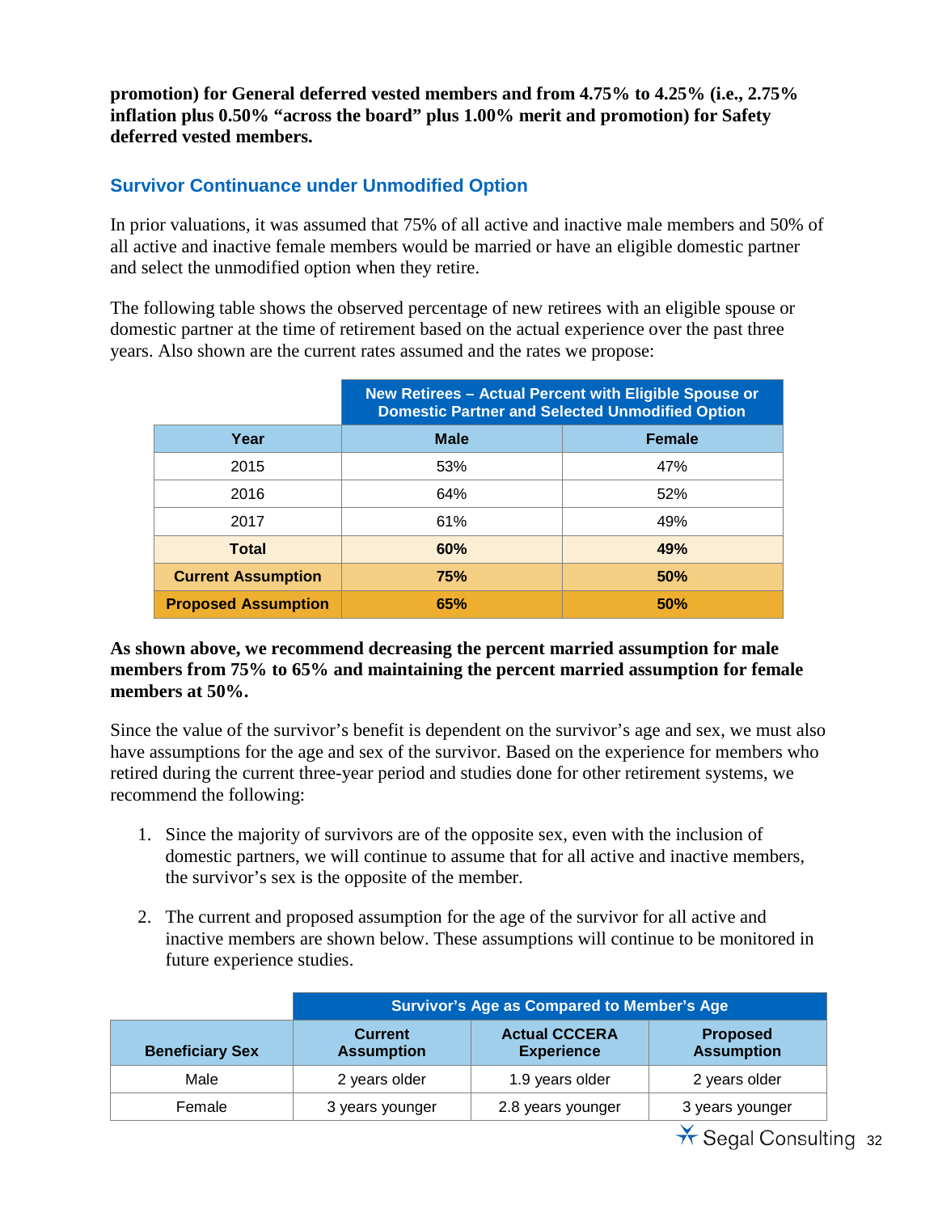**promotion) for General deferred vested members and from 4.75% to 4.25% (i.e., 2.75% inflation plus 0.50% "across the board" plus 1.00% merit and promotion) for Safety deferred vested members.**

## Survivor Continuance under Unmodified Option

In prior valuations, it was assumed that 75% of all active and inactive male members and 50% of all active and inactive female members would be married or have an eligible domestic partner and select the unmodified option when they retire.

The following table shows the observed percentage of new retirees with an eligible spouse or domestic partner at the time of retirement based on the actual experience over the past three years. Also shown are the current rates assumed and the rates we propose:

| | New Retirees – Actual Percent with Eligible Spouse or Domestic Partner and Selected Unmodified Option | |
|---|---|---|
| **Year** | **Male** | **Female** |
| 2015 | 53% | 47% |
| 2016 | 64% | 52% |
| 2017 | 61% | 49% |
| **Total** | **60%** | **49%** |
| **Current Assumption** | **75%** | **50%** |
| **Proposed Assumption** | **65%** | **50%** |

**As shown above, we recommend decreasing the percent married assumption for male members from 75% to 65% and maintaining the percent married assumption for female members at 50%.**

Since the value of the survivor's benefit is dependent on the survivor's age and sex, we must also have assumptions for the age and sex of the survivor. Based on the experience for members who retired during the current three-year period and studies done for other retirement systems, we recommend the following:

1. Since the majority of survivors are of the opposite sex, even with the inclusion of domestic partners, we will continue to assume that for all active and inactive members, the survivor's sex is the opposite of the member.

2. The current and proposed assumption for the age of the survivor for all active and inactive members are shown below. These assumptions will continue to be monitored in future experience studies.

| | Survivor's Age as Compared to Member's Age | | |
|---|---|---|---|
| **Beneficiary Sex** | **Current Assumption** | **Actual CCCERA Experience** | **Proposed Assumption** |
| Male | 2 years older | 1.9 years older | 2 years older |
| Female | 3 years younger | 2.8 years younger | 3 years younger |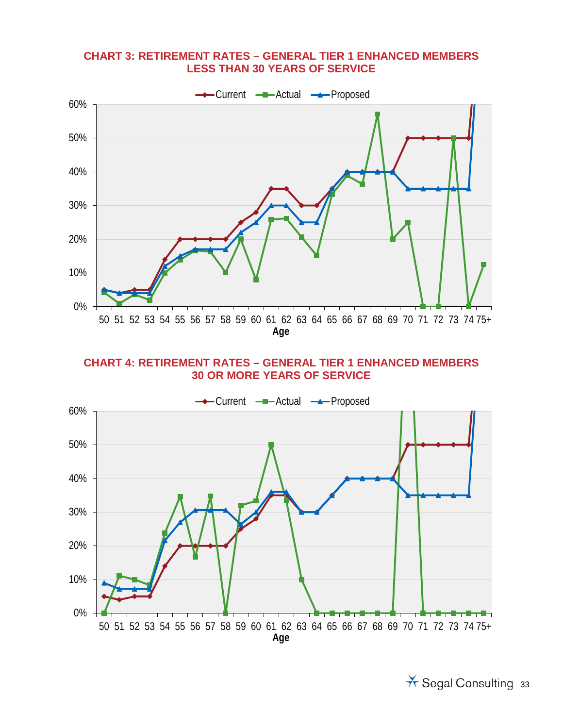**CHART 3: RETIREMENT RATES – GENERAL TIER 1 ENHANCED MEMBERS LESS THAN 30 YEARS OF SERVICE**

Current — Actual — Proposed

60%
50%
40%
30%
20%
10%
0%

50 51 52 53 54 55 56 57 58 59 60 61 62 63 64 65 66 67 68 69 70 71 72 73 74 75+

**Age**

**CHART 4: RETIREMENT RATES – GENERAL TIER 1 ENHANCED MEMBERS 30 OR MORE YEARS OF SERVICE**

Current — Actual — Proposed

60%
50%
40%
30%
20%
10%
0%

50 51 52 53 54 55 56 57 58 59 60 61 62 63 64 65 66 67 68 69 70 71 72 73 74 75+

**Age**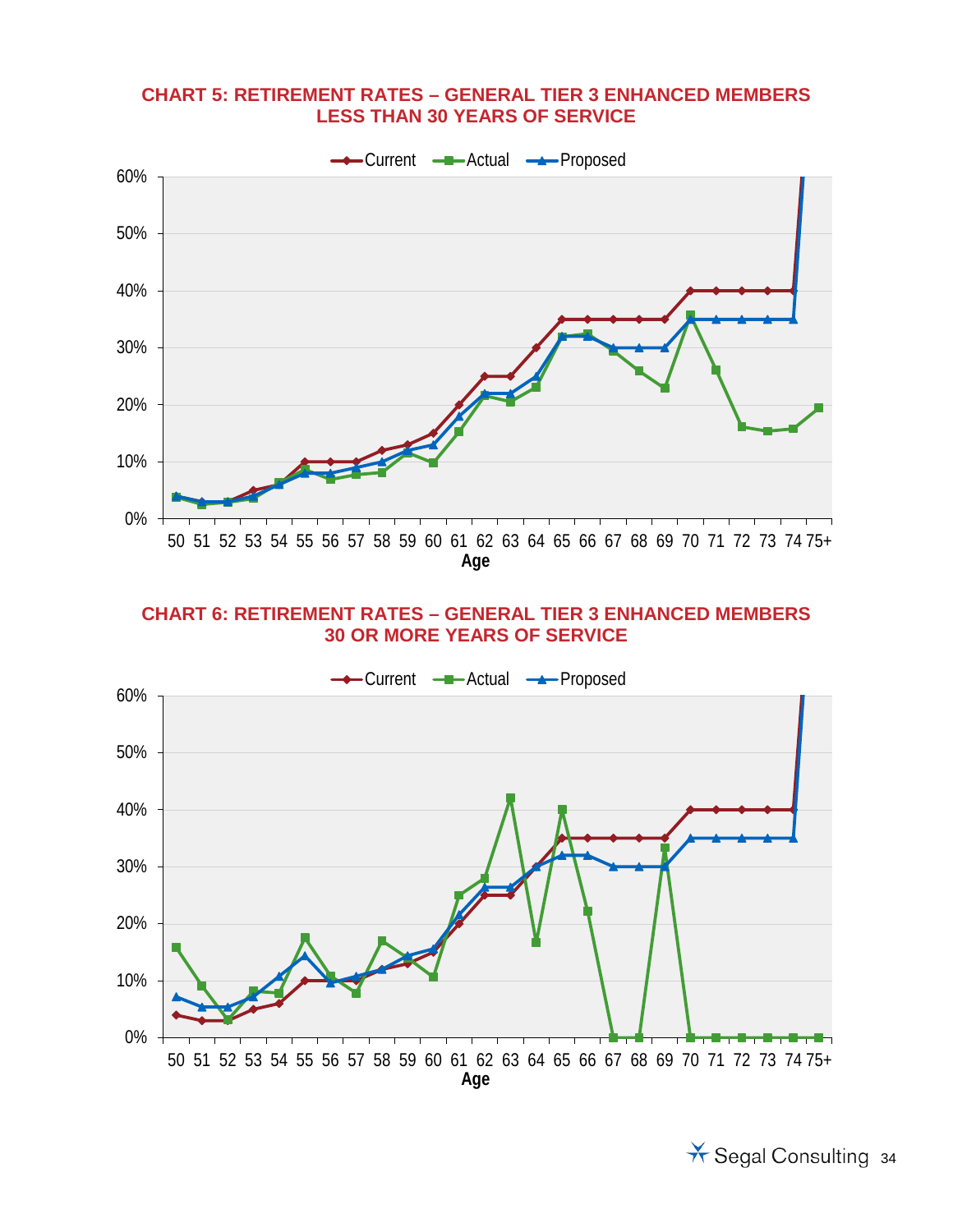### CHART 5: RETIREMENT RATES – GENERAL TIER 3 ENHANCED MEMBERS LESS THAN 30 YEARS OF SERVICE

Current — Actual — Proposed

60%
50%
40%
30%
20%
10%
0%

50 51 52 53 54 55 56 57 58 59 60 61 62 63 64 65 66 67 68 69 70 71 72 73 74 75+

**Age**

### CHART 6: RETIREMENT RATES – GENERAL TIER 3 ENHANCED MEMBERS 30 OR MORE YEARS OF SERVICE

Current — Actual — Proposed

60%
50%
40%
30%
20%
10%
0%

50 51 52 53 54 55 56 57 58 59 60 61 62 63 64 65 66 67 68 69 70 71 72 73 74 75+

**Age**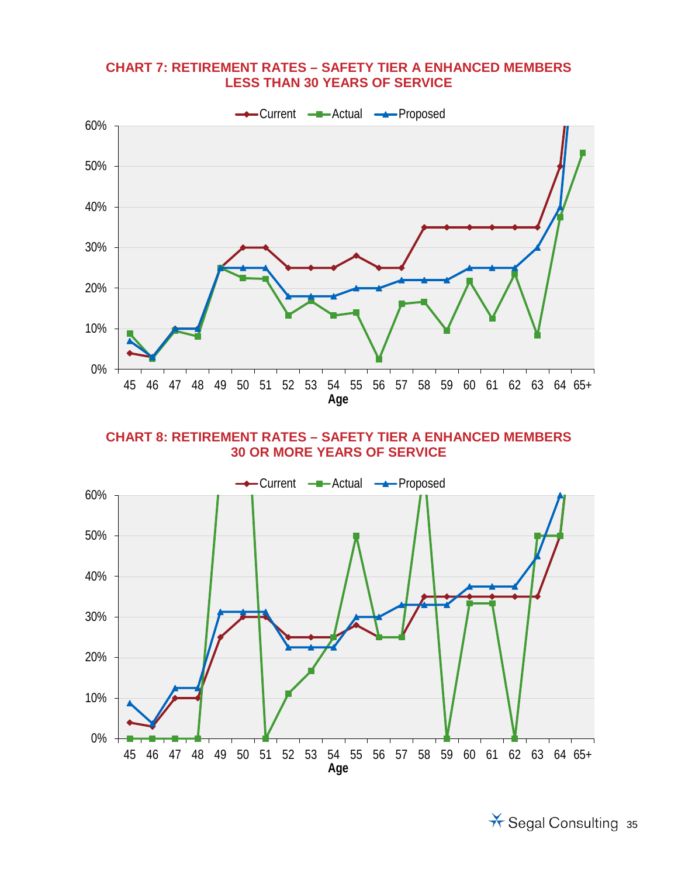**CHART 7: RETIREMENT RATES – SAFETY TIER A ENHANCED MEMBERS LESS THAN 30 YEARS OF SERVICE**

**CHART 8: RETIREMENT RATES – SAFETY TIER A ENHANCED MEMBERS 30 OR MORE YEARS OF SERVICE**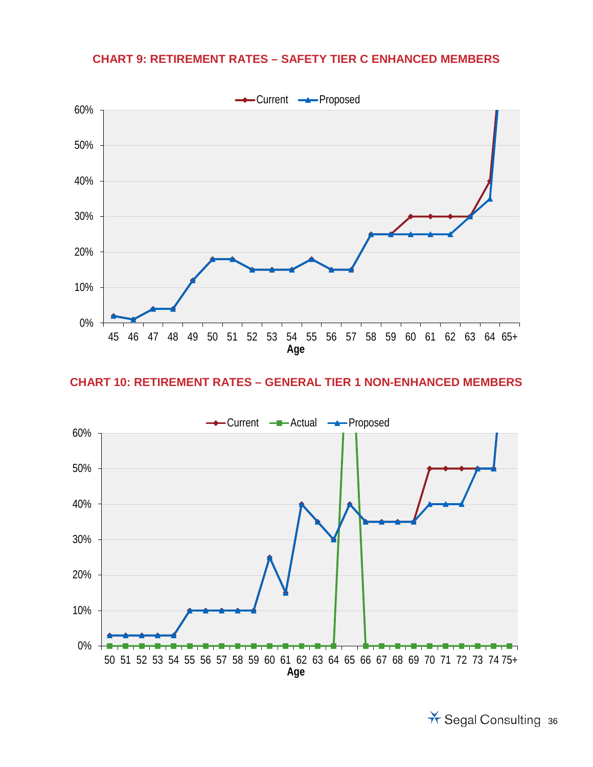### CHART 9: RETIREMENT RATES – SAFETY TIER C ENHANCED MEMBERS

### CHART 10: RETIREMENT RATES – GENERAL TIER 1 NON-ENHANCED MEMBERS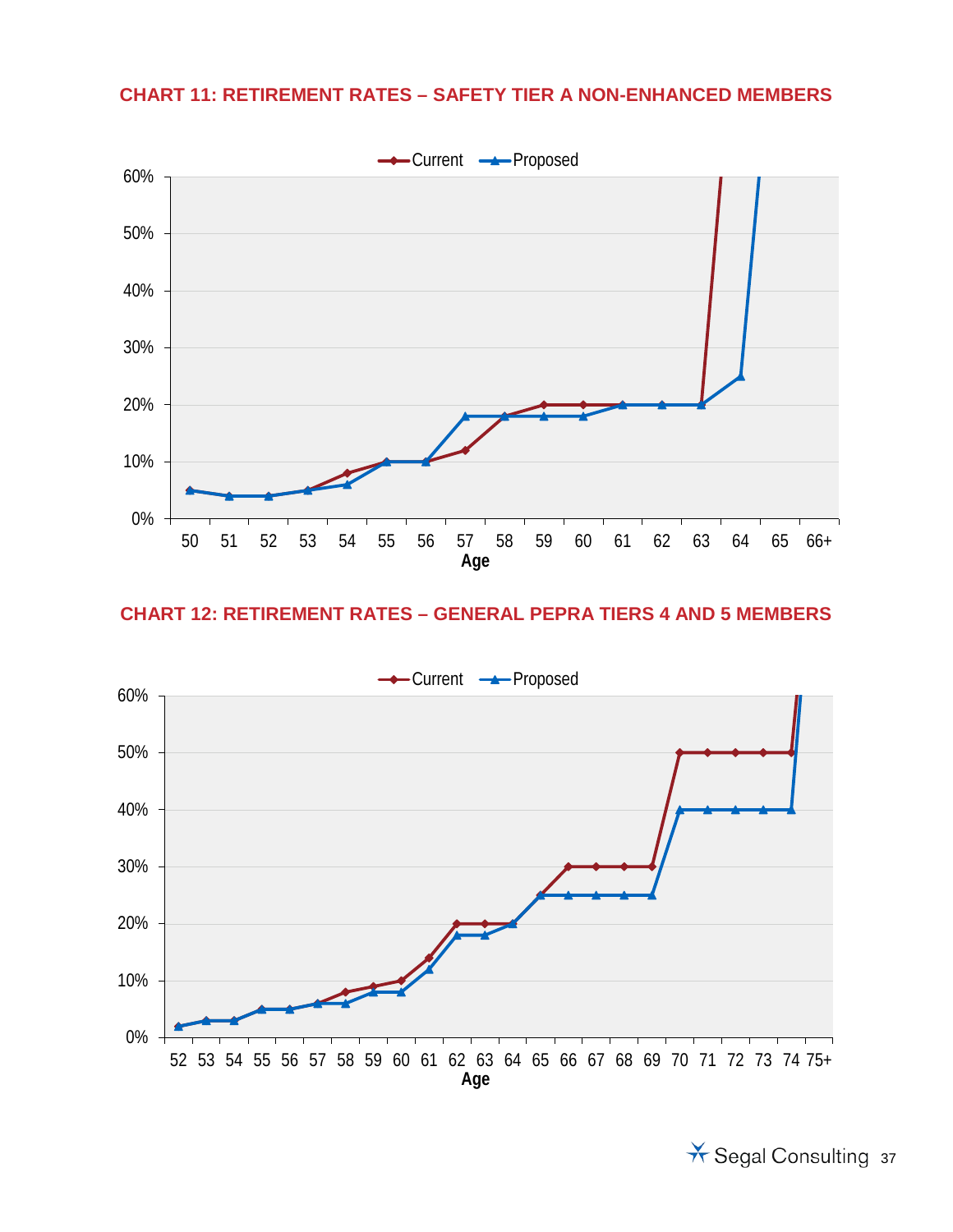**CHART 11: RETIREMENT RATES – SAFETY TIER A NON-ENHANCED MEMBERS**

**CHART 12: RETIREMENT RATES – GENERAL PEPRA TIERS 4 AND 5 MEMBERS**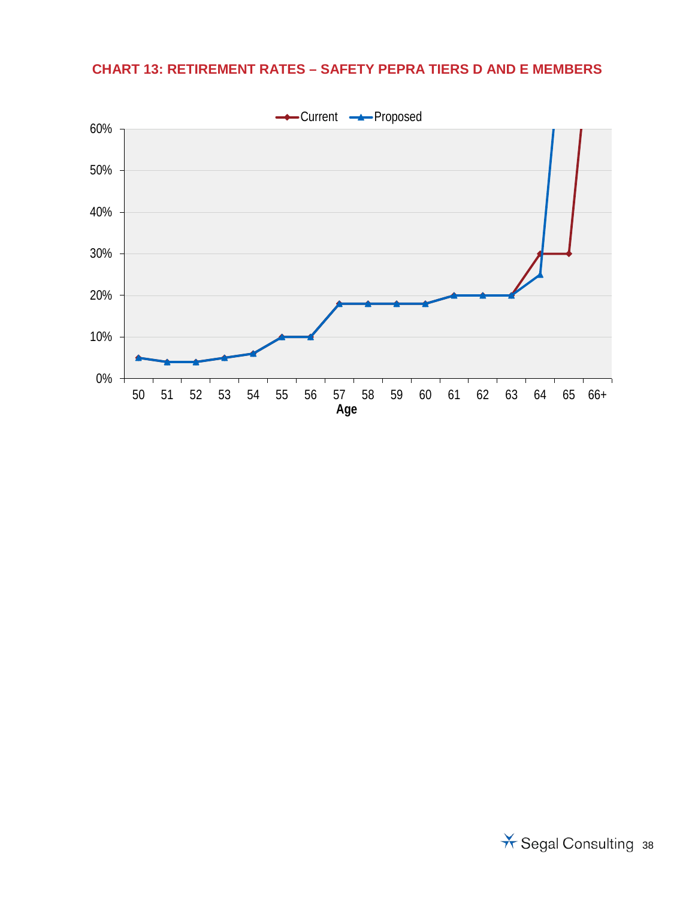**CHART 13: RETIREMENT RATES – SAFETY PEPRA TIERS D AND E MEMBERS**

Current — Proposed

60%
50%
40%
30%
20%
10%
0%

50 51 52 53 54 55 56 57 58 59 60 61 62 63 64 65 66+

Age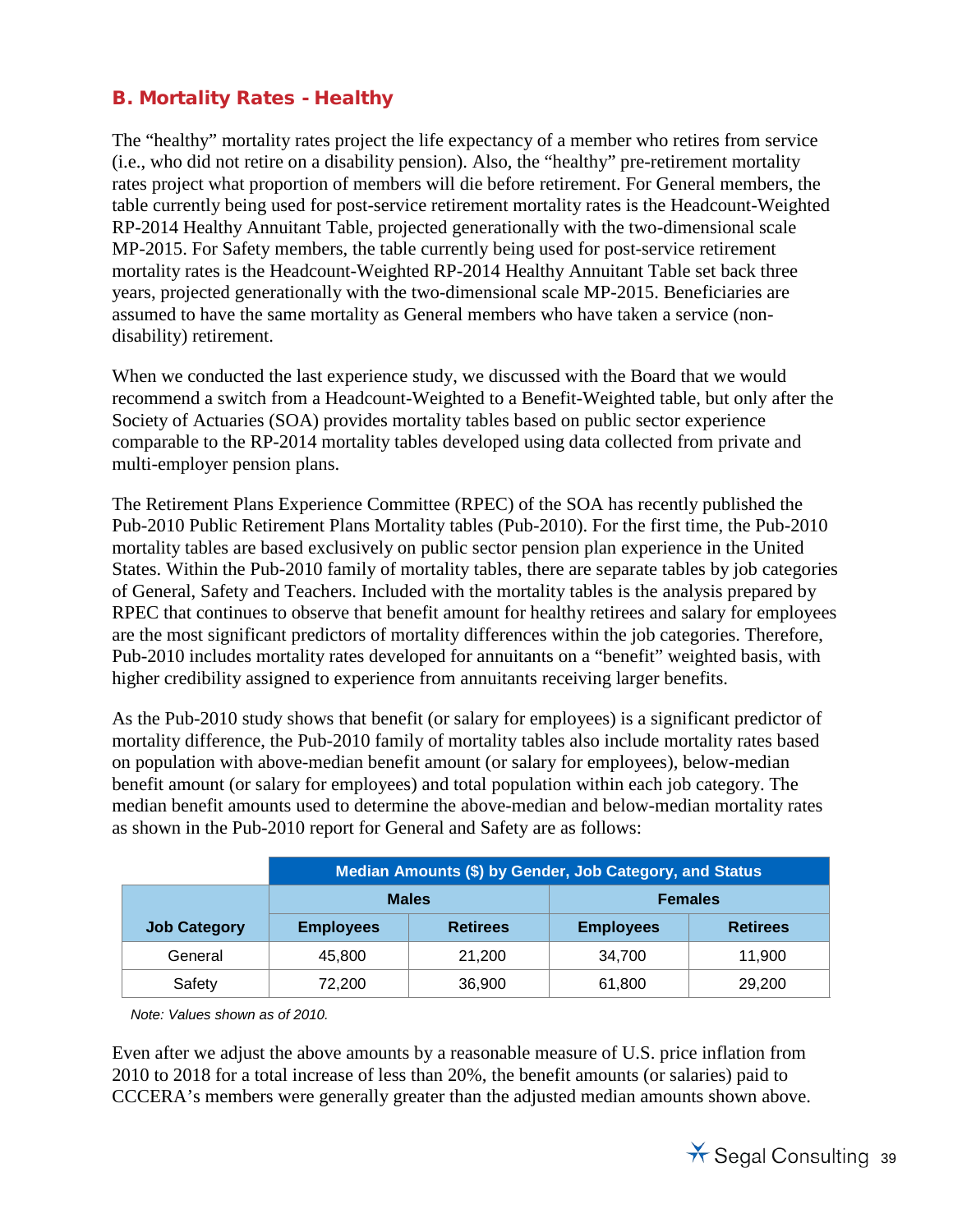## B. Mortality Rates - Healthy

The "healthy" mortality rates project the life expectancy of a member who retires from service (i.e., who did not retire on a disability pension). Also, the "healthy" pre-retirement mortality rates project what proportion of members will die before retirement. For General members, the table currently being used for post-service retirement mortality rates is the Headcount-Weighted RP-2014 Healthy Annuitant Table, projected generationally with the two-dimensional scale MP-2015. For Safety members, the table currently being used for post-service retirement mortality rates is the Headcount-Weighted RP-2014 Healthy Annuitant Table set back three years, projected generationally with the two-dimensional scale MP-2015. Beneficiaries are assumed to have the same mortality as General members who have taken a service (non-disability) retirement.

When we conducted the last experience study, we discussed with the Board that we would recommend a switch from a Headcount-Weighted to a Benefit-Weighted table, but only after the Society of Actuaries (SOA) provides mortality tables based on public sector experience comparable to the RP-2014 mortality tables developed using data collected from private and multi-employer pension plans.

The Retirement Plans Experience Committee (RPEC) of the SOA has recently published the Pub-2010 Public Retirement Plans Mortality tables (Pub-2010). For the first time, the Pub-2010 mortality tables are based exclusively on public sector pension plan experience in the United States. Within the Pub-2010 family of mortality tables, there are separate tables by job categories of General, Safety and Teachers. Included with the mortality tables is the analysis prepared by RPEC that continues to observe that benefit amount for healthy retirees and salary for employees are the most significant predictors of mortality differences within the job categories. Therefore, Pub-2010 includes mortality rates developed for annuitants on a "benefit" weighted basis, with higher credibility assigned to experience from annuitants receiving larger benefits.

As the Pub-2010 study shows that benefit (or salary for employees) is a significant predictor of mortality difference, the Pub-2010 family of mortality tables also include mortality rates based on population with above-median benefit amount (or salary for employees), below-median benefit amount (or salary for employees) and total population within each job category. The median benefit amounts used to determine the above-median and below-median mortality rates as shown in the Pub-2010 report for General and Safety are as follows:

| | Median Amounts ($) by Gender, Job Category, and Status | | | |
|---|---|---|---|---|
| | Males | | Females | |
| Job Category | Employees | Retirees | Employees | Retirees |
| General | 45,800 | 21,200 | 34,700 | 11,900 |
| Safety | 72,200 | 36,900 | 61,800 | 29,200 |

*Note: Values shown as of 2010.*

Even after we adjust the above amounts by a reasonable measure of U.S. price inflation from 2010 to 2018 for a total increase of less than 20%, the benefit amounts (or salaries) paid to CCCERA's members were generally greater than the adjusted median amounts shown above.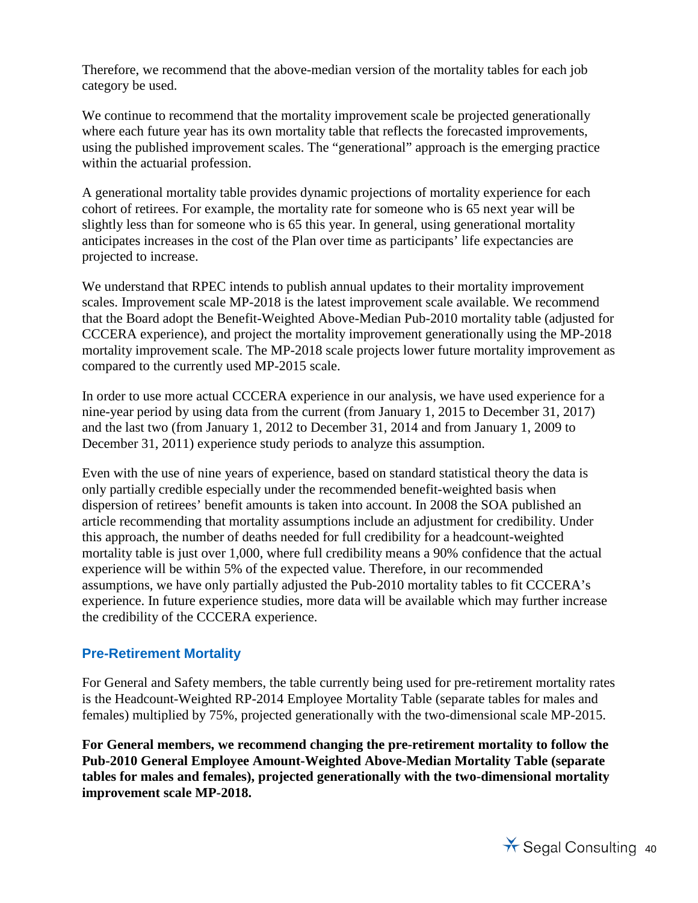Therefore, we recommend that the above-median version of the mortality tables for each job category be used.

We continue to recommend that the mortality improvement scale be projected generationally where each future year has its own mortality table that reflects the forecasted improvements, using the published improvement scales. The "generational" approach is the emerging practice within the actuarial profession.

A generational mortality table provides dynamic projections of mortality experience for each cohort of retirees. For example, the mortality rate for someone who is 65 next year will be slightly less than for someone who is 65 this year. In general, using generational mortality anticipates increases in the cost of the Plan over time as participants' life expectancies are projected to increase.

We understand that RPEC intends to publish annual updates to their mortality improvement scales. Improvement scale MP-2018 is the latest improvement scale available. We recommend that the Board adopt the Benefit-Weighted Above-Median Pub-2010 mortality table (adjusted for CCCERA experience), and project the mortality improvement generationally using the MP-2018 mortality improvement scale. The MP-2018 scale projects lower future mortality improvement as compared to the currently used MP-2015 scale.

In order to use more actual CCCERA experience in our analysis, we have used experience for a nine-year period by using data from the current (from January 1, 2015 to December 31, 2017) and the last two (from January 1, 2012 to December 31, 2014 and from January 1, 2009 to December 31, 2011) experience study periods to analyze this assumption.

Even with the use of nine years of experience, based on standard statistical theory the data is only partially credible especially under the recommended benefit-weighted basis when dispersion of retirees' benefit amounts is taken into account. In 2008 the SOA published an article recommending that mortality assumptions include an adjustment for credibility. Under this approach, the number of deaths needed for full credibility for a headcount-weighted mortality table is just over 1,000, where full credibility means a 90% confidence that the actual experience will be within 5% of the expected value. Therefore, in our recommended assumptions, we have only partially adjusted the Pub-2010 mortality tables to fit CCCERA's experience. In future experience studies, more data will be available which may further increase the credibility of the CCCERA experience.

## Pre-Retirement Mortality

For General and Safety members, the table currently being used for pre-retirement mortality rates is the Headcount-Weighted RP-2014 Employee Mortality Table (separate tables for males and females) multiplied by 75%, projected generationally with the two-dimensional scale MP-2015.

**For General members, we recommend changing the pre-retirement mortality to follow the Pub-2010 General Employee Amount-Weighted Above-Median Mortality Table (separate tables for males and females), projected generationally with the two-dimensional mortality improvement scale MP-2018.**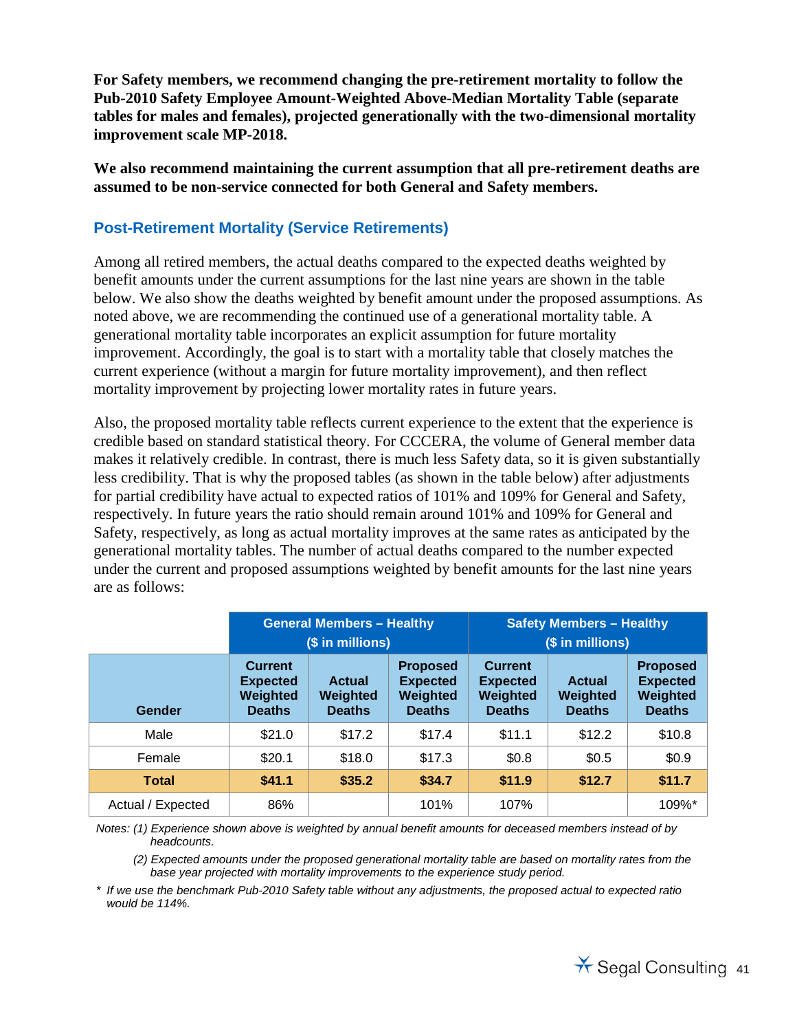**For Safety members, we recommend changing the pre-retirement mortality to follow the Pub-2010 Safety Employee Amount-Weighted Above-Median Mortality Table (separate tables for males and females), projected generationally with the two-dimensional mortality improvement scale MP-2018.**

**We also recommend maintaining the current assumption that all pre-retirement deaths are assumed to be non-service connected for both General and Safety members.**

## Post-Retirement Mortality (Service Retirements)

Among all retired members, the actual deaths compared to the expected deaths weighted by benefit amounts under the current assumptions for the last nine years are shown in the table below. We also show the deaths weighted by benefit amount under the proposed assumptions. As noted above, we are recommending the continued use of a generational mortality table. A generational mortality table incorporates an explicit assumption for future mortality improvement. Accordingly, the goal is to start with a mortality table that closely matches the current experience (without a margin for future mortality improvement), and then reflect mortality improvement by projecting lower mortality rates in future years.

Also, the proposed mortality table reflects current experience to the extent that the experience is credible based on standard statistical theory. For CCCERA, the volume of General member data makes it relatively credible. In contrast, there is much less Safety data, so it is given substantially less credibility. That is why the proposed tables (as shown in the table below) after adjustments for partial credibility have actual to expected ratios of 101% and 109% for General and Safety, respectively. In future years the ratio should remain around 101% and 109% for General and Safety, respectively, as long as actual mortality improves at the same rates as anticipated by the generational mortality tables. The number of actual deaths compared to the number expected under the current and proposed assumptions weighted by benefit amounts for the last nine years are as follows:

| | General Members – Healthy ($ in millions) | | | Safety Members – Healthy ($ in millions) | | |
|---|---|---|---|---|---|---|
| **Gender** | **Current Expected Weighted Deaths** | **Actual Weighted Deaths** | **Proposed Expected Weighted Deaths** | **Current Expected Weighted Deaths** | **Actual Weighted Deaths** | **Proposed Expected Weighted Deaths** |
| Male | $21.0 | $17.2 | $17.4 | $11.1 | $12.2 | $10.8 |
| Female | $20.1 | $18.0 | $17.3 | $0.8 | $0.5 | $0.9 |
| **Total** | **$41.1** | **$35.2** | **$34.7** | **$11.9** | **$12.7** | **$11.7** |
| Actual / Expected | 86% | | 101% | 107% | | 109%* |

*Notes: (1) Experience shown above is weighted by annual benefit amounts for deceased members instead of by headcounts.*

*(2) Expected amounts under the proposed generational mortality table are based on mortality rates from the base year projected with mortality improvements to the experience study period.*

*\* If we use the benchmark Pub-2010 Safety table without any adjustments, the proposed actual to expected ratio would be 114%.*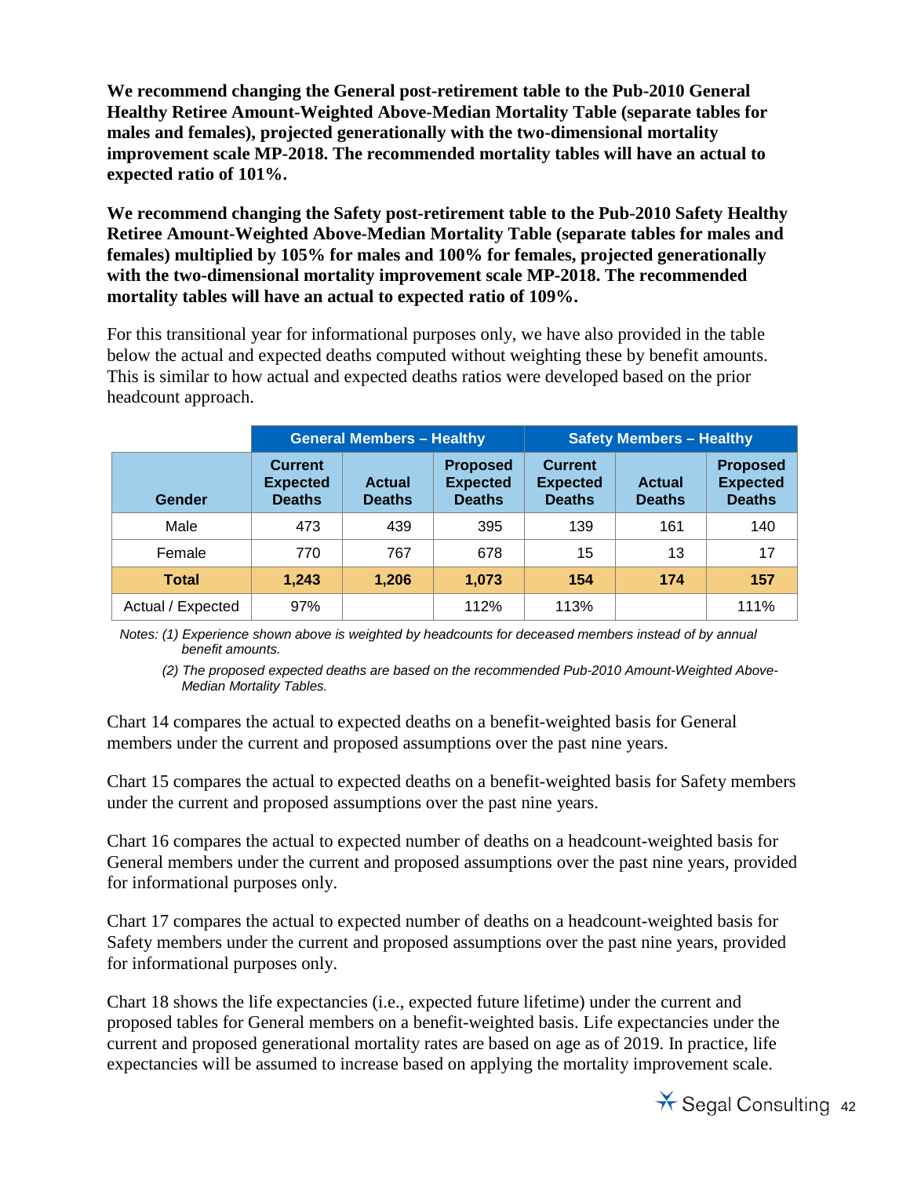**We recommend changing the General post-retirement table to the Pub-2010 General Healthy Retiree Amount-Weighted Above-Median Mortality Table (separate tables for males and females), projected generationally with the two-dimensional mortality improvement scale MP-2018. The recommended mortality tables will have an actual to expected ratio of 101%.**

**We recommend changing the Safety post-retirement table to the Pub-2010 Safety Healthy Retiree Amount-Weighted Above-Median Mortality Table (separate tables for males and females) multiplied by 105% for males and 100% for females, projected generationally with the two-dimensional mortality improvement scale MP-2018. The recommended mortality tables will have an actual to expected ratio of 109%.**

For this transitional year for informational purposes only, we have also provided in the table below the actual and expected deaths computed without weighting these by benefit amounts. This is similar to how actual and expected deaths ratios were developed based on the prior headcount approach.

| | General Members – Healthy | | | Safety Members – Healthy | | |
|---|---|---|---|---|---|---|
| Gender | Current Expected Deaths | Actual Deaths | Proposed Expected Deaths | Current Expected Deaths | Actual Deaths | Proposed Expected Deaths |
| Male | 473 | 439 | 395 | 139 | 161 | 140 |
| Female | 770 | 767 | 678 | 15 | 13 | 17 |
| **Total** | **1,243** | **1,206** | **1,073** | **154** | **174** | **157** |
| Actual / Expected | 97% | | 112% | 113% | | 111% |

*Notes: (1) Experience shown above is weighted by headcounts for deceased members instead of by annual benefit amounts.*

*(2) The proposed expected deaths are based on the recommended Pub-2010 Amount-Weighted Above-Median Mortality Tables.*

Chart 14 compares the actual to expected deaths on a benefit-weighted basis for General members under the current and proposed assumptions over the past nine years.

Chart 15 compares the actual to expected deaths on a benefit-weighted basis for Safety members under the current and proposed assumptions over the past nine years.

Chart 16 compares the actual to expected number of deaths on a headcount-weighted basis for General members under the current and proposed assumptions over the past nine years, provided for informational purposes only.

Chart 17 compares the actual to expected number of deaths on a headcount-weighted basis for Safety members under the current and proposed assumptions over the past nine years, provided for informational purposes only.

Chart 18 shows the life expectancies (i.e., expected future lifetime) under the current and proposed tables for General members on a benefit-weighted basis. Life expectancies under the current and proposed generational mortality rates are based on age as of 2019. In practice, life expectancies will be assumed to increase based on applying the mortality improvement scale.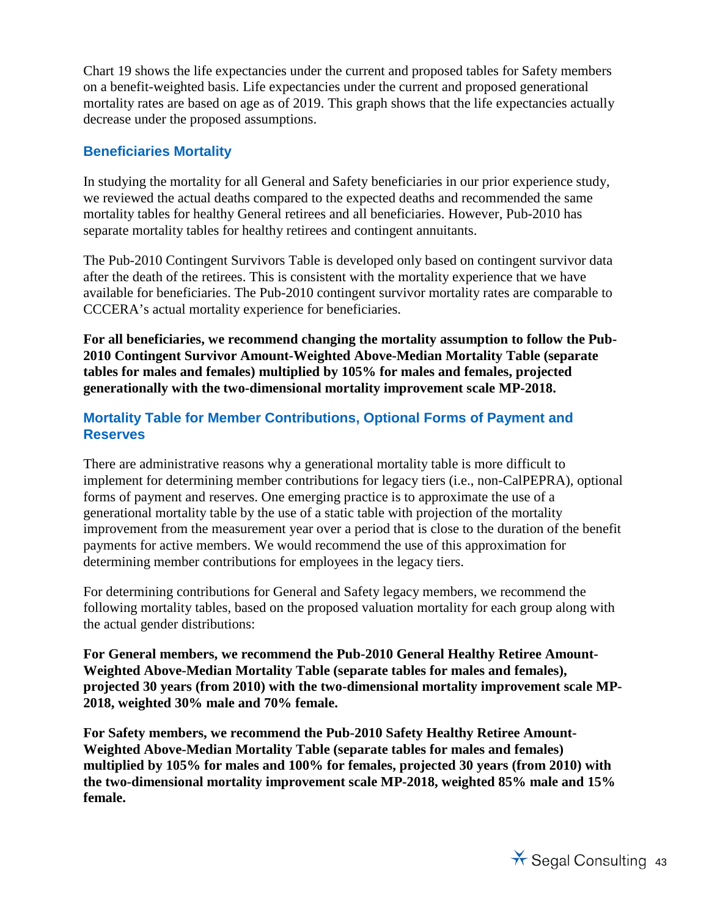Chart 19 shows the life expectancies under the current and proposed tables for Safety members on a benefit-weighted basis. Life expectancies under the current and proposed generational mortality rates are based on age as of 2019. This graph shows that the life expectancies actually decrease under the proposed assumptions.

### Beneficiaries Mortality

In studying the mortality for all General and Safety beneficiaries in our prior experience study, we reviewed the actual deaths compared to the expected deaths and recommended the same mortality tables for healthy General retirees and all beneficiaries. However, Pub-2010 has separate mortality tables for healthy retirees and contingent annuitants.

The Pub-2010 Contingent Survivors Table is developed only based on contingent survivor data after the death of the retirees. This is consistent with the mortality experience that we have available for beneficiaries. The Pub-2010 contingent survivor mortality rates are comparable to CCCERA's actual mortality experience for beneficiaries.

**For all beneficiaries, we recommend changing the mortality assumption to follow the Pub-2010 Contingent Survivor Amount-Weighted Above-Median Mortality Table (separate tables for males and females) multiplied by 105% for males and females, projected generationally with the two-dimensional mortality improvement scale MP-2018.**

### Mortality Table for Member Contributions, Optional Forms of Payment and Reserves

There are administrative reasons why a generational mortality table is more difficult to implement for determining member contributions for legacy tiers (i.e., non-CalPEPRA), optional forms of payment and reserves. One emerging practice is to approximate the use of a generational mortality table by the use of a static table with projection of the mortality improvement from the measurement year over a period that is close to the duration of the benefit payments for active members. We would recommend the use of this approximation for determining member contributions for employees in the legacy tiers.

For determining contributions for General and Safety legacy members, we recommend the following mortality tables, based on the proposed valuation mortality for each group along with the actual gender distributions:

**For General members, we recommend the Pub-2010 General Healthy Retiree Amount-Weighted Above-Median Mortality Table (separate tables for males and females), projected 30 years (from 2010) with the two-dimensional mortality improvement scale MP-2018, weighted 30% male and 70% female.**

**For Safety members, we recommend the Pub-2010 Safety Healthy Retiree Amount-Weighted Above-Median Mortality Table (separate tables for males and females) multiplied by 105% for males and 100% for females, projected 30 years (from 2010) with the two-dimensional mortality improvement scale MP-2018, weighted 85% male and 15% female.**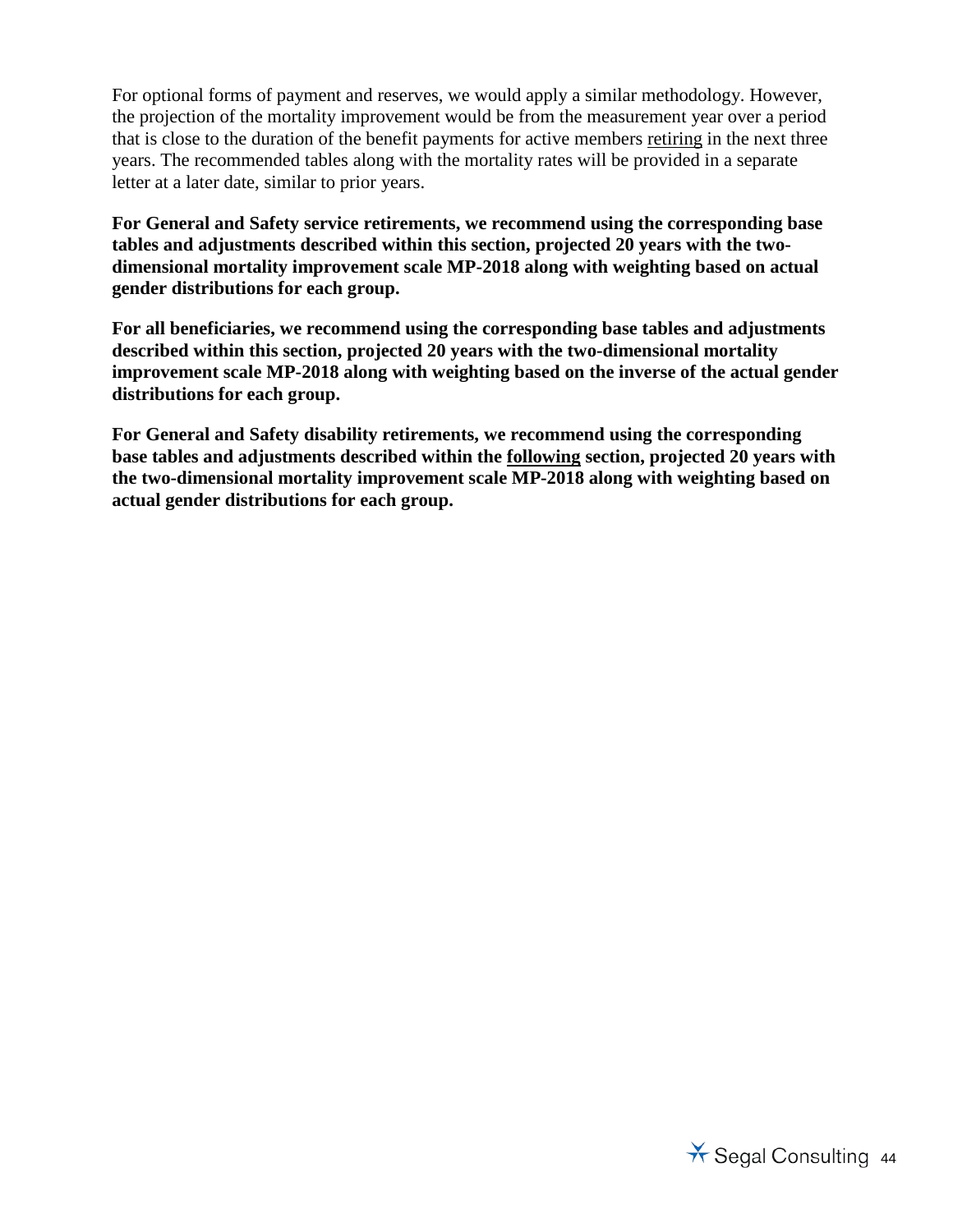For optional forms of payment and reserves, we would apply a similar methodology. However, the projection of the mortality improvement would be from the measurement year over a period that is close to the duration of the benefit payments for active members <u>retiring</u> in the next three years. The recommended tables along with the mortality rates will be provided in a separate letter at a later date, similar to prior years.

**For General and Safety service retirements, we recommend using the corresponding base tables and adjustments described within this section, projected 20 years with the two-dimensional mortality improvement scale MP-2018 along with weighting based on actual gender distributions for each group.**

**For all beneficiaries, we recommend using the corresponding base tables and adjustments described within this section, projected 20 years with the two-dimensional mortality improvement scale MP-2018 along with weighting based on the inverse of the actual gender distributions for each group.**

**For General and Safety disability retirements, we recommend using the corresponding base tables and adjustments described within the <u>following</u> section, projected 20 years with the two-dimensional mortality improvement scale MP-2018 along with weighting based on actual gender distributions for each group.**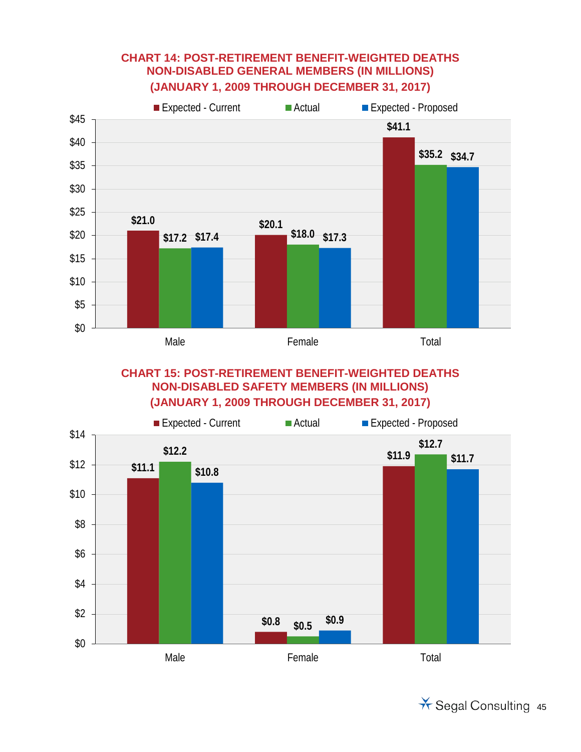## CHART 14: POST-RETIREMENT BENEFIT-WEIGHTED DEATHS NON-DISABLED GENERAL MEMBERS (IN MILLIONS) (JANUARY 1, 2009 THROUGH DECEMBER 31, 2017)

| | Expected - Current | Actual | Expected - Proposed |
|---|---|---|---|
| Male | $21.0 | $17.2 | $17.4 |
| Female | $20.1 | $18.0 | $17.3 |
| Total | $41.1 | $35.2 | $34.7 |

## CHART 15: POST-RETIREMENT BENEFIT-WEIGHTED DEATHS NON-DISABLED SAFETY MEMBERS (IN MILLIONS) (JANUARY 1, 2009 THROUGH DECEMBER 31, 2017)

| | Expected - Current | Actual | Expected - Proposed |
|---|---|---|---|
| Male | $11.1 | $12.2 | $10.8 |
| Female | $0.8 | $0.5 | $0.9 |
| Total | $11.9 | $12.7 | $11.7 |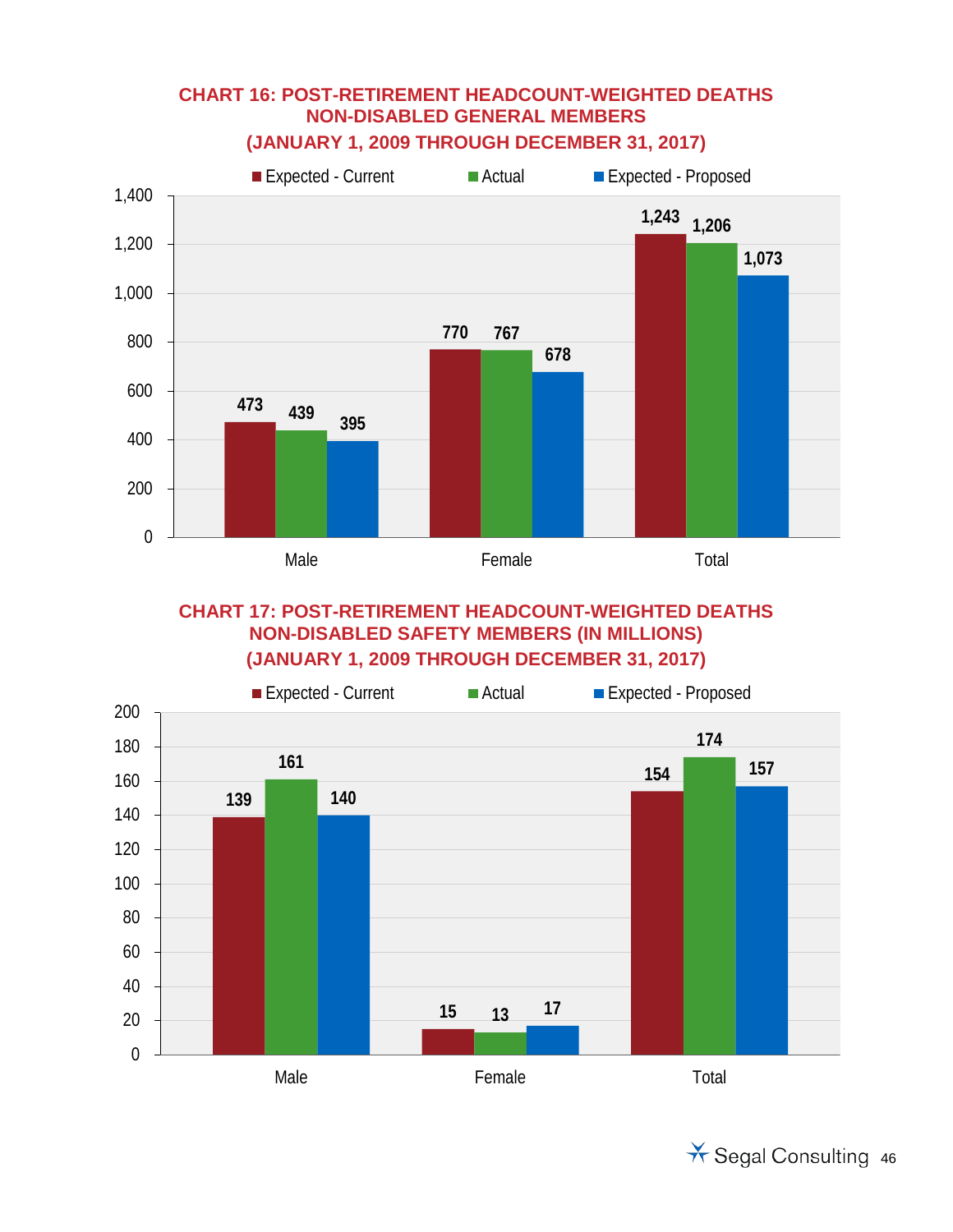## CHART 16: POST-RETIREMENT HEADCOUNT-WEIGHTED DEATHS NON-DISABLED GENERAL MEMBERS (JANUARY 1, 2009 THROUGH DECEMBER 31, 2017)

| | Expected - Current | Actual | Expected - Proposed |
|---|---|---|---|
| Male | 473 | 439 | 395 |
| Female | 770 | 767 | 678 |
| Total | 1,243 | 1,206 | 1,073 |

## CHART 17: POST-RETIREMENT HEADCOUNT-WEIGHTED DEATHS NON-DISABLED SAFETY MEMBERS (IN MILLIONS) (JANUARY 1, 2009 THROUGH DECEMBER 31, 2017)

| | Expected - Current | Actual | Expected - Proposed |
|---|---|---|---|
| Male | 139 | 161 | 140 |
| Female | 15 | 13 | 17 |
| Total | 154 | 174 | 157 |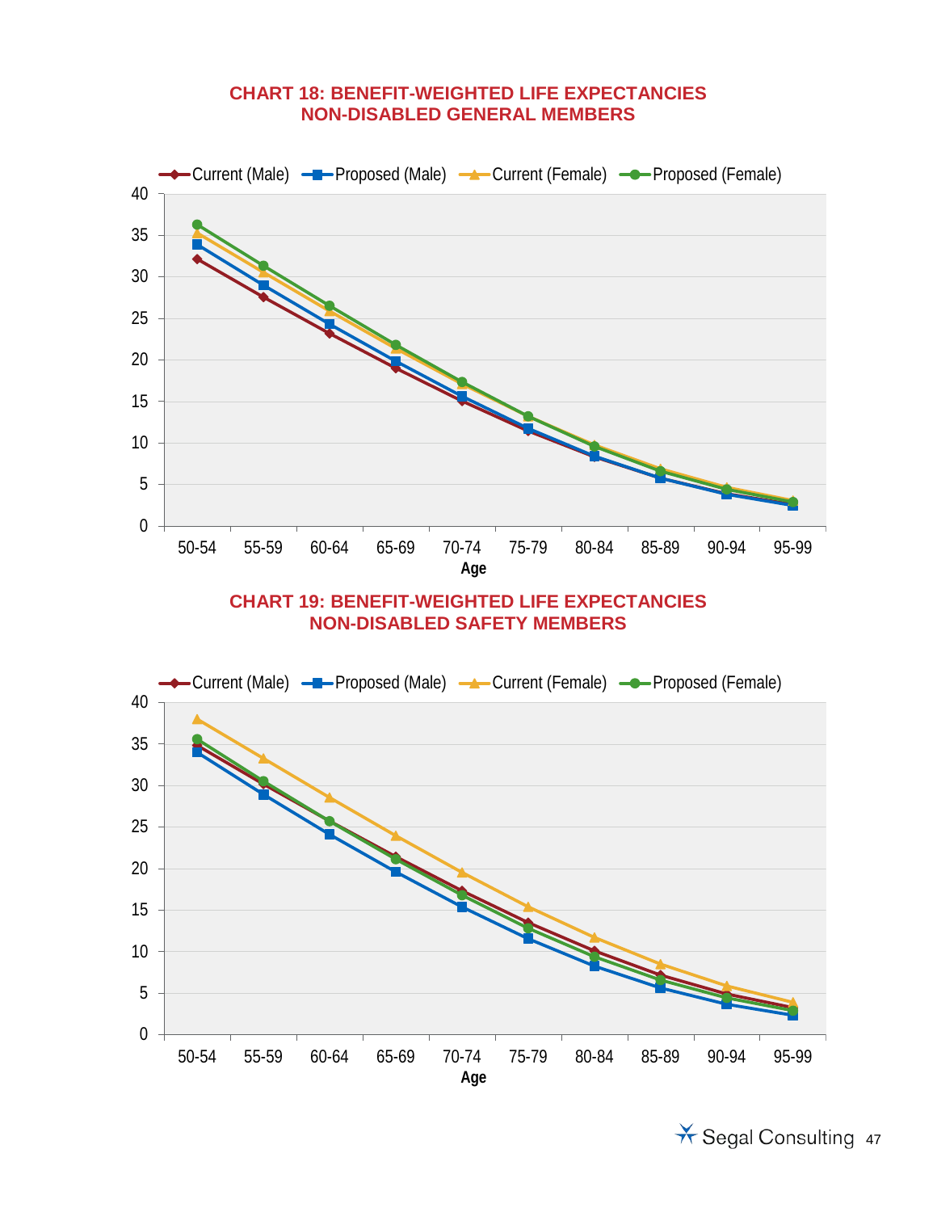# CHART 18: BENEFIT-WEIGHTED LIFE EXPECTANCIES NON-DISABLED GENERAL MEMBERS

# CHART 19: BENEFIT-WEIGHTED LIFE EXPECTANCIES NON-DISABLED SAFETY MEMBERS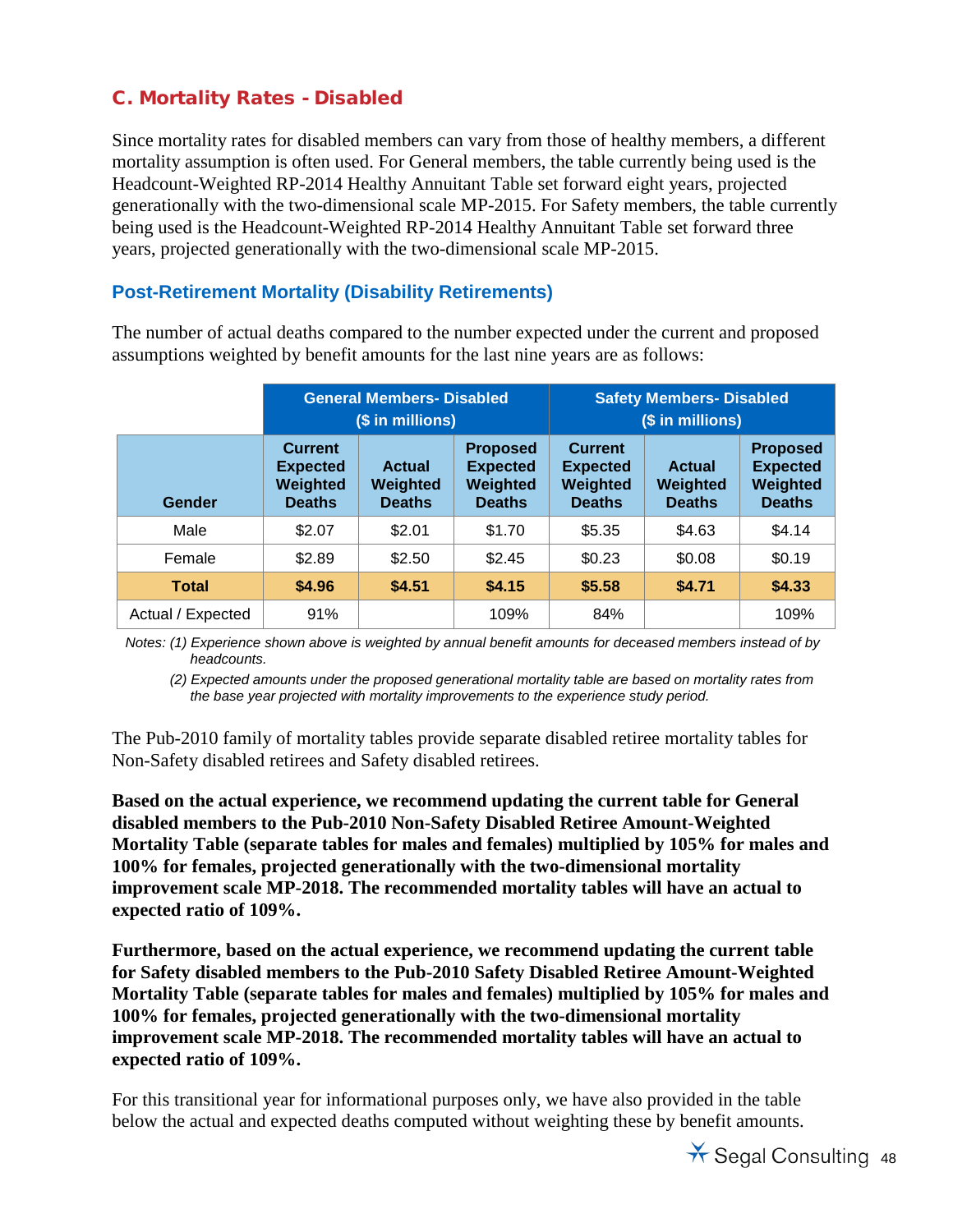## C. Mortality Rates - Disabled

Since mortality rates for disabled members can vary from those of healthy members, a different mortality assumption is often used. For General members, the table currently being used is the Headcount-Weighted RP-2014 Healthy Annuitant Table set forward eight years, projected generationally with the two-dimensional scale MP-2015. For Safety members, the table currently being used is the Headcount-Weighted RP-2014 Healthy Annuitant Table set forward three years, projected generationally with the two-dimensional scale MP-2015.

### Post-Retirement Mortality (Disability Retirements)

The number of actual deaths compared to the number expected under the current and proposed assumptions weighted by benefit amounts for the last nine years are as follows:

| | General Members- Disabled ($ in millions) | | | Safety Members- Disabled ($ in millions) | | |
|---|---|---|---|---|---|---|
| **Gender** | **Current Expected Weighted Deaths** | **Actual Weighted Deaths** | **Proposed Expected Weighted Deaths** | **Current Expected Weighted Deaths** | **Actual Weighted Deaths** | **Proposed Expected Weighted Deaths** |
| Male | $2.07 | $2.01 | $1.70 | $5.35 | $4.63 | $4.14 |
| Female | $2.89 | $2.50 | $2.45 | $0.23 | $0.08 | $0.19 |
| **Total** | **$4.96** | **$4.51** | **$4.15** | **$5.58** | **$4.71** | **$4.33** |
| Actual / Expected | 91% | | 109% | 84% | | 109% |

*Notes: (1) Experience shown above is weighted by annual benefit amounts for deceased members instead of by headcounts.*

*(2) Expected amounts under the proposed generational mortality table are based on mortality rates from the base year projected with mortality improvements to the experience study period.*

The Pub-2010 family of mortality tables provide separate disabled retiree mortality tables for Non-Safety disabled retirees and Safety disabled retirees.

**Based on the actual experience, we recommend updating the current table for General disabled members to the Pub-2010 Non-Safety Disabled Retiree Amount-Weighted Mortality Table (separate tables for males and females) multiplied by 105% for males and 100% for females, projected generationally with the two-dimensional mortality improvement scale MP-2018. The recommended mortality tables will have an actual to expected ratio of 109%.**

**Furthermore, based on the actual experience, we recommend updating the current table for Safety disabled members to the Pub-2010 Safety Disabled Retiree Amount-Weighted Mortality Table (separate tables for males and females) multiplied by 105% for males and 100% for females, projected generationally with the two-dimensional mortality improvement scale MP-2018. The recommended mortality tables will have an actual to expected ratio of 109%.**

For this transitional year for informational purposes only, we have also provided in the table below the actual and expected deaths computed without weighting these by benefit amounts.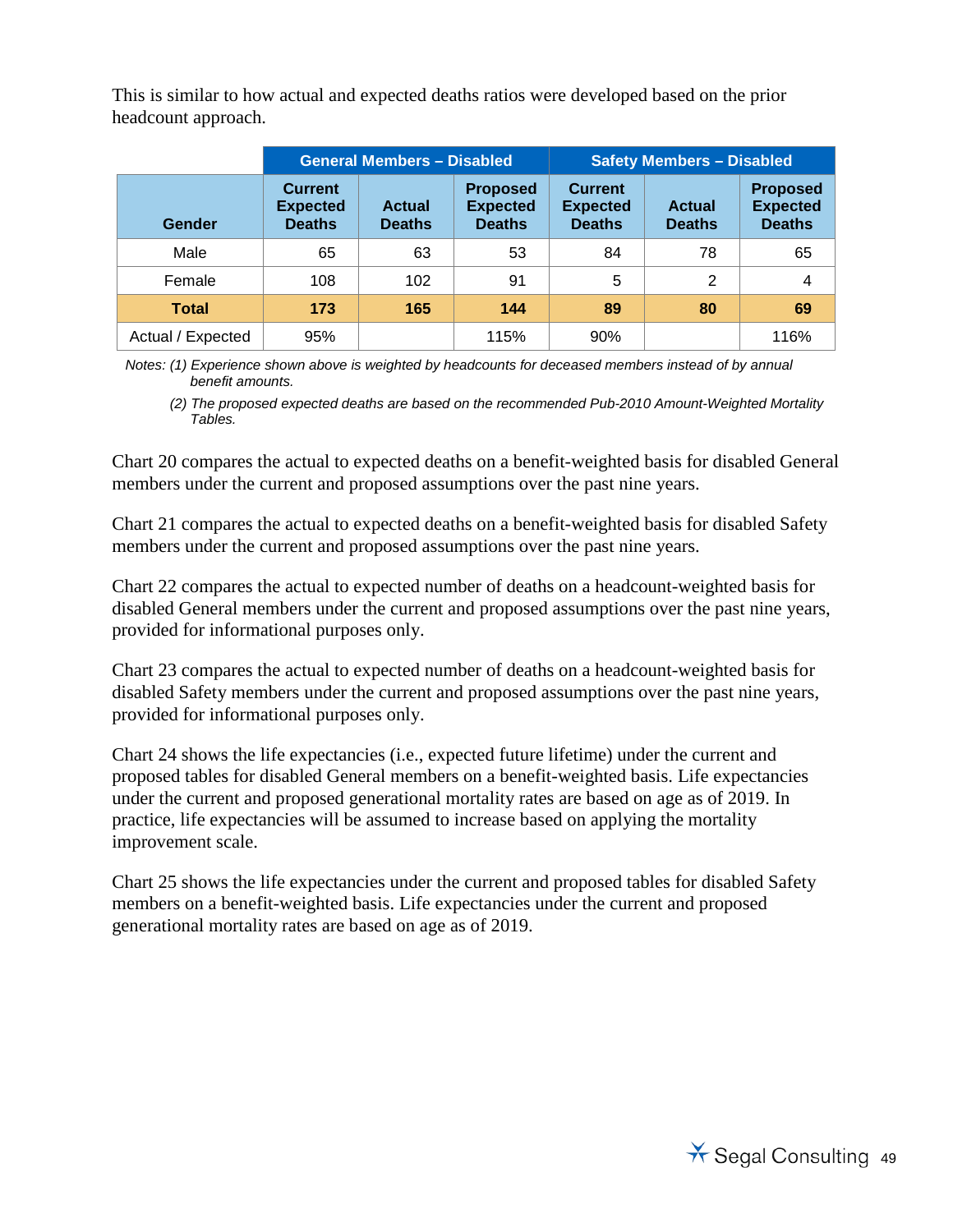This is similar to how actual and expected deaths ratios were developed based on the prior headcount approach.

| | General Members – Disabled | | | Safety Members – Disabled | | |
|---|---|---|---|---|---|---|
| **Gender** | **Current Expected Deaths** | **Actual Deaths** | **Proposed Expected Deaths** | **Current Expected Deaths** | **Actual Deaths** | **Proposed Expected Deaths** |
| Male | 65 | 63 | 53 | 84 | 78 | 65 |
| Female | 108 | 102 | 91 | 5 | 2 | 4 |
| **Total** | **173** | **165** | **144** | **89** | **80** | **69** |
| Actual / Expected | 95% | | 115% | 90% | | 116% |

*Notes: (1) Experience shown above is weighted by headcounts for deceased members instead of by annual benefit amounts.*

*(2) The proposed expected deaths are based on the recommended Pub-2010 Amount-Weighted Mortality Tables.*

Chart 20 compares the actual to expected deaths on a benefit-weighted basis for disabled General members under the current and proposed assumptions over the past nine years.

Chart 21 compares the actual to expected deaths on a benefit-weighted basis for disabled Safety members under the current and proposed assumptions over the past nine years.

Chart 22 compares the actual to expected number of deaths on a headcount-weighted basis for disabled General members under the current and proposed assumptions over the past nine years, provided for informational purposes only.

Chart 23 compares the actual to expected number of deaths on a headcount-weighted basis for disabled Safety members under the current and proposed assumptions over the past nine years, provided for informational purposes only.

Chart 24 shows the life expectancies (i.e., expected future lifetime) under the current and proposed tables for disabled General members on a benefit-weighted basis. Life expectancies under the current and proposed generational mortality rates are based on age as of 2019. In practice, life expectancies will be assumed to increase based on applying the mortality improvement scale.

Chart 25 shows the life expectancies under the current and proposed tables for disabled Safety members on a benefit-weighted basis. Life expectancies under the current and proposed generational mortality rates are based on age as of 2019.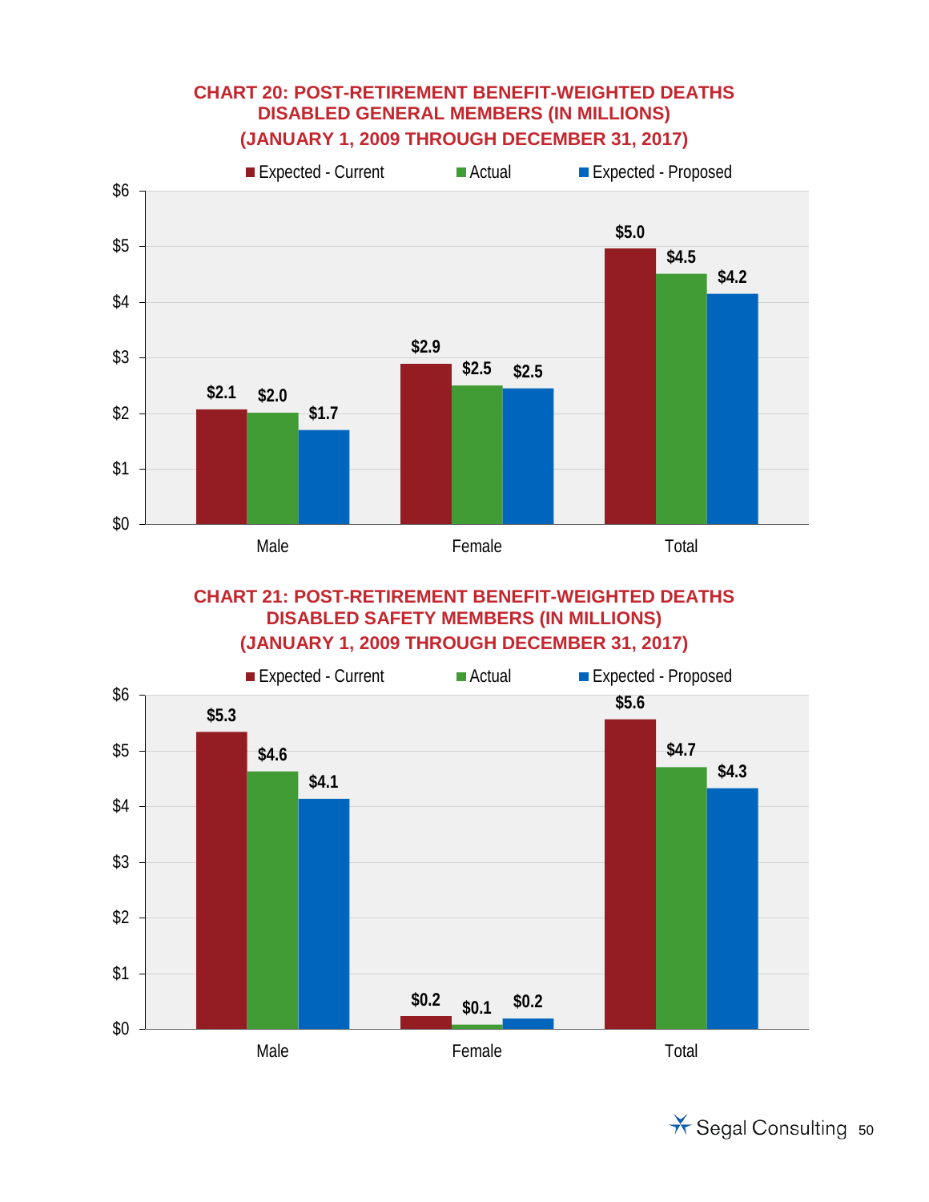## CHART 20: POST-RETIREMENT BENEFIT-WEIGHTED DEATHS DISABLED GENERAL MEMBERS (IN MILLIONS) (JANUARY 1, 2009 THROUGH DECEMBER 31, 2017)

| | Expected - Current | Actual | Expected - Proposed |
|---|---|---|---|
| Male | $2.1 | $2.0 | $1.7 |
| Female | $2.9 | $2.5 | $2.5 |
| Total | $5.0 | $4.5 | $4.2 |

## CHART 21: POST-RETIREMENT BENEFIT-WEIGHTED DEATHS DISABLED SAFETY MEMBERS (IN MILLIONS) (JANUARY 1, 2009 THROUGH DECEMBER 31, 2017)

| | Expected - Current | Actual | Expected - Proposed |
|---|---|---|---|
| Male | $5.3 | $4.6 | $4.1 |
| Female | $0.2 | $0.1 | $0.2 |
| Total | $5.6 | $4.7 | $4.3 |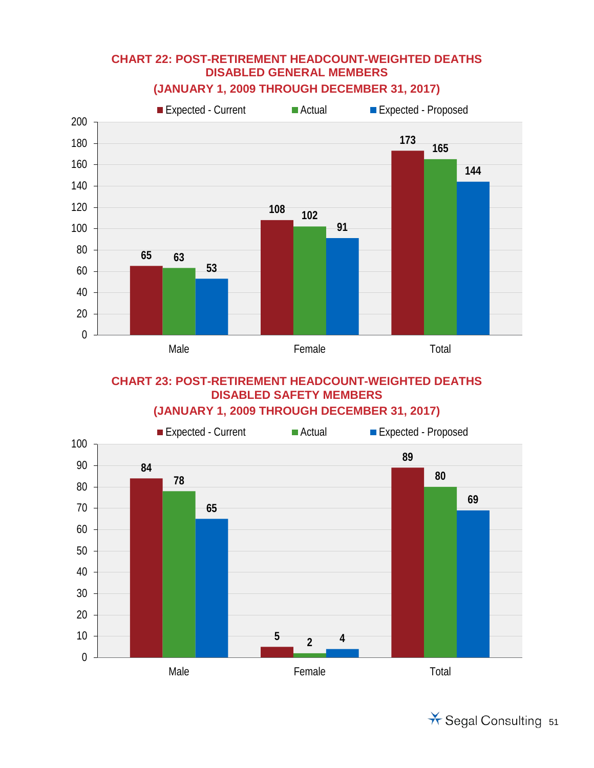## CHART 22: POST-RETIREMENT HEADCOUNT-WEIGHTED DEATHS DISABLED GENERAL MEMBERS (JANUARY 1, 2009 THROUGH DECEMBER 31, 2017)

| | Expected - Current | Actual | Expected - Proposed |
|---|---|---|---|
| Male | 65 | 63 | 53 |
| Female | 108 | 102 | 91 |
| Total | 173 | 165 | 144 |

## CHART 23: POST-RETIREMENT HEADCOUNT-WEIGHTED DEATHS DISABLED SAFETY MEMBERS (JANUARY 1, 2009 THROUGH DECEMBER 31, 2017)

| | Expected - Current | Actual | Expected - Proposed |
|---|---|---|---|
| Male | 84 | 78 | 65 |
| Female | 5 | 2 | 4 |
| Total | 89 | 80 | 69 |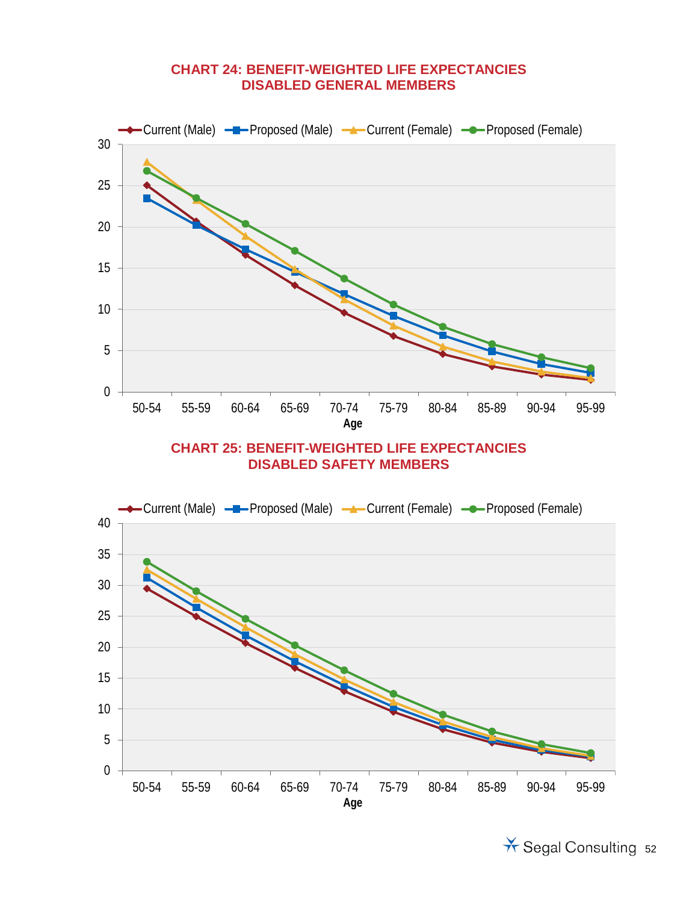**CHART 24: BENEFIT-WEIGHTED LIFE EXPECTANCIES**
**DISABLED GENERAL MEMBERS**

Current (Male) | Proposed (Male) | Current (Female) | Proposed (Female)

Age: 50-54, 55-59, 60-64, 65-69, 70-74, 75-79, 80-84, 85-89, 90-94, 95-99

**CHART 25: BENEFIT-WEIGHTED LIFE EXPECTANCIES**
**DISABLED SAFETY MEMBERS**

Current (Male) | Proposed (Male) | Current (Female) | Proposed (Female)

Age: 50-54, 55-59, 60-64, 65-69, 70-74, 75-79, 80-84, 85-89, 90-94, 95-99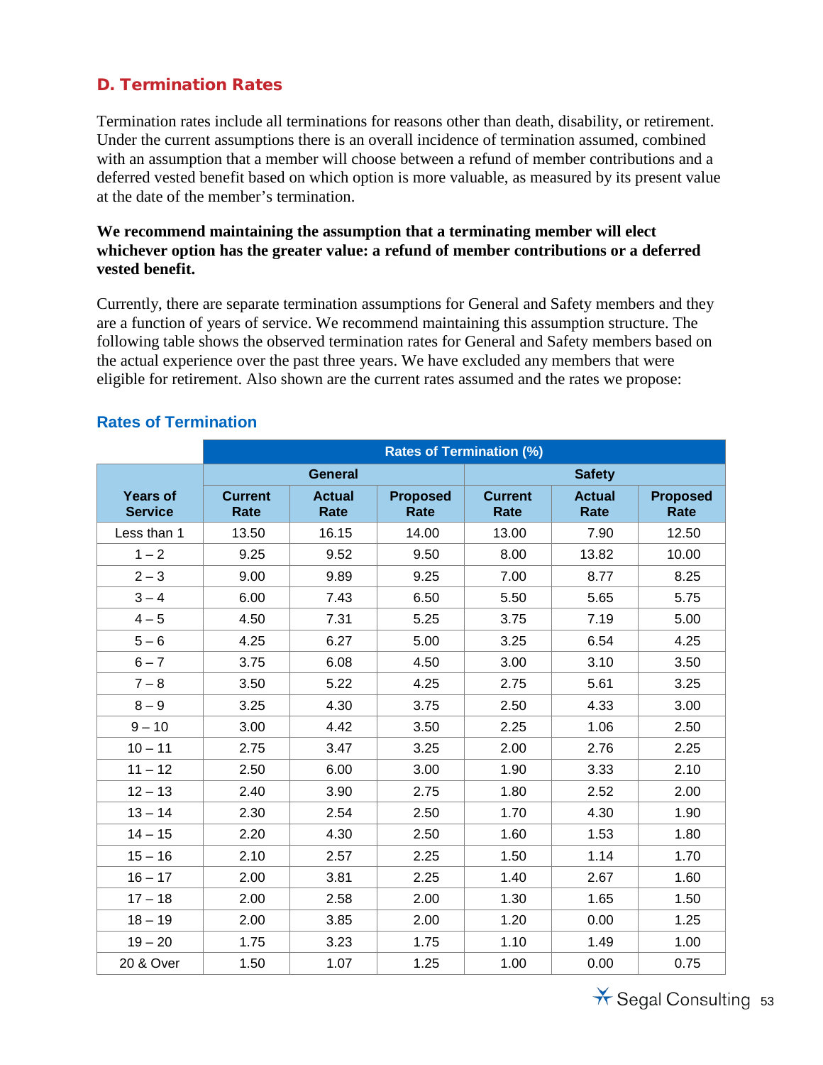## D. Termination Rates

Termination rates include all terminations for reasons other than death, disability, or retirement. Under the current assumptions there is an overall incidence of termination assumed, combined with an assumption that a member will choose between a refund of member contributions and a deferred vested benefit based on which option is more valuable, as measured by its present value at the date of the member's termination.

**We recommend maintaining the assumption that a terminating member will elect whichever option has the greater value: a refund of member contributions or a deferred vested benefit.**

Currently, there are separate termination assumptions for General and Safety members and they are a function of years of service. We recommend maintaining this assumption structure. The following table shows the observed termination rates for General and Safety members based on the actual experience over the past three years. We have excluded any members that were eligible for retirement. Also shown are the current rates assumed and the rates we propose:

### Rates of Termination

| | Rates of Termination (%) | | | | | |
|---|---|---|---|---|---|---|
| | General | | | Safety | | |
| Years of Service | Current Rate | Actual Rate | Proposed Rate | Current Rate | Actual Rate | Proposed Rate |
| Less than 1 | 13.50 | 16.15 | 14.00 | 13.00 | 7.90 | 12.50 |
| 1 – 2 | 9.25 | 9.52 | 9.50 | 8.00 | 13.82 | 10.00 |
| 2 – 3 | 9.00 | 9.89 | 9.25 | 7.00 | 8.77 | 8.25 |
| 3 – 4 | 6.00 | 7.43 | 6.50 | 5.50 | 5.65 | 5.75 |
| 4 – 5 | 4.50 | 7.31 | 5.25 | 3.75 | 7.19 | 5.00 |
| 5 – 6 | 4.25 | 6.27 | 5.00 | 3.25 | 6.54 | 4.25 |
| 6 – 7 | 3.75 | 6.08 | 4.50 | 3.00 | 3.10 | 3.50 |
| 7 – 8 | 3.50 | 5.22 | 4.25 | 2.75 | 5.61 | 3.25 |
| 8 – 9 | 3.25 | 4.30 | 3.75 | 2.50 | 4.33 | 3.00 |
| 9 – 10 | 3.00 | 4.42 | 3.50 | 2.25 | 1.06 | 2.50 |
| 10 – 11 | 2.75 | 3.47 | 3.25 | 2.00 | 2.76 | 2.25 |
| 11 – 12 | 2.50 | 6.00 | 3.00 | 1.90 | 3.33 | 2.10 |
| 12 – 13 | 2.40 | 3.90 | 2.75 | 1.80 | 2.52 | 2.00 |
| 13 – 14 | 2.30 | 2.54 | 2.50 | 1.70 | 4.30 | 1.90 |
| 14 – 15 | 2.20 | 4.30 | 2.50 | 1.60 | 1.53 | 1.80 |
| 15 – 16 | 2.10 | 2.57 | 2.25 | 1.50 | 1.14 | 1.70 |
| 16 – 17 | 2.00 | 3.81 | 2.25 | 1.40 | 2.67 | 1.60 |
| 17 – 18 | 2.00 | 2.58 | 2.00 | 1.30 | 1.65 | 1.50 |
| 18 – 19 | 2.00 | 3.85 | 2.00 | 1.20 | 0.00 | 1.25 |
| 19 – 20 | 1.75 | 3.23 | 1.75 | 1.10 | 1.49 | 1.00 |
| 20 & Over | 1.50 | 1.07 | 1.25 | 1.00 | 0.00 | 0.75 |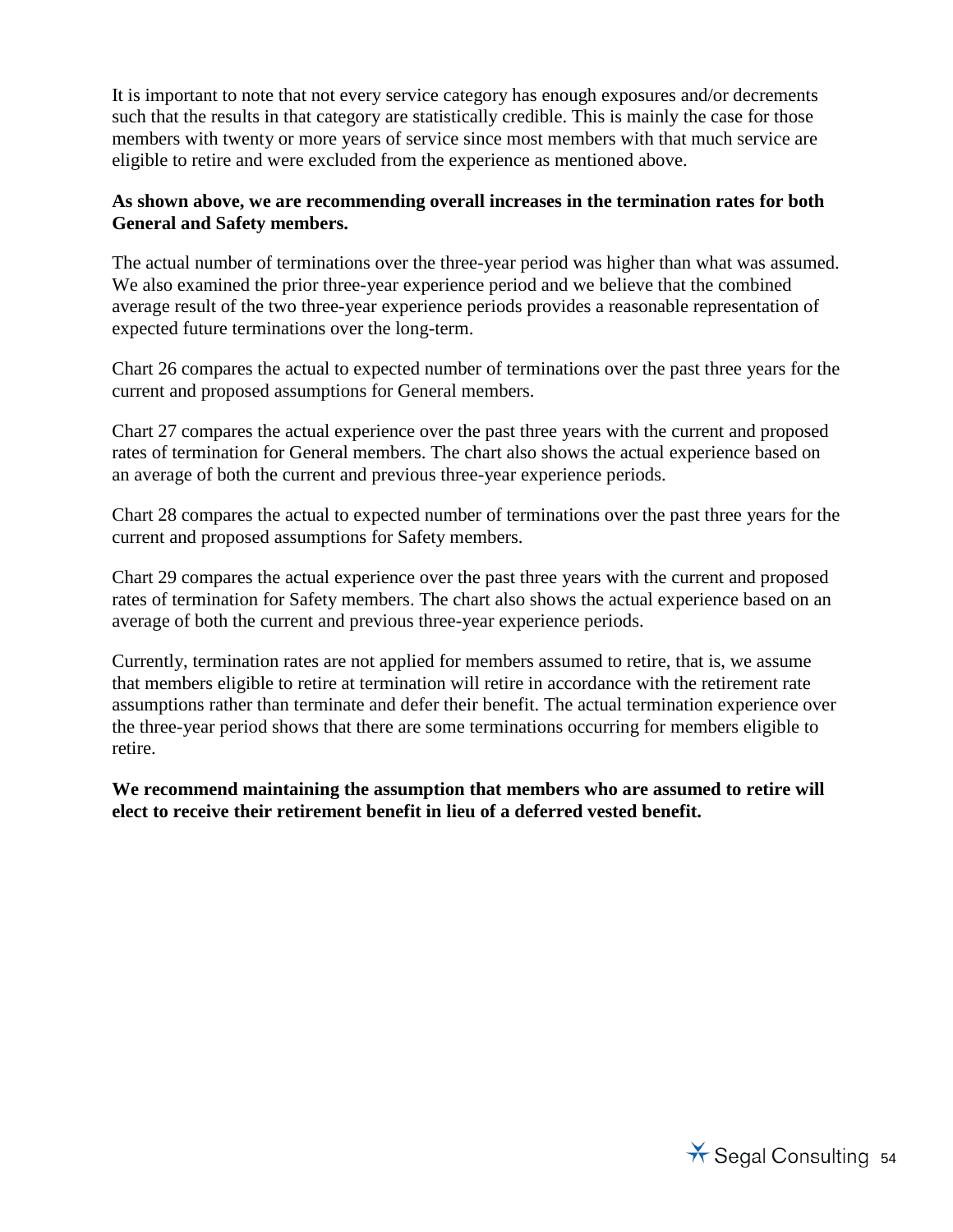It is important to note that not every service category has enough exposures and/or decrements such that the results in that category are statistically credible. This is mainly the case for those members with twenty or more years of service since most members with that much service are eligible to retire and were excluded from the experience as mentioned above.

**As shown above, we are recommending overall increases in the termination rates for both General and Safety members.**

The actual number of terminations over the three-year period was higher than what was assumed. We also examined the prior three-year experience period and we believe that the combined average result of the two three-year experience periods provides a reasonable representation of expected future terminations over the long-term.

Chart 26 compares the actual to expected number of terminations over the past three years for the current and proposed assumptions for General members.

Chart 27 compares the actual experience over the past three years with the current and proposed rates of termination for General members. The chart also shows the actual experience based on an average of both the current and previous three-year experience periods.

Chart 28 compares the actual to expected number of terminations over the past three years for the current and proposed assumptions for Safety members.

Chart 29 compares the actual experience over the past three years with the current and proposed rates of termination for Safety members. The chart also shows the actual experience based on an average of both the current and previous three-year experience periods.

Currently, termination rates are not applied for members assumed to retire, that is, we assume that members eligible to retire at termination will retire in accordance with the retirement rate assumptions rather than terminate and defer their benefit. The actual termination experience over the three-year period shows that there are some terminations occurring for members eligible to retire.

**We recommend maintaining the assumption that members who are assumed to retire will elect to receive their retirement benefit in lieu of a deferred vested benefit.**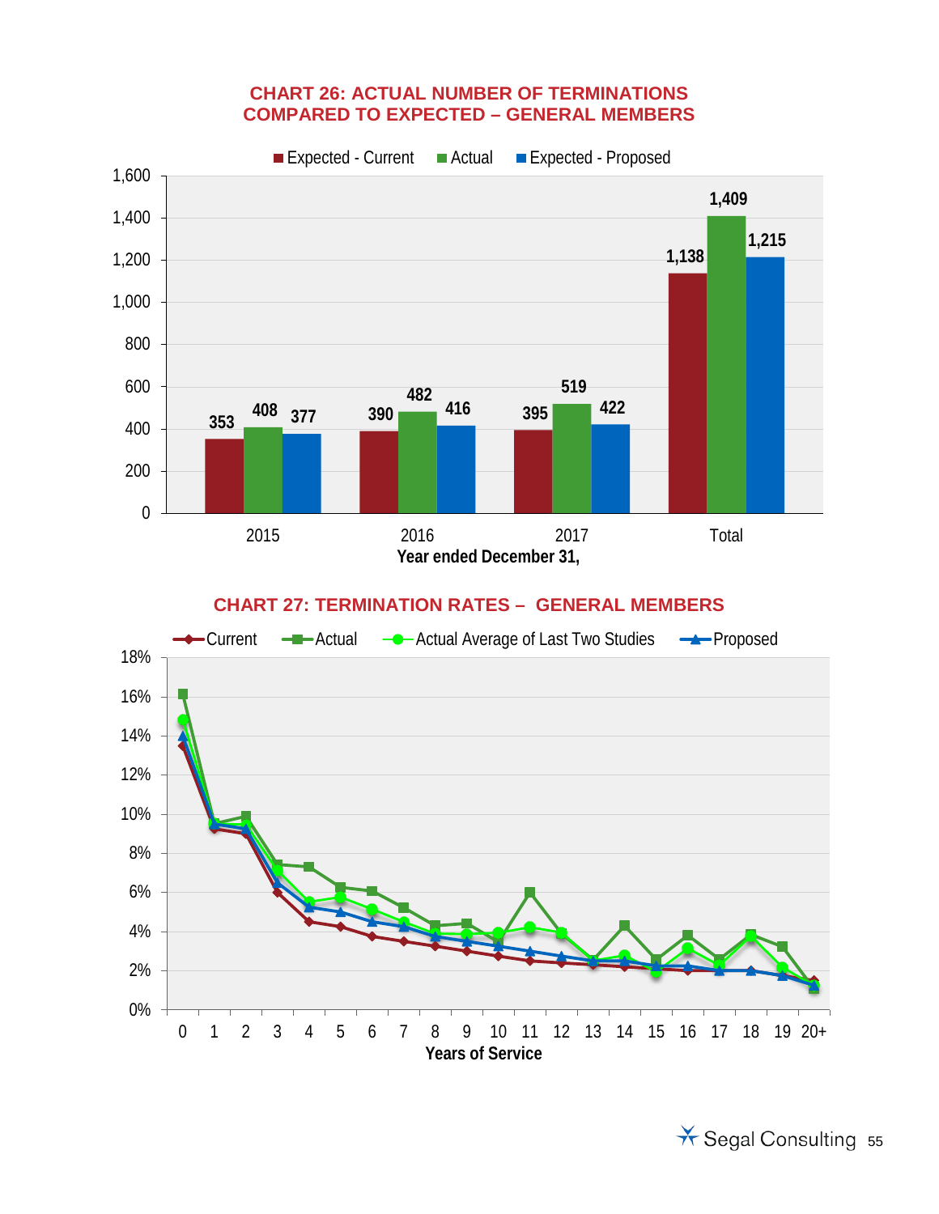## CHART 26: ACTUAL NUMBER OF TERMINATIONS COMPARED TO EXPECTED – GENERAL MEMBERS

| Year ended December 31, | Expected - Current | Actual | Expected - Proposed |
|---|---|---|---|
| 2015 | 353 | 408 | 377 |
| 2016 | 390 | 482 | 416 |
| 2017 | 395 | 519 | 422 |
| Total | 1,138 | 1,409 | 1,215 |

## CHART 27: TERMINATION RATES – GENERAL MEMBERS

Legend: Current, Actual, Actual Average of Last Two Studies, Proposed

Y-axis: 0% – 18%

X-axis: Years of Service (0, 1, 2, 3, 4, 5, 6, 7, 8, 9, 10, 11, 12, 13, 14, 15, 16, 17, 18, 19, 20+)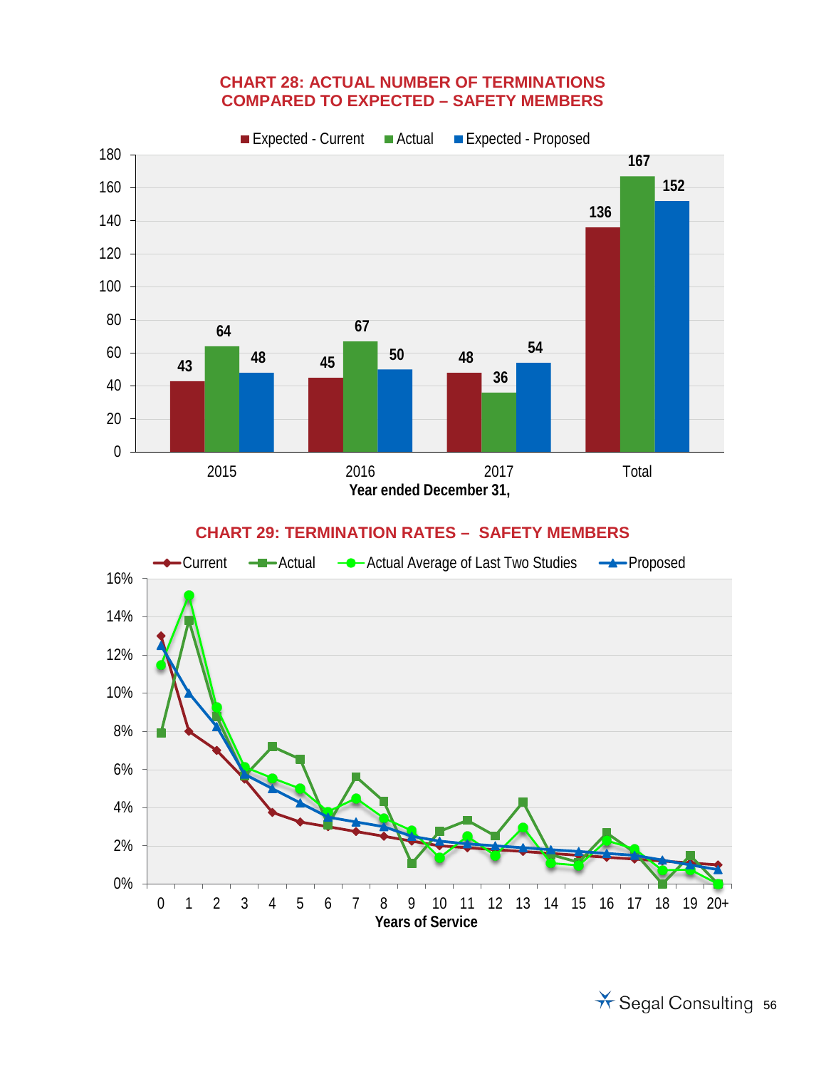### CHART 28: ACTUAL NUMBER OF TERMINATIONS COMPARED TO EXPECTED – SAFETY MEMBERS

| Year ended December 31, | Expected - Current | Actual | Expected - Proposed |
|---|---|---|---|
| 2015 | 43 | 64 | 48 |
| 2016 | 45 | 67 | 50 |
| 2017 | 48 | 36 | 54 |
| Total | 136 | 167 | 152 |

### CHART 29: TERMINATION RATES – SAFETY MEMBERS

Legend: Current, Actual, Actual Average of Last Two Studies, Proposed

Y-axis: 0%–16%

X-axis: Years of Service (0, 1, 2, 3, 4, 5, 6, 7, 8, 9, 10, 11, 12, 13, 14, 15, 16, 17, 18, 19, 20+)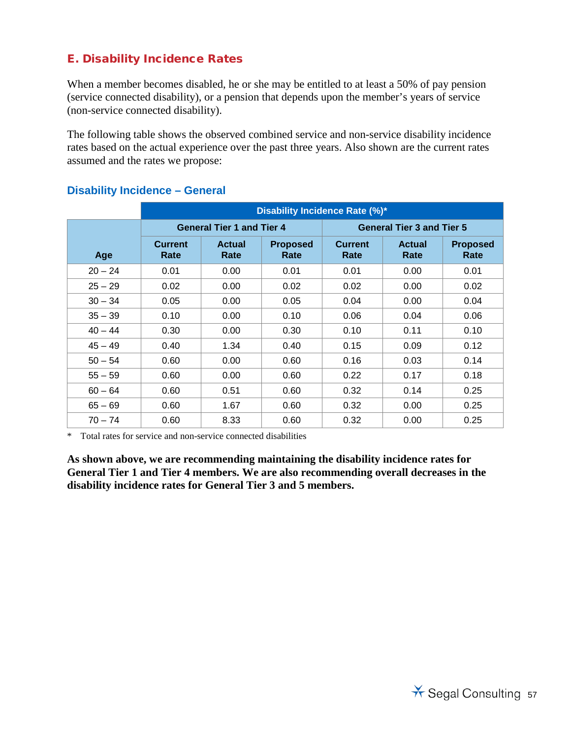## E. Disability Incidence Rates

When a member becomes disabled, he or she may be entitled to at least a 50% of pay pension (service connected disability), or a pension that depends upon the member's years of service (non-service connected disability).

The following table shows the observed combined service and non-service disability incidence rates based on the actual experience over the past three years. Also shown are the current rates assumed and the rates we propose:

### Disability Incidence – General

| | Disability Incidence Rate (%)* | | | | | |
|---|---|---|---|---|---|---|
| | General Tier 1 and Tier 4 | | | General Tier 3 and Tier 5 | | |
| Age | Current Rate | Actual Rate | Proposed Rate | Current Rate | Actual Rate | Proposed Rate |
| 20 – 24 | 0.01 | 0.00 | 0.01 | 0.01 | 0.00 | 0.01 |
| 25 – 29 | 0.02 | 0.00 | 0.02 | 0.02 | 0.00 | 0.02 |
| 30 – 34 | 0.05 | 0.00 | 0.05 | 0.04 | 0.00 | 0.04 |
| 35 – 39 | 0.10 | 0.00 | 0.10 | 0.06 | 0.04 | 0.06 |
| 40 – 44 | 0.30 | 0.00 | 0.30 | 0.10 | 0.11 | 0.10 |
| 45 – 49 | 0.40 | 1.34 | 0.40 | 0.15 | 0.09 | 0.12 |
| 50 – 54 | 0.60 | 0.00 | 0.60 | 0.16 | 0.03 | 0.14 |
| 55 – 59 | 0.60 | 0.00 | 0.60 | 0.22 | 0.17 | 0.18 |
| 60 – 64 | 0.60 | 0.51 | 0.60 | 0.32 | 0.14 | 0.25 |
| 65 – 69 | 0.60 | 1.67 | 0.60 | 0.32 | 0.00 | 0.25 |
| 70 – 74 | 0.60 | 8.33 | 0.60 | 0.32 | 0.00 | 0.25 |

\* Total rates for service and non-service connected disabilities

**As shown above, we are recommending maintaining the disability incidence rates for General Tier 1 and Tier 4 members. We are also recommending overall decreases in the disability incidence rates for General Tier 3 and 5 members.**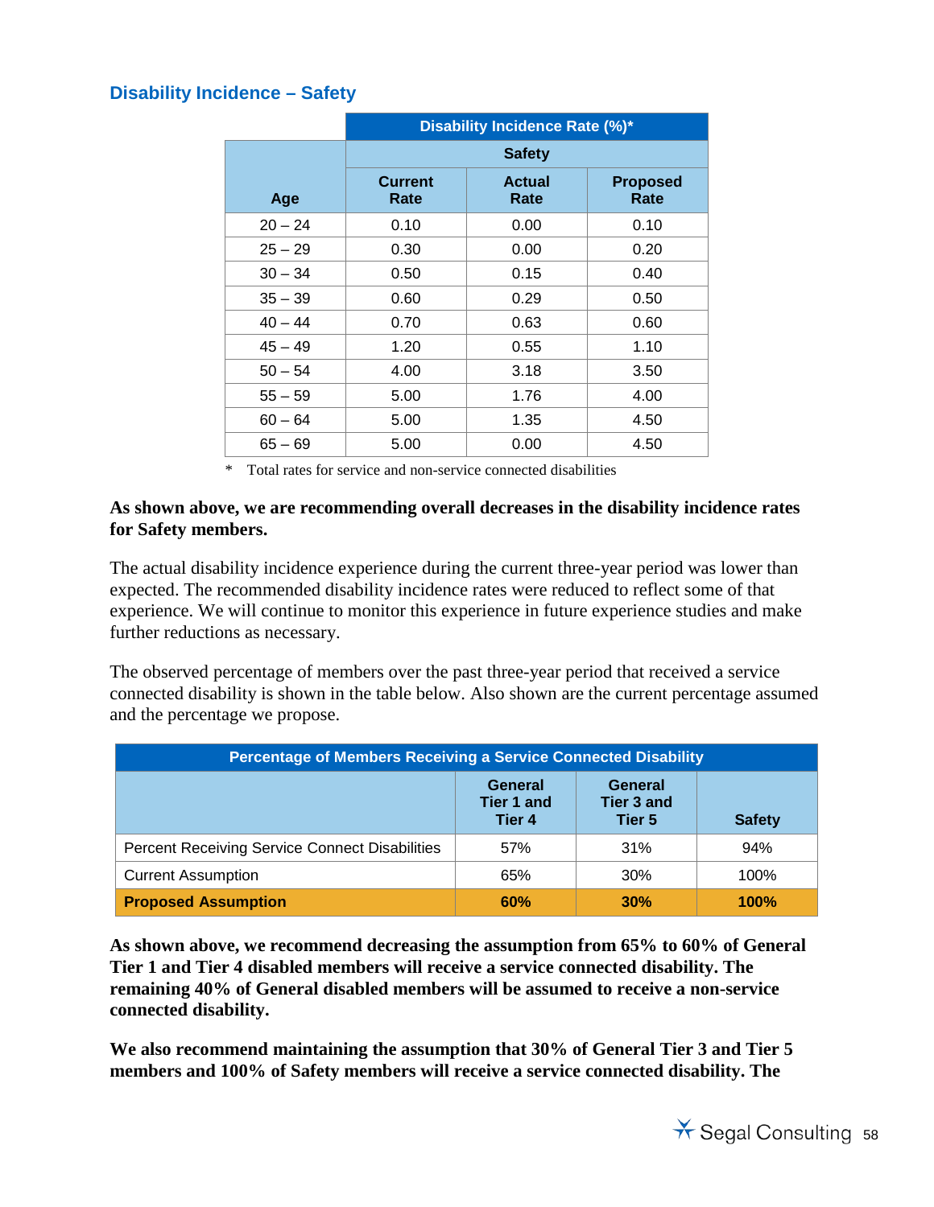## Disability Incidence – Safety

| | Disability Incidence Rate (%)* | | |
|---|---|---|---|
| | Safety | | |
| Age | Current Rate | Actual Rate | Proposed Rate |
| 20 – 24 | 0.10 | 0.00 | 0.10 |
| 25 – 29 | 0.30 | 0.00 | 0.20 |
| 30 – 34 | 0.50 | 0.15 | 0.40 |
| 35 – 39 | 0.60 | 0.29 | 0.50 |
| 40 – 44 | 0.70 | 0.63 | 0.60 |
| 45 – 49 | 1.20 | 0.55 | 1.10 |
| 50 – 54 | 4.00 | 3.18 | 3.50 |
| 55 – 59 | 5.00 | 1.76 | 4.00 |
| 60 – 64 | 5.00 | 1.35 | 4.50 |
| 65 – 69 | 5.00 | 0.00 | 4.50 |

\* Total rates for service and non-service connected disabilities

**As shown above, we are recommending overall decreases in the disability incidence rates for Safety members.**

The actual disability incidence experience during the current three-year period was lower than expected. The recommended disability incidence rates were reduced to reflect some of that experience. We will continue to monitor this experience in future experience studies and make further reductions as necessary.

The observed percentage of members over the past three-year period that received a service connected disability is shown in the table below. Also shown are the current percentage assumed and the percentage we propose.

| Percentage of Members Receiving a Service Connected Disability | | | |
|---|---|---|---|
| | General Tier 1 and Tier 4 | General Tier 3 and Tier 5 | Safety |
| Percent Receiving Service Connect Disabilities | 57% | 31% | 94% |
| Current Assumption | 65% | 30% | 100% |
| **Proposed Assumption** | **60%** | **30%** | **100%** |

**As shown above, we recommend decreasing the assumption from 65% to 60% of General Tier 1 and Tier 4 disabled members will receive a service connected disability. The remaining 40% of General disabled members will be assumed to receive a non-service connected disability.**

**We also recommend maintaining the assumption that 30% of General Tier 3 and Tier 5 members and 100% of Safety members will receive a service connected disability. The**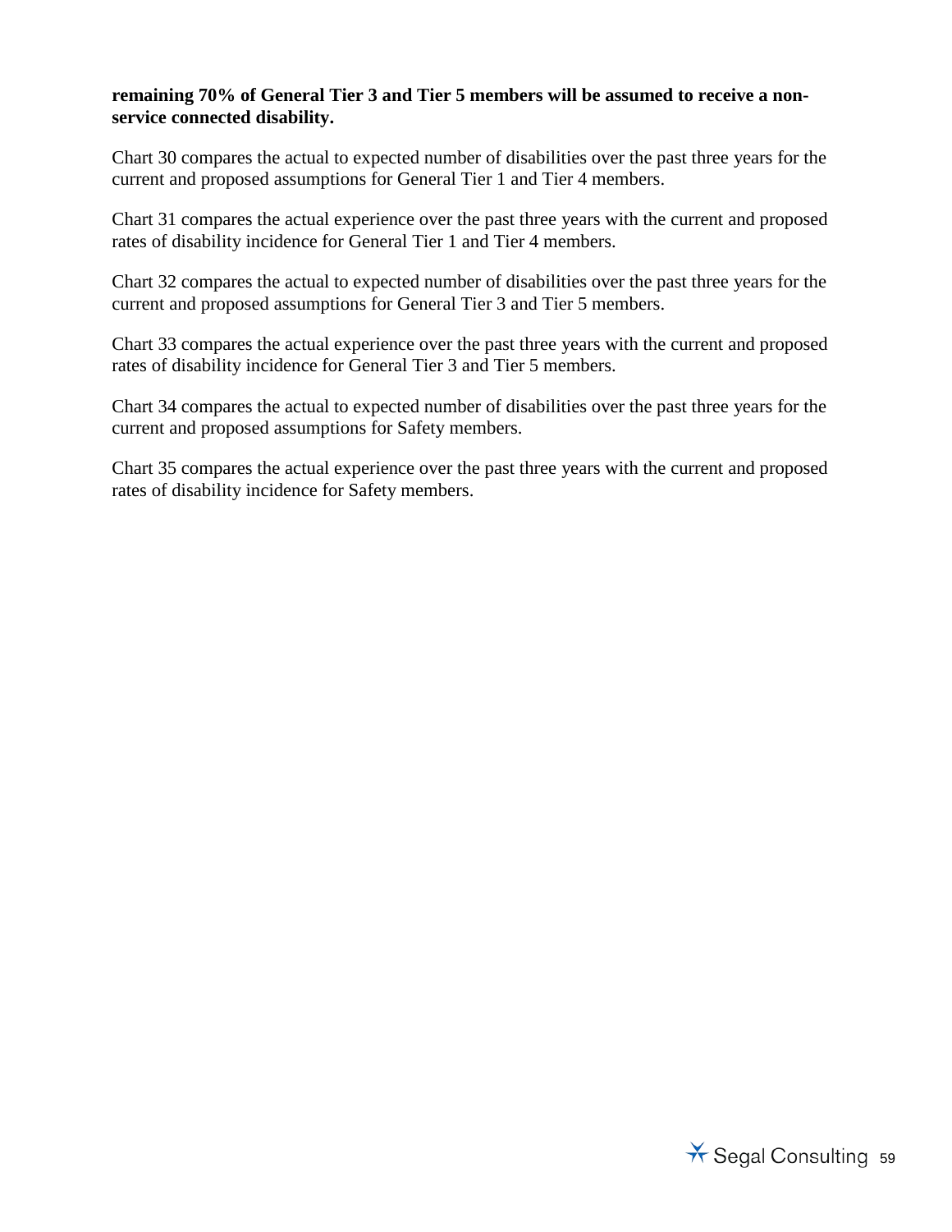**remaining 70% of General Tier 3 and Tier 5 members will be assumed to receive a non-service connected disability.**

Chart 30 compares the actual to expected number of disabilities over the past three years for the current and proposed assumptions for General Tier 1 and Tier 4 members.

Chart 31 compares the actual experience over the past three years with the current and proposed rates of disability incidence for General Tier 1 and Tier 4 members.

Chart 32 compares the actual to expected number of disabilities over the past three years for the current and proposed assumptions for General Tier 3 and Tier 5 members.

Chart 33 compares the actual experience over the past three years with the current and proposed rates of disability incidence for General Tier 3 and Tier 5 members.

Chart 34 compares the actual to expected number of disabilities over the past three years for the current and proposed assumptions for Safety members.

Chart 35 compares the actual experience over the past three years with the current and proposed rates of disability incidence for Safety members.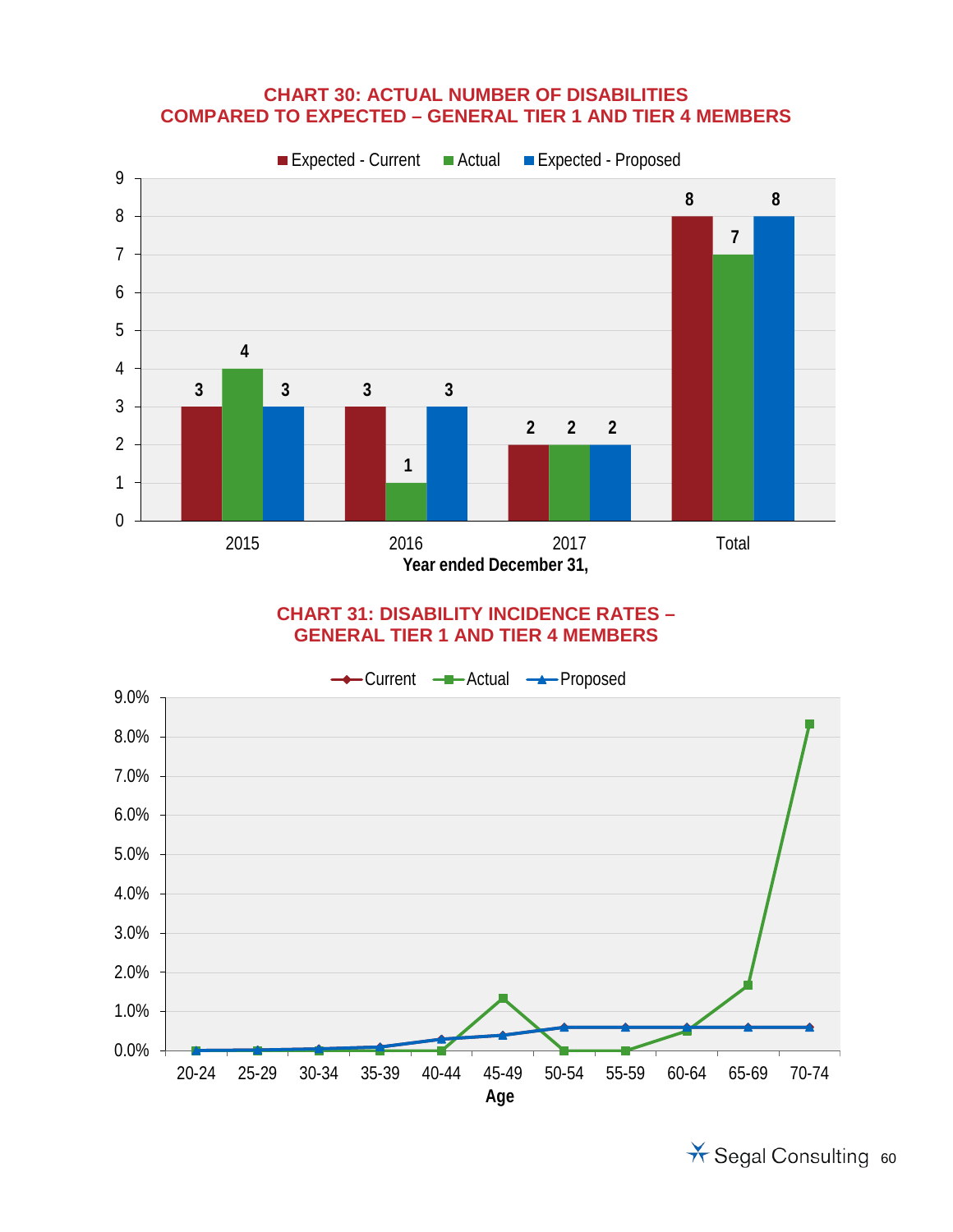## CHART 30: ACTUAL NUMBER OF DISABILITIES COMPARED TO EXPECTED – GENERAL TIER 1 AND TIER 4 MEMBERS

| Year ended December 31, | Expected - Current | Actual | Expected - Proposed |
|---|---|---|---|
| 2015 | 3 | 4 | 3 |
| 2016 | 3 | 1 | 3 |
| 2017 | 2 | 2 | 2 |
| Total | 8 | 7 | 8 |

## CHART 31: DISABILITY INCIDENCE RATES – GENERAL TIER 1 AND TIER 4 MEMBERS

Legend: Current, Actual, Proposed

Age: 20-24, 25-29, 30-34, 35-39, 40-44, 45-49, 50-54, 55-59, 60-64, 65-69, 70-74

Y-axis: 0.0% – 9.0%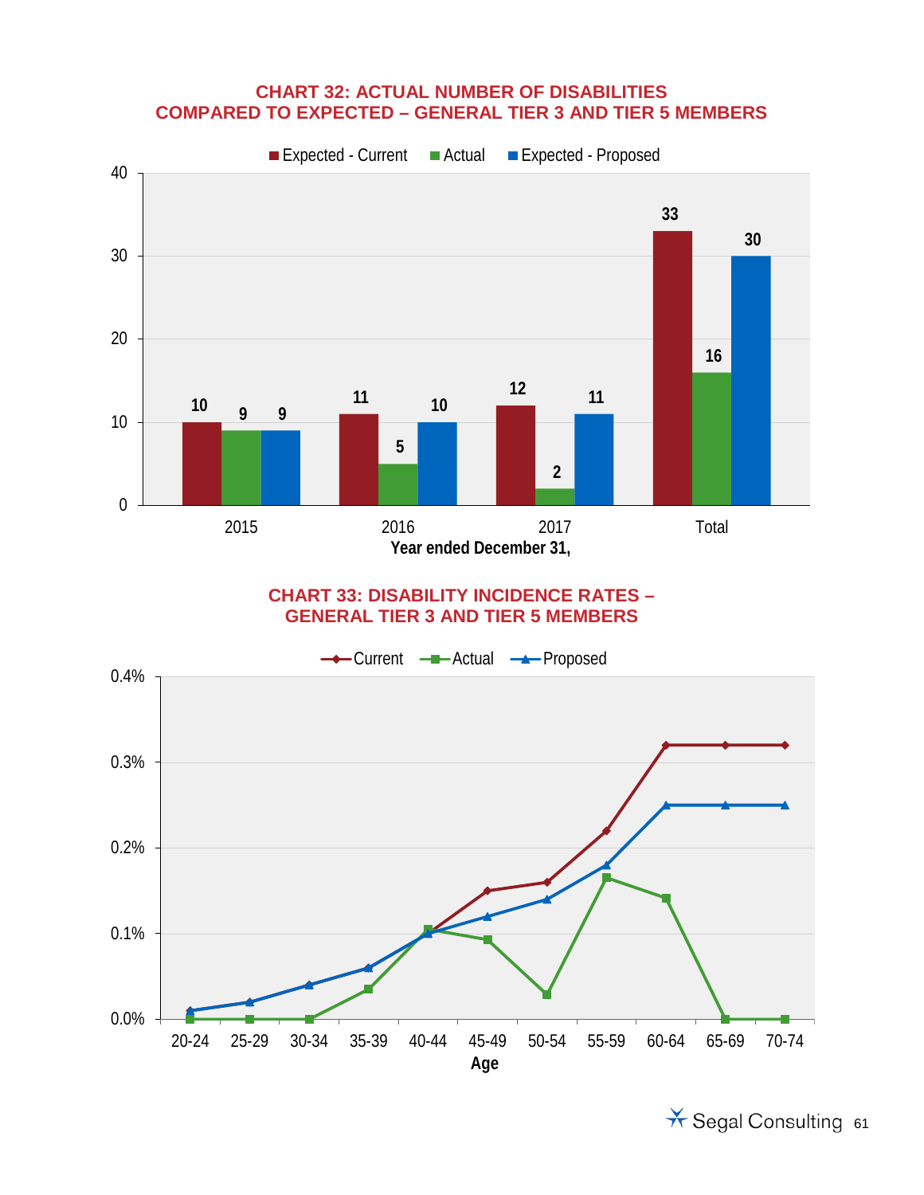## CHART 32: ACTUAL NUMBER OF DISABILITIES COMPARED TO EXPECTED – GENERAL TIER 3 AND TIER 5 MEMBERS

| Year ended December 31, | Expected - Current | Actual | Expected - Proposed |
|---|---|---|---|
| 2015 | 10 | 9 | 9 |
| 2016 | 11 | 5 | 10 |
| 2017 | 12 | 2 | 11 |
| Total | 33 | 16 | 30 |

## CHART 33: DISABILITY INCIDENCE RATES – GENERAL TIER 3 AND TIER 5 MEMBERS

Legend: Current, Actual, Proposed

Y-axis: 0.0%, 0.1%, 0.2%, 0.3%, 0.4%

Age: 20-24, 25-29, 30-34, 35-39, 40-44, 45-49, 50-54, 55-59, 60-64, 65-69, 70-74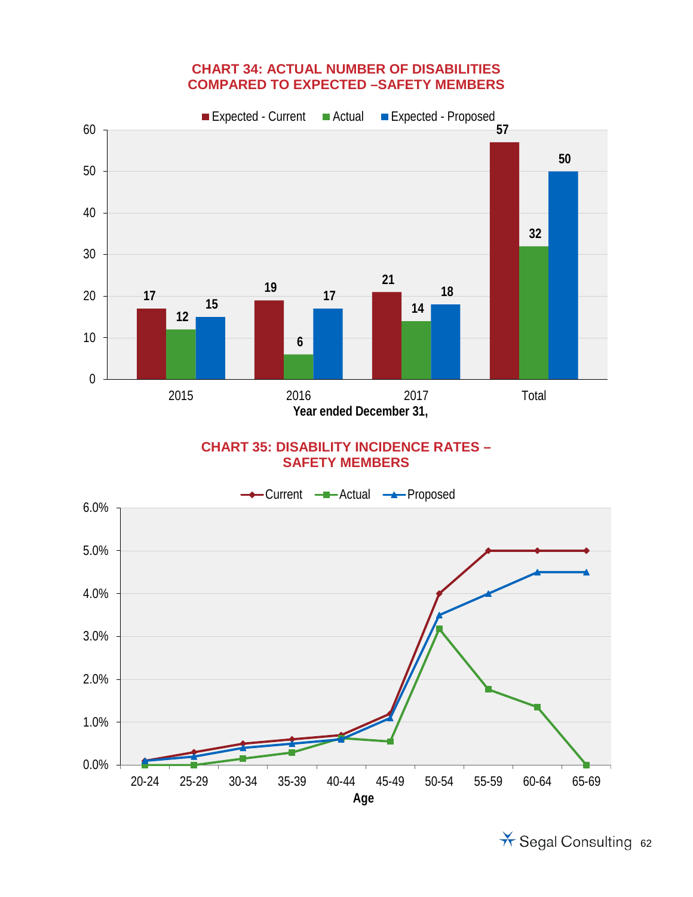### CHART 34: ACTUAL NUMBER OF DISABILITIES COMPARED TO EXPECTED –SAFETY MEMBERS

| Year ended December 31, | Expected - Current | Actual | Expected - Proposed |
|---|---|---|---|
| 2015 | 17 | 12 | 15 |
| 2016 | 19 | 6 | 17 |
| 2017 | 21 | 14 | 18 |
| Total | 57 | 32 | 50 |

### CHART 35: DISABILITY INCIDENCE RATES – SAFETY MEMBERS

Legend: Current, Actual, Proposed

Y-axis: 0.0% to 6.0%

X-axis (Age): 20-24, 25-29, 30-34, 35-39, 40-44, 45-49, 50-54, 55-59, 60-64, 65-69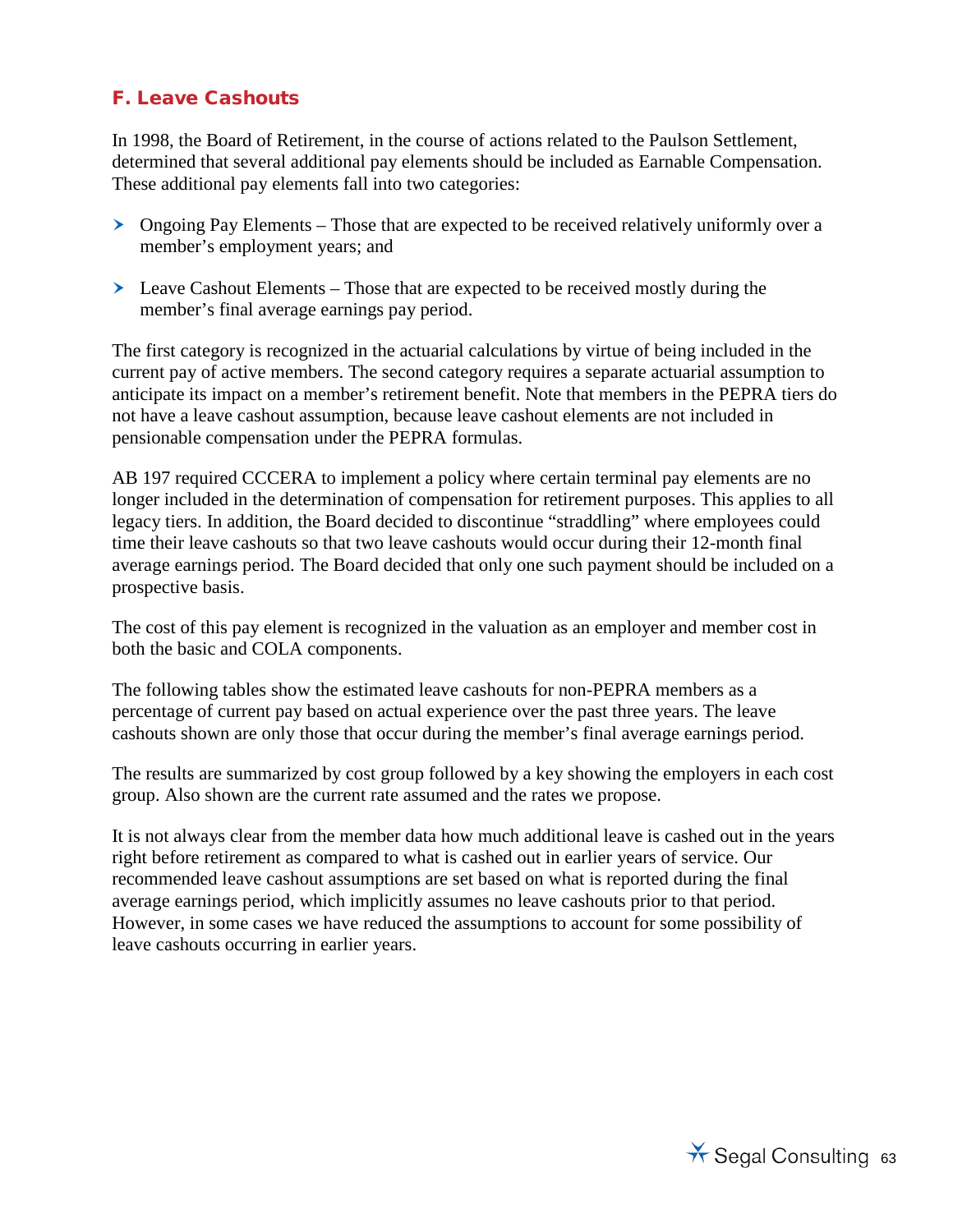## F. Leave Cashouts

In 1998, the Board of Retirement, in the course of actions related to the Paulson Settlement, determined that several additional pay elements should be included as Earnable Compensation. These additional pay elements fall into two categories:

- Ongoing Pay Elements – Those that are expected to be received relatively uniformly over a member's employment years; and
- Leave Cashout Elements – Those that are expected to be received mostly during the member's final average earnings pay period.

The first category is recognized in the actuarial calculations by virtue of being included in the current pay of active members. The second category requires a separate actuarial assumption to anticipate its impact on a member's retirement benefit. Note that members in the PEPRA tiers do not have a leave cashout assumption, because leave cashout elements are not included in pensionable compensation under the PEPRA formulas.

AB 197 required CCCERA to implement a policy where certain terminal pay elements are no longer included in the determination of compensation for retirement purposes. This applies to all legacy tiers. In addition, the Board decided to discontinue "straddling" where employees could time their leave cashouts so that two leave cashouts would occur during their 12-month final average earnings period. The Board decided that only one such payment should be included on a prospective basis.

The cost of this pay element is recognized in the valuation as an employer and member cost in both the basic and COLA components.

The following tables show the estimated leave cashouts for non-PEPRA members as a percentage of current pay based on actual experience over the past three years. The leave cashouts shown are only those that occur during the member's final average earnings period.

The results are summarized by cost group followed by a key showing the employers in each cost group. Also shown are the current rate assumed and the rates we propose.

It is not always clear from the member data how much additional leave is cashed out in the years right before retirement as compared to what is cashed out in earlier years of service. Our recommended leave cashout assumptions are set based on what is reported during the final average earnings period, which implicitly assumes no leave cashouts prior to that period. However, in some cases we have reduced the assumptions to account for some possibility of leave cashouts occurring in earlier years.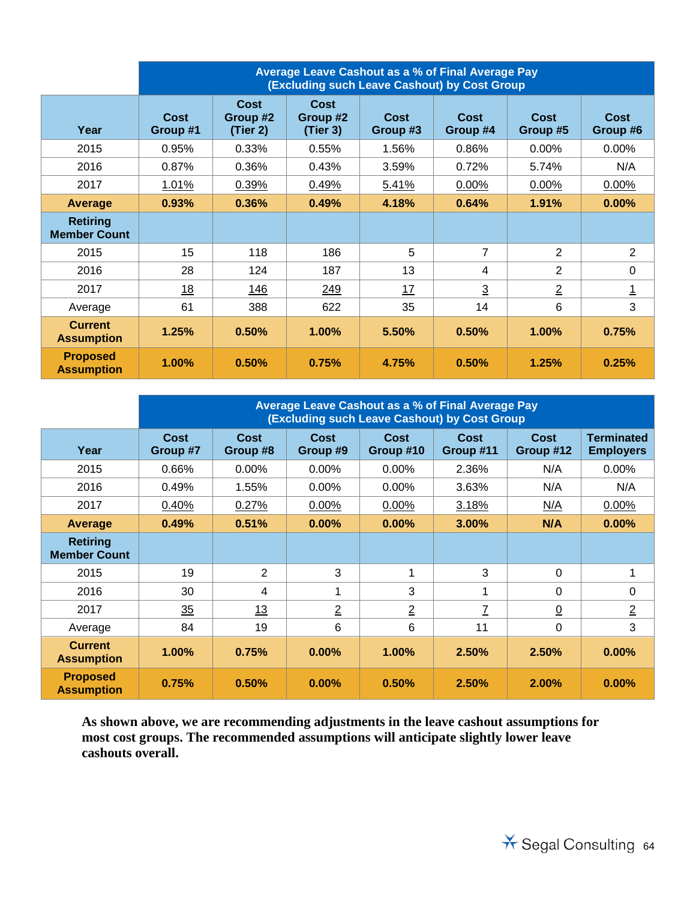| | Average Leave Cashout as a % of Final Average Pay (Excluding such Leave Cashout) by Cost Group | | | | | | |
|---|---|---|---|---|---|---|---|
| **Year** | **Cost Group #1** | **Cost Group #2 (Tier 2)** | **Cost Group #2 (Tier 3)** | **Cost Group #3** | **Cost Group #4** | **Cost Group #5** | **Cost Group #6** |
| 2015 | 0.95% | 0.33% | 0.55% | 1.56% | 0.86% | 0.00% | 0.00% |
| 2016 | 0.87% | 0.36% | 0.43% | 3.59% | 0.72% | 5.74% | N/A |
| 2017 | 1.01% | 0.39% | 0.49% | 5.41% | 0.00% | 0.00% | 0.00% |
| **Average** | **0.93%** | **0.36%** | **0.49%** | **4.18%** | **0.64%** | **1.91%** | **0.00%** |
| **Retiring Member Count** | | | | | | | |
| 2015 | 15 | 118 | 186 | 5 | 7 | 2 | 2 |
| 2016 | 28 | 124 | 187 | 13 | 4 | 2 | 0 |
| 2017 | 18 | 146 | 249 | 17 | 3 | 2 | 1 |
| Average | 61 | 388 | 622 | 35 | 14 | 6 | 3 |
| **Current Assumption** | **1.25%** | **0.50%** | **1.00%** | **5.50%** | **0.50%** | **1.00%** | **0.75%** |
| **Proposed Assumption** | **1.00%** | **0.50%** | **0.75%** | **4.75%** | **0.50%** | **1.25%** | **0.25%** |

| | Average Leave Cashout as a % of Final Average Pay (Excluding such Leave Cashout) by Cost Group | | | | | | |
|---|---|---|---|---|---|---|---|
| **Year** | **Cost Group #7** | **Cost Group #8** | **Cost Group #9** | **Cost Group #10** | **Cost Group #11** | **Cost Group #12** | **Terminated Employers** |
| 2015 | 0.66% | 0.00% | 0.00% | 0.00% | 2.36% | N/A | 0.00% |
| 2016 | 0.49% | 1.55% | 0.00% | 0.00% | 3.63% | N/A | N/A |
| 2017 | 0.40% | 0.27% | 0.00% | 0.00% | 3.18% | N/A | 0.00% |
| **Average** | **0.49%** | **0.51%** | **0.00%** | **0.00%** | **3.00%** | **N/A** | **0.00%** |
| **Retiring Member Count** | | | | | | | |
| 2015 | 19 | 2 | 3 | 1 | 3 | 0 | 1 |
| 2016 | 30 | 4 | 1 | 3 | 1 | 0 | 0 |
| 2017 | 35 | 13 | 2 | 2 | 7 | 0 | 2 |
| Average | 84 | 19 | 6 | 6 | 11 | 0 | 3 |
| **Current Assumption** | **1.00%** | **0.75%** | **0.00%** | **1.00%** | **2.50%** | **2.50%** | **0.00%** |
| **Proposed Assumption** | **0.75%** | **0.50%** | **0.00%** | **0.50%** | **2.50%** | **2.00%** | **0.00%** |

**As shown above, we are recommending adjustments in the leave cashout assumptions for most cost groups. The recommended assumptions will anticipate slightly lower leave cashouts overall.**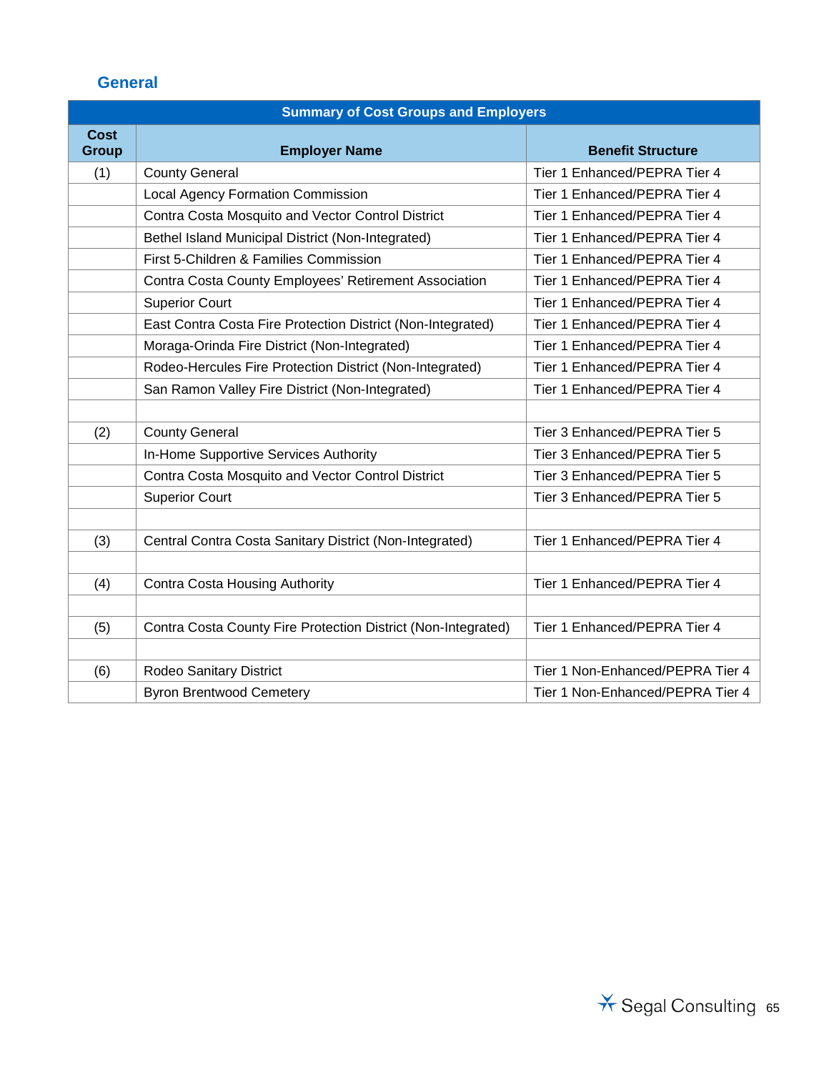## General

| Summary of Cost Groups and Employers | | |
|---|---|---|
| Cost Group | Employer Name | Benefit Structure |
| (1) | County General | Tier 1 Enhanced/PEPRA Tier 4 |
| | Local Agency Formation Commission | Tier 1 Enhanced/PEPRA Tier 4 |
| | Contra Costa Mosquito and Vector Control District | Tier 1 Enhanced/PEPRA Tier 4 |
| | Bethel Island Municipal District (Non-Integrated) | Tier 1 Enhanced/PEPRA Tier 4 |
| | First 5-Children & Families Commission | Tier 1 Enhanced/PEPRA Tier 4 |
| | Contra Costa County Employees' Retirement Association | Tier 1 Enhanced/PEPRA Tier 4 |
| | Superior Court | Tier 1 Enhanced/PEPRA Tier 4 |
| | East Contra Costa Fire Protection District (Non-Integrated) | Tier 1 Enhanced/PEPRA Tier 4 |
| | Moraga-Orinda Fire District (Non-Integrated) | Tier 1 Enhanced/PEPRA Tier 4 |
| | Rodeo-Hercules Fire Protection District (Non-Integrated) | Tier 1 Enhanced/PEPRA Tier 4 |
| | San Ramon Valley Fire District (Non-Integrated) | Tier 1 Enhanced/PEPRA Tier 4 |
| | | |
| (2) | County General | Tier 3 Enhanced/PEPRA Tier 5 |
| | In-Home Supportive Services Authority | Tier 3 Enhanced/PEPRA Tier 5 |
| | Contra Costa Mosquito and Vector Control District | Tier 3 Enhanced/PEPRA Tier 5 |
| | Superior Court | Tier 3 Enhanced/PEPRA Tier 5 |
| | | |
| (3) | Central Contra Costa Sanitary District (Non-Integrated) | Tier 1 Enhanced/PEPRA Tier 4 |
| | | |
| (4) | Contra Costa Housing Authority | Tier 1 Enhanced/PEPRA Tier 4 |
| | | |
| (5) | Contra Costa County Fire Protection District (Non-Integrated) | Tier 1 Enhanced/PEPRA Tier 4 |
| | | |
| (6) | Rodeo Sanitary District | Tier 1 Non-Enhanced/PEPRA Tier 4 |
| | Byron Brentwood Cemetery | Tier 1 Non-Enhanced/PEPRA Tier 4 |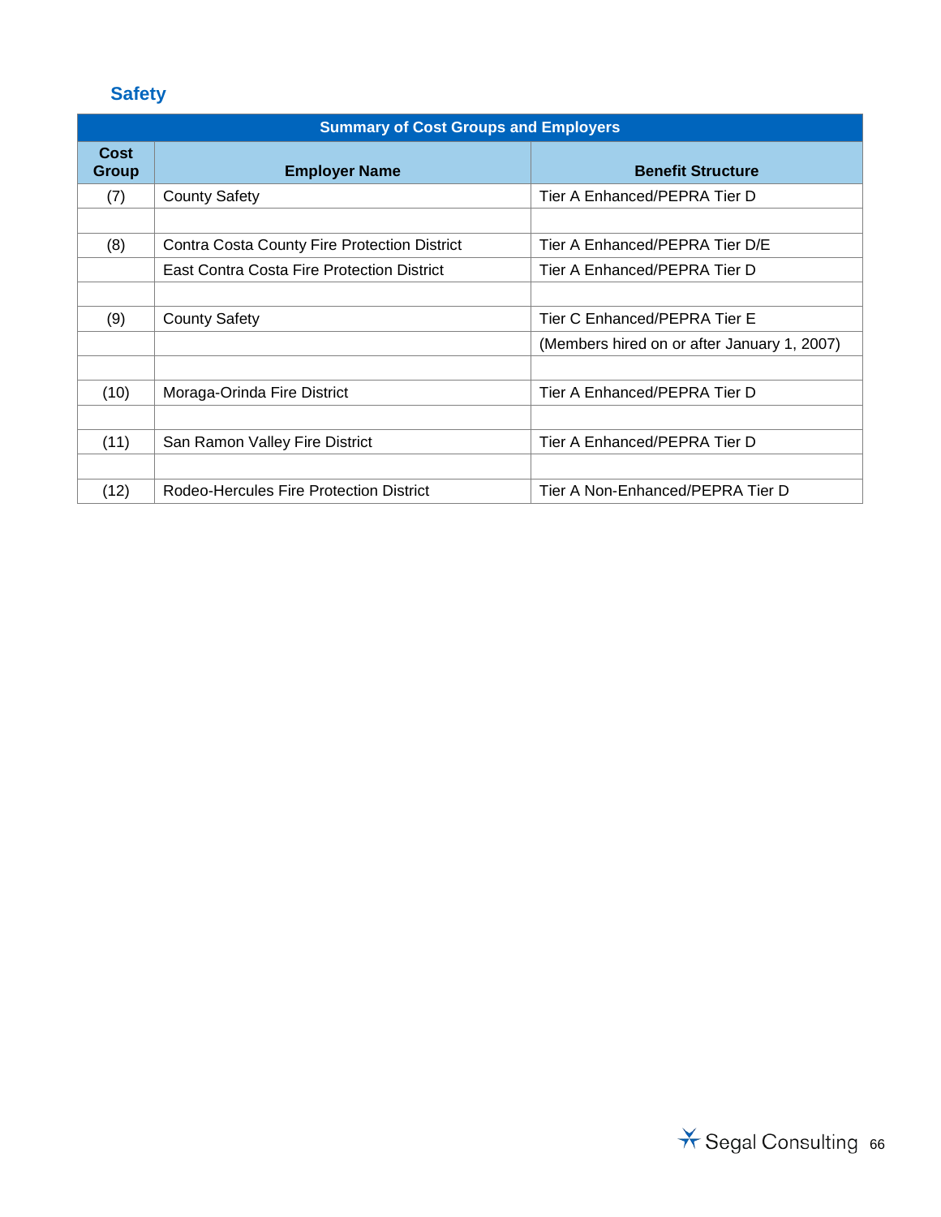### Safety

| Summary of Cost Groups and Employers | | |
|---|---|---|
| **Cost Group** | **Employer Name** | **Benefit Structure** |
| (7) | County Safety | Tier A Enhanced/PEPRA Tier D |
| | | |
| (8) | Contra Costa County Fire Protection District | Tier A Enhanced/PEPRA Tier D/E |
| | East Contra Costa Fire Protection District | Tier A Enhanced/PEPRA Tier D |
| | | |
| (9) | County Safety | Tier C Enhanced/PEPRA Tier E |
| | | (Members hired on or after January 1, 2007) |
| | | |
| (10) | Moraga-Orinda Fire District | Tier A Enhanced/PEPRA Tier D |
| | | |
| (11) | San Ramon Valley Fire District | Tier A Enhanced/PEPRA Tier D |
| | | |
| (12) | Rodeo-Hercules Fire Protection District | Tier A Non-Enhanced/PEPRA Tier D |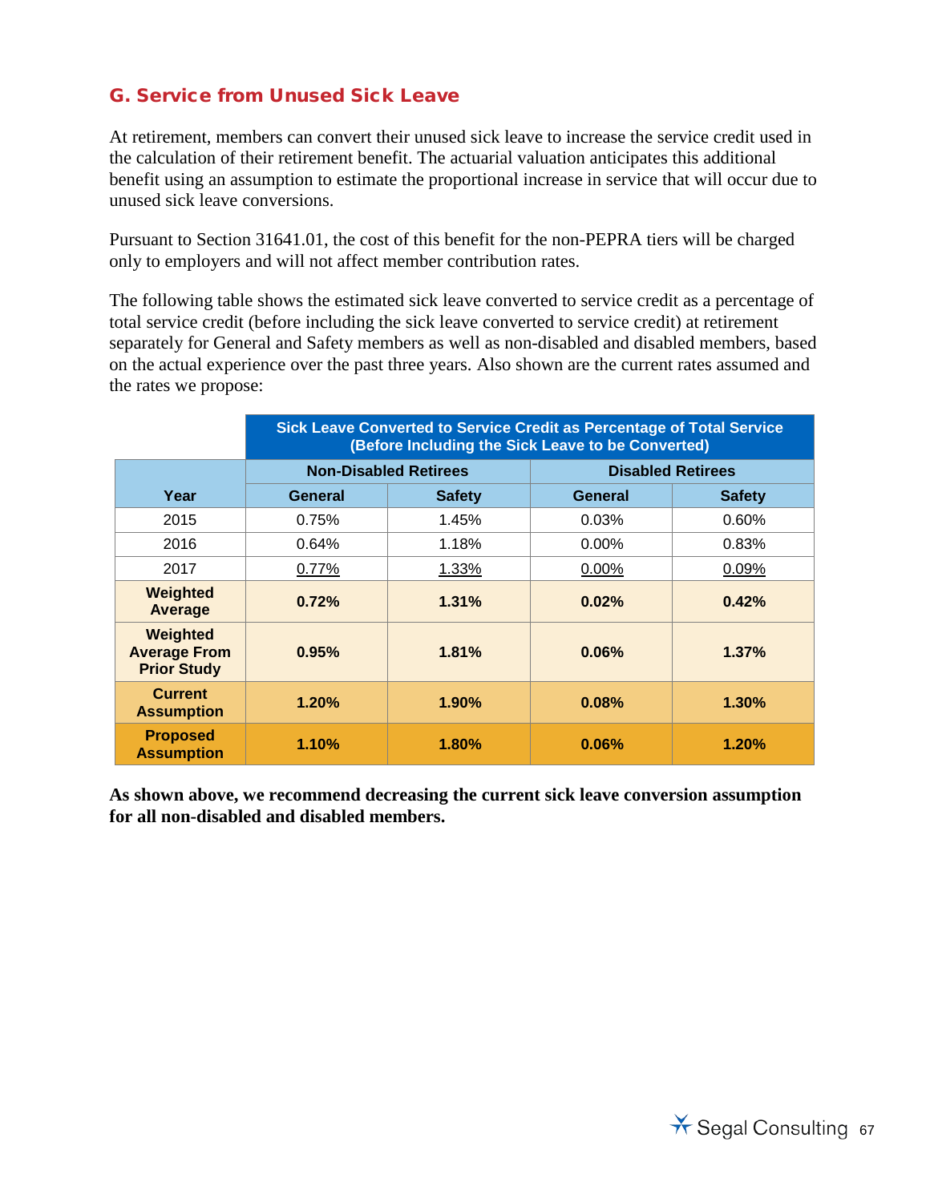## G. Service from Unused Sick Leave

At retirement, members can convert their unused sick leave to increase the service credit used in the calculation of their retirement benefit. The actuarial valuation anticipates this additional benefit using an assumption to estimate the proportional increase in service that will occur due to unused sick leave conversions.

Pursuant to Section 31641.01, the cost of this benefit for the non-PEPRA tiers will be charged only to employers and will not affect member contribution rates.

The following table shows the estimated sick leave converted to service credit as a percentage of total service credit (before including the sick leave converted to service credit) at retirement separately for General and Safety members as well as non-disabled and disabled members, based on the actual experience over the past three years. Also shown are the current rates assumed and the rates we propose:

| | Sick Leave Converted to Service Credit as Percentage of Total Service (Before Including the Sick Leave to be Converted) | | | |
|---|---|---|---|---|
| | Non-Disabled Retirees | | Disabled Retirees | |
| Year | General | Safety | General | Safety |
| 2015 | 0.75% | 1.45% | 0.03% | 0.60% |
| 2016 | 0.64% | 1.18% | 0.00% | 0.83% |
| 2017 | 0.77% | 1.33% | 0.00% | 0.09% |
| **Weighted Average** | **0.72%** | **1.31%** | **0.02%** | **0.42%** |
| **Weighted Average From Prior Study** | **0.95%** | **1.81%** | **0.06%** | **1.37%** |
| **Current Assumption** | **1.20%** | **1.90%** | **0.08%** | **1.30%** |
| **Proposed Assumption** | **1.10%** | **1.80%** | **0.06%** | **1.20%** |

**As shown above, we recommend decreasing the current sick leave conversion assumption for all non-disabled and disabled members.**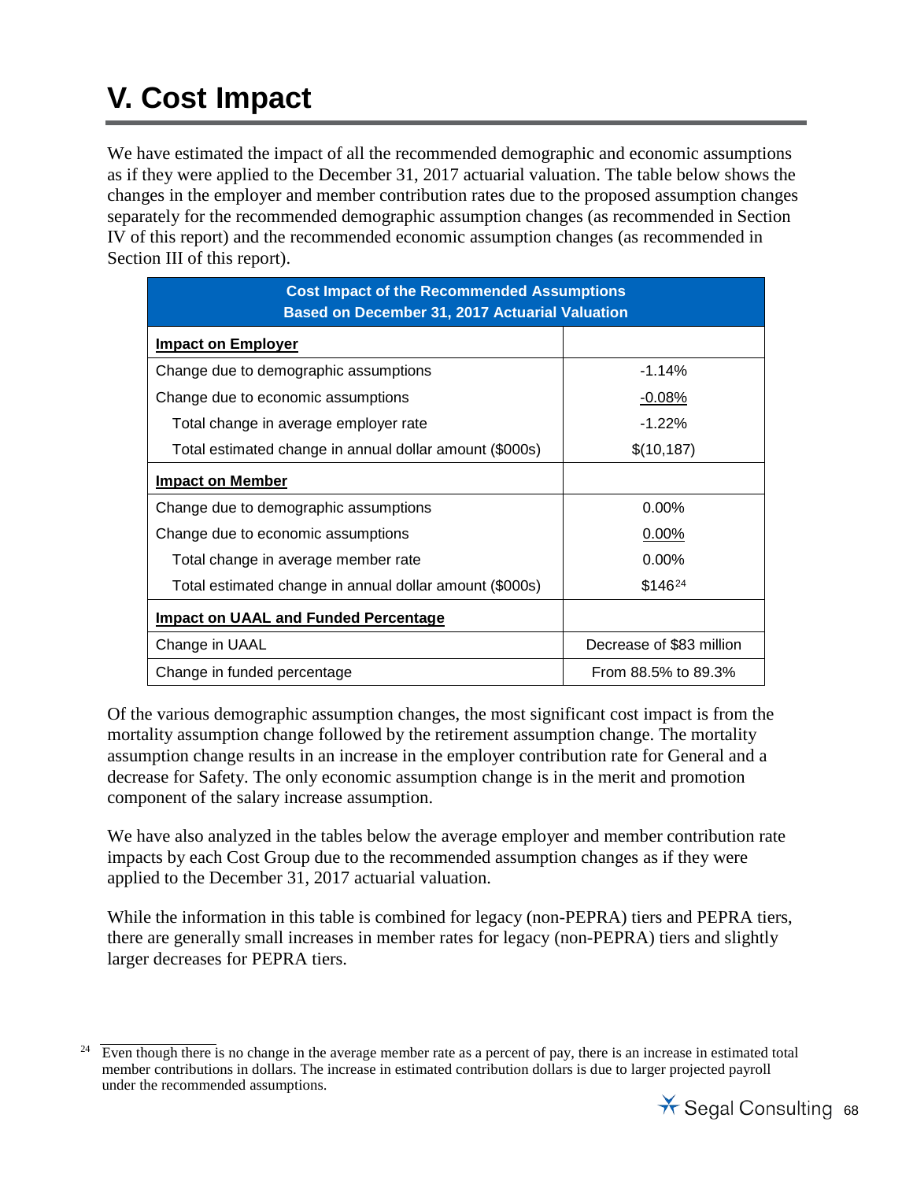# V. Cost Impact

We have estimated the impact of all the recommended demographic and economic assumptions as if they were applied to the December 31, 2017 actuarial valuation. The table below shows the changes in the employer and member contribution rates due to the proposed assumption changes separately for the recommended demographic assumption changes (as recommended in Section IV of this report) and the recommended economic assumption changes (as recommended in Section III of this report).

| Cost Impact of the Recommended Assumptions<br>Based on December 31, 2017 Actuarial Valuation | |
|---|---|
| **Impact on Employer** | |
| Change due to demographic assumptions | -1.14% |
| Change due to economic assumptions | -0.08% |
| Total change in average employer rate | -1.22% |
| Total estimated change in annual dollar amount ($000s) | $(10,187) |
| **Impact on Member** | |
| Change due to demographic assumptions | 0.00% |
| Change due to economic assumptions | 0.00% |
| Total change in average member rate | 0.00% |
| Total estimated change in annual dollar amount ($000s) | $146[24] |
| **Impact on UAAL and Funded Percentage** | |
| Change in UAAL | Decrease of $83 million |
| Change in funded percentage | From 88.5% to 89.3% |

Of the various demographic assumption changes, the most significant cost impact is from the mortality assumption change followed by the retirement assumption change. The mortality assumption change results in an increase in the employer contribution rate for General and a decrease for Safety. The only economic assumption change is in the merit and promotion component of the salary increase assumption.

We have also analyzed in the tables below the average employer and member contribution rate impacts by each Cost Group due to the recommended assumption changes as if they were applied to the December 31, 2017 actuarial valuation.

While the information in this table is combined for legacy (non-PEPRA) tiers and PEPRA tiers, there are generally small increases in member rates for legacy (non-PEPRA) tiers and slightly larger decreases for PEPRA tiers.

[24] Even though there is no change in the average member rate as a percent of pay, there is an increase in estimated total member contributions in dollars. The increase in estimated contribution dollars is due to larger projected payroll under the recommended assumptions.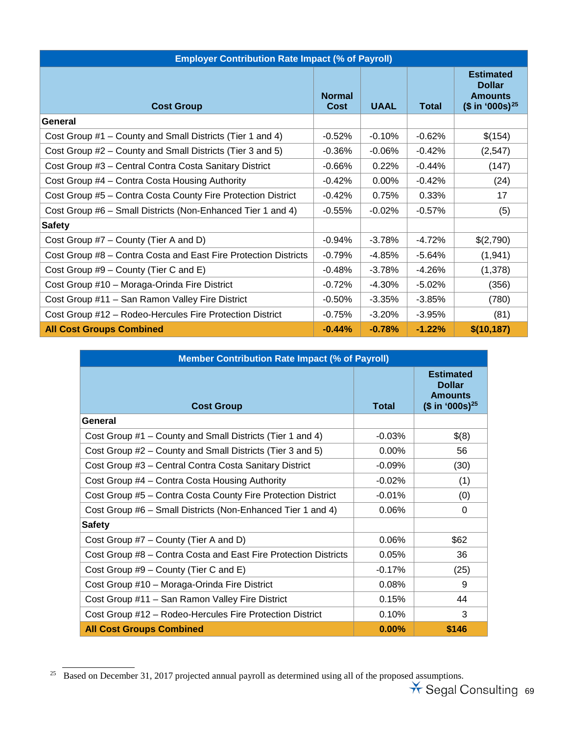| Employer Contribution Rate Impact (% of Payroll) | | | | |
|---|---|---|---|---|
| **Cost Group** | **Normal Cost** | **UAAL** | **Total** | **Estimated Dollar Amounts ($ in '000s)[25]** |
| **General** | | | | |
| Cost Group #1 – County and Small Districts (Tier 1 and 4) | -0.52% | -0.10% | -0.62% | $(154) |
| Cost Group #2 – County and Small Districts (Tier 3 and 5) | -0.36% | -0.06% | -0.42% | (2,547) |
| Cost Group #3 – Central Contra Costa Sanitary District | -0.66% | 0.22% | -0.44% | (147) |
| Cost Group #4 – Contra Costa Housing Authority | -0.42% | 0.00% | -0.42% | (24) |
| Cost Group #5 – Contra Costa County Fire Protection District | -0.42% | 0.75% | 0.33% | 17 |
| Cost Group #6 – Small Districts (Non-Enhanced Tier 1 and 4) | -0.55% | -0.02% | -0.57% | (5) |
| **Safety** | | | | |
| Cost Group #7 – County (Tier A and D) | -0.94% | -3.78% | -4.72% | $(2,790) |
| Cost Group #8 – Contra Costa and East Fire Protection Districts | -0.79% | -4.85% | -5.64% | (1,941) |
| Cost Group #9 – County (Tier C and E) | -0.48% | -3.78% | -4.26% | (1,378) |
| Cost Group #10 – Moraga-Orinda Fire District | -0.72% | -4.30% | -5.02% | (356) |
| Cost Group #11 – San Ramon Valley Fire District | -0.50% | -3.35% | -3.85% | (780) |
| Cost Group #12 – Rodeo-Hercules Fire Protection District | -0.75% | -3.20% | -3.95% | (81) |
| **All Cost Groups Combined** | **-0.44%** | **-0.78%** | **-1.22%** | **$(10,187)** |

| Member Contribution Rate Impact (% of Payroll) | | |
|---|---|---|
| **Cost Group** | **Total** | **Estimated Dollar Amounts ($ in '000s)[25]** |
| **General** | | |
| Cost Group #1 – County and Small Districts (Tier 1 and 4) | -0.03% | $(8) |
| Cost Group #2 – County and Small Districts (Tier 3 and 5) | 0.00% | 56 |
| Cost Group #3 – Central Contra Costa Sanitary District | -0.09% | (30) |
| Cost Group #4 – Contra Costa Housing Authority | -0.02% | (1) |
| Cost Group #5 – Contra Costa County Fire Protection District | -0.01% | (0) |
| Cost Group #6 – Small Districts (Non-Enhanced Tier 1 and 4) | 0.06% | 0 |
| **Safety** | | |
| Cost Group #7 – County (Tier A and D) | 0.06% | $62 |
| Cost Group #8 – Contra Costa and East Fire Protection Districts | 0.05% | 36 |
| Cost Group #9 – County (Tier C and E) | -0.17% | (25) |
| Cost Group #10 – Moraga-Orinda Fire District | 0.08% | 9 |
| Cost Group #11 – San Ramon Valley Fire District | 0.15% | 44 |
| Cost Group #12 – Rodeo-Hercules Fire Protection District | 0.10% | 3 |
| **All Cost Groups Combined** | **0.00%** | **$146** |

[25] Based on December 31, 2017 projected annual payroll as determined using all of the proposed assumptions.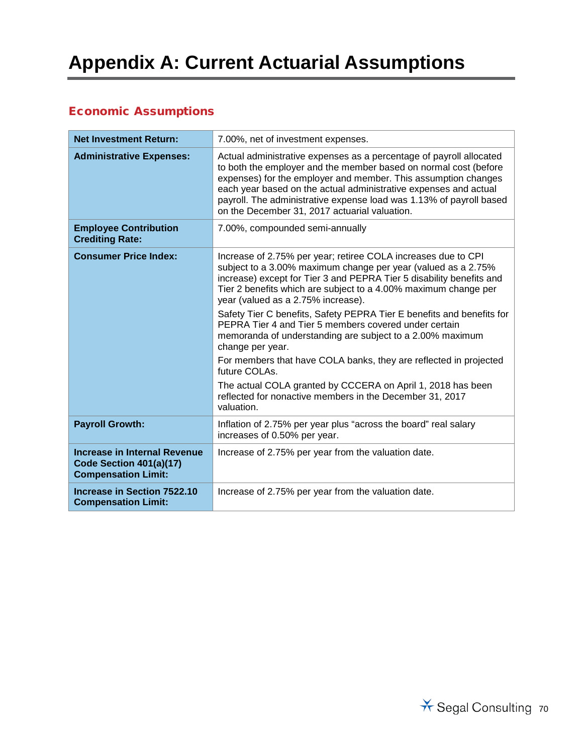# Appendix A: Current Actuarial Assumptions

## Economic Assumptions

| | |
|---|---|
| **Net Investment Return:** | 7.00%, net of investment expenses. |
| **Administrative Expenses:** | Actual administrative expenses as a percentage of payroll allocated to both the employer and the member based on normal cost (before expenses) for the employer and member. This assumption changes each year based on the actual administrative expenses and actual payroll. The administrative expense load was 1.13% of payroll based on the December 31, 2017 actuarial valuation. |
| **Employee Contribution Crediting Rate:** | 7.00%, compounded semi-annually |
| **Consumer Price Index:** | Increase of 2.75% per year; retiree COLA increases due to CPI subject to a 3.00% maximum change per year (valued as a 2.75% increase) except for Tier 3 and PEPRA Tier 5 disability benefits and Tier 2 benefits which are subject to a 4.00% maximum change per year (valued as a 2.75% increase).<br><br>Safety Tier C benefits, Safety PEPRA Tier E benefits and benefits for PEPRA Tier 4 and Tier 5 members covered under certain memoranda of understanding are subject to a 2.00% maximum change per year.<br><br>For members that have COLA banks, they are reflected in projected future COLAs.<br><br>The actual COLA granted by CCCERA on April 1, 2018 has been reflected for nonactive members in the December 31, 2017 valuation. |
| **Payroll Growth:** | Inflation of 2.75% per year plus "across the board" real salary increases of 0.50% per year. |
| **Increase in Internal Revenue Code Section 401(a)(17) Compensation Limit:** | Increase of 2.75% per year from the valuation date. |
| **Increase in Section 7522.10 Compensation Limit:** | Increase of 2.75% per year from the valuation date. |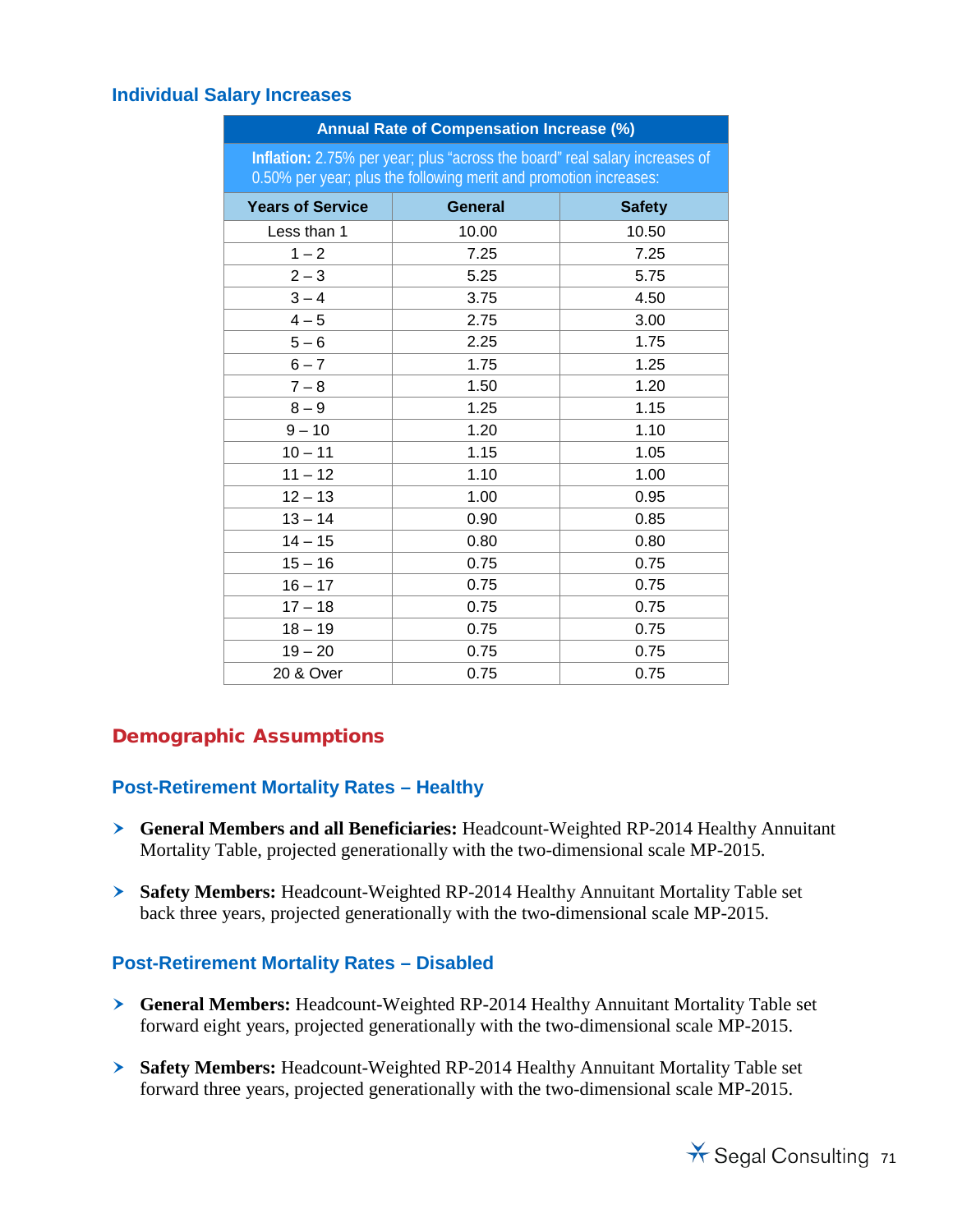### Individual Salary Increases

| Annual Rate of Compensation Increase (%) | | |
|---|---|---|
| **Inflation:** 2.75% per year; plus "across the board" real salary increases of 0.50% per year; plus the following merit and promotion increases: | | |
| **Years of Service** | **General** | **Safety** |
| Less than 1 | 10.00 | 10.50 |
| 1 – 2 | 7.25 | 7.25 |
| 2 – 3 | 5.25 | 5.75 |
| 3 – 4 | 3.75 | 4.50 |
| 4 – 5 | 2.75 | 3.00 |
| 5 – 6 | 2.25 | 1.75 |
| 6 – 7 | 1.75 | 1.25 |
| 7 – 8 | 1.50 | 1.20 |
| 8 – 9 | 1.25 | 1.15 |
| 9 – 10 | 1.20 | 1.10 |
| 10 – 11 | 1.15 | 1.05 |
| 11 – 12 | 1.10 | 1.00 |
| 12 – 13 | 1.00 | 0.95 |
| 13 – 14 | 0.90 | 0.85 |
| 14 – 15 | 0.80 | 0.80 |
| 15 – 16 | 0.75 | 0.75 |
| 16 – 17 | 0.75 | 0.75 |
| 17 – 18 | 0.75 | 0.75 |
| 18 – 19 | 0.75 | 0.75 |
| 19 – 20 | 0.75 | 0.75 |
| 20 & Over | 0.75 | 0.75 |

## Demographic Assumptions

### Post-Retirement Mortality Rates – Healthy

- **General Members and all Beneficiaries:** Headcount-Weighted RP-2014 Healthy Annuitant Mortality Table, projected generationally with the two-dimensional scale MP-2015.
- **Safety Members:** Headcount-Weighted RP-2014 Healthy Annuitant Mortality Table set back three years, projected generationally with the two-dimensional scale MP-2015.

### Post-Retirement Mortality Rates – Disabled

- **General Members:** Headcount-Weighted RP-2014 Healthy Annuitant Mortality Table set forward eight years, projected generationally with the two-dimensional scale MP-2015.
- **Safety Members:** Headcount-Weighted RP-2014 Healthy Annuitant Mortality Table set forward three years, projected generationally with the two-dimensional scale MP-2015.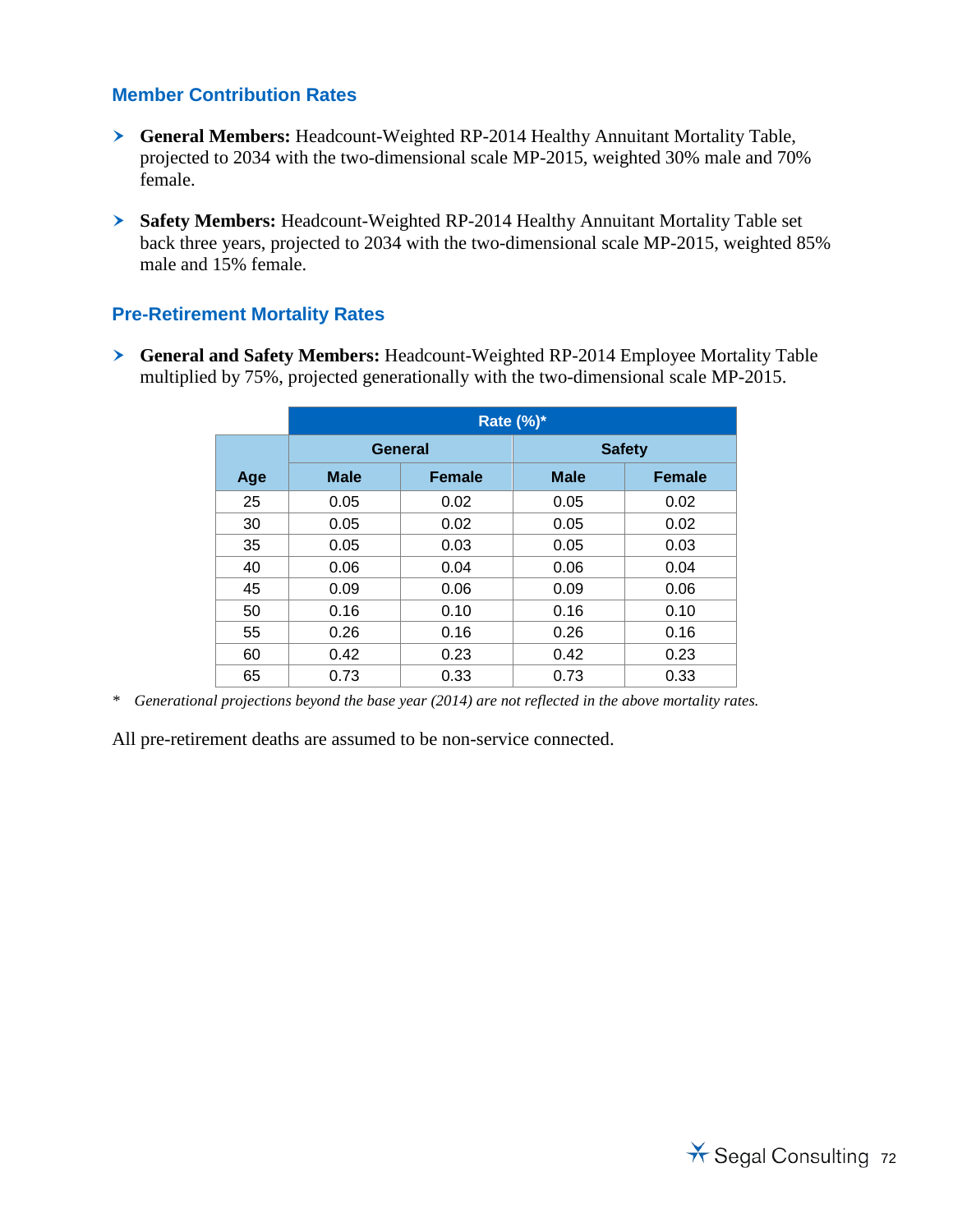### Member Contribution Rates

- **General Members:** Headcount-Weighted RP-2014 Healthy Annuitant Mortality Table, projected to 2034 with the two-dimensional scale MP-2015, weighted 30% male and 70% female.

- **Safety Members:** Headcount-Weighted RP-2014 Healthy Annuitant Mortality Table set back three years, projected to 2034 with the two-dimensional scale MP-2015, weighted 85% male and 15% female.

### Pre-Retirement Mortality Rates

- **General and Safety Members:** Headcount-Weighted RP-2014 Employee Mortality Table multiplied by 75%, projected generationally with the two-dimensional scale MP-2015.

| | Rate (%)* | | | |
|---|---|---|---|---|
| | General | | Safety | |
| Age | Male | Female | Male | Female |
| 25 | 0.05 | 0.02 | 0.05 | 0.02 |
| 30 | 0.05 | 0.02 | 0.05 | 0.02 |
| 35 | 0.05 | 0.03 | 0.05 | 0.03 |
| 40 | 0.06 | 0.04 | 0.06 | 0.04 |
| 45 | 0.09 | 0.06 | 0.09 | 0.06 |
| 50 | 0.16 | 0.10 | 0.16 | 0.10 |
| 55 | 0.26 | 0.16 | 0.26 | 0.16 |
| 60 | 0.42 | 0.23 | 0.42 | 0.23 |
| 65 | 0.73 | 0.33 | 0.73 | 0.33 |

\* *Generational projections beyond the base year (2014) are not reflected in the above mortality rates.*

All pre-retirement deaths are assumed to be non-service connected.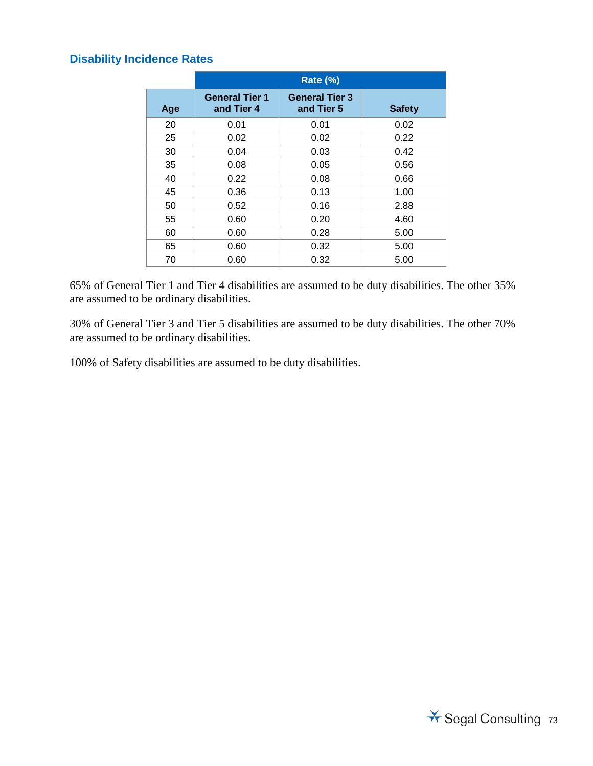### Disability Incidence Rates

| Age | Rate (%) | | |
|---|---|---|---|
| | General Tier 1 and Tier 4 | General Tier 3 and Tier 5 | Safety |
| 20 | 0.01 | 0.01 | 0.02 |
| 25 | 0.02 | 0.02 | 0.22 |
| 30 | 0.04 | 0.03 | 0.42 |
| 35 | 0.08 | 0.05 | 0.56 |
| 40 | 0.22 | 0.08 | 0.66 |
| 45 | 0.36 | 0.13 | 1.00 |
| 50 | 0.52 | 0.16 | 2.88 |
| 55 | 0.60 | 0.20 | 4.60 |
| 60 | 0.60 | 0.28 | 5.00 |
| 65 | 0.60 | 0.32 | 5.00 |
| 70 | 0.60 | 0.32 | 5.00 |

65% of General Tier 1 and Tier 4 disabilities are assumed to be duty disabilities. The other 35% are assumed to be ordinary disabilities.

30% of General Tier 3 and Tier 5 disabilities are assumed to be duty disabilities. The other 70% are assumed to be ordinary disabilities.

100% of Safety disabilities are assumed to be duty disabilities.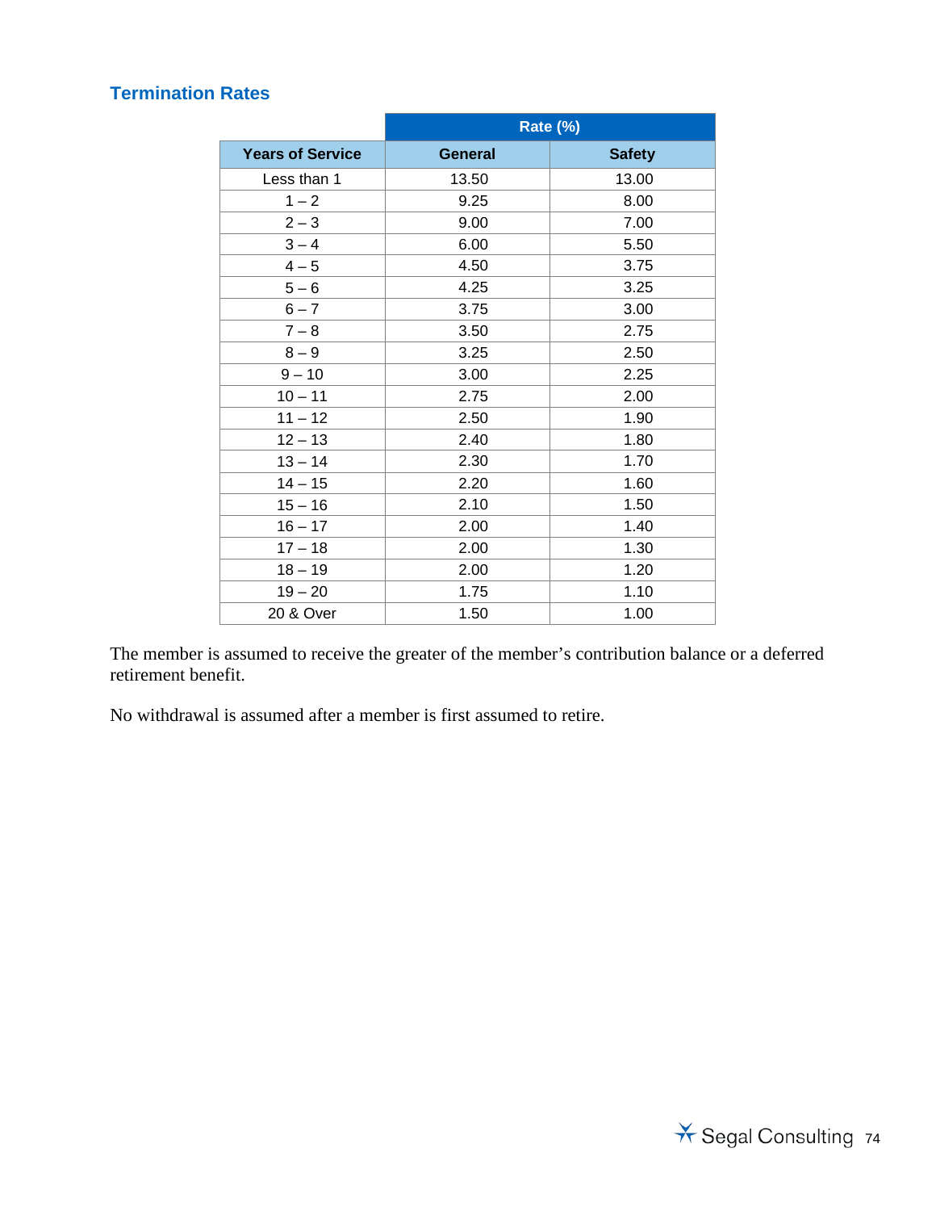## Termination Rates

| | Rate (%) | |
|---|---|---|
| **Years of Service** | **General** | **Safety** |
| Less than 1 | 13.50 | 13.00 |
| 1 – 2 | 9.25 | 8.00 |
| 2 – 3 | 9.00 | 7.00 |
| 3 – 4 | 6.00 | 5.50 |
| 4 – 5 | 4.50 | 3.75 |
| 5 – 6 | 4.25 | 3.25 |
| 6 – 7 | 3.75 | 3.00 |
| 7 – 8 | 3.50 | 2.75 |
| 8 – 9 | 3.25 | 2.50 |
| 9 – 10 | 3.00 | 2.25 |
| 10 – 11 | 2.75 | 2.00 |
| 11 – 12 | 2.50 | 1.90 |
| 12 – 13 | 2.40 | 1.80 |
| 13 – 14 | 2.30 | 1.70 |
| 14 – 15 | 2.20 | 1.60 |
| 15 – 16 | 2.10 | 1.50 |
| 16 – 17 | 2.00 | 1.40 |
| 17 – 18 | 2.00 | 1.30 |
| 18 – 19 | 2.00 | 1.20 |
| 19 – 20 | 1.75 | 1.10 |
| 20 & Over | 1.50 | 1.00 |

The member is assumed to receive the greater of the member's contribution balance or a deferred retirement benefit.

No withdrawal is assumed after a member is first assumed to retire.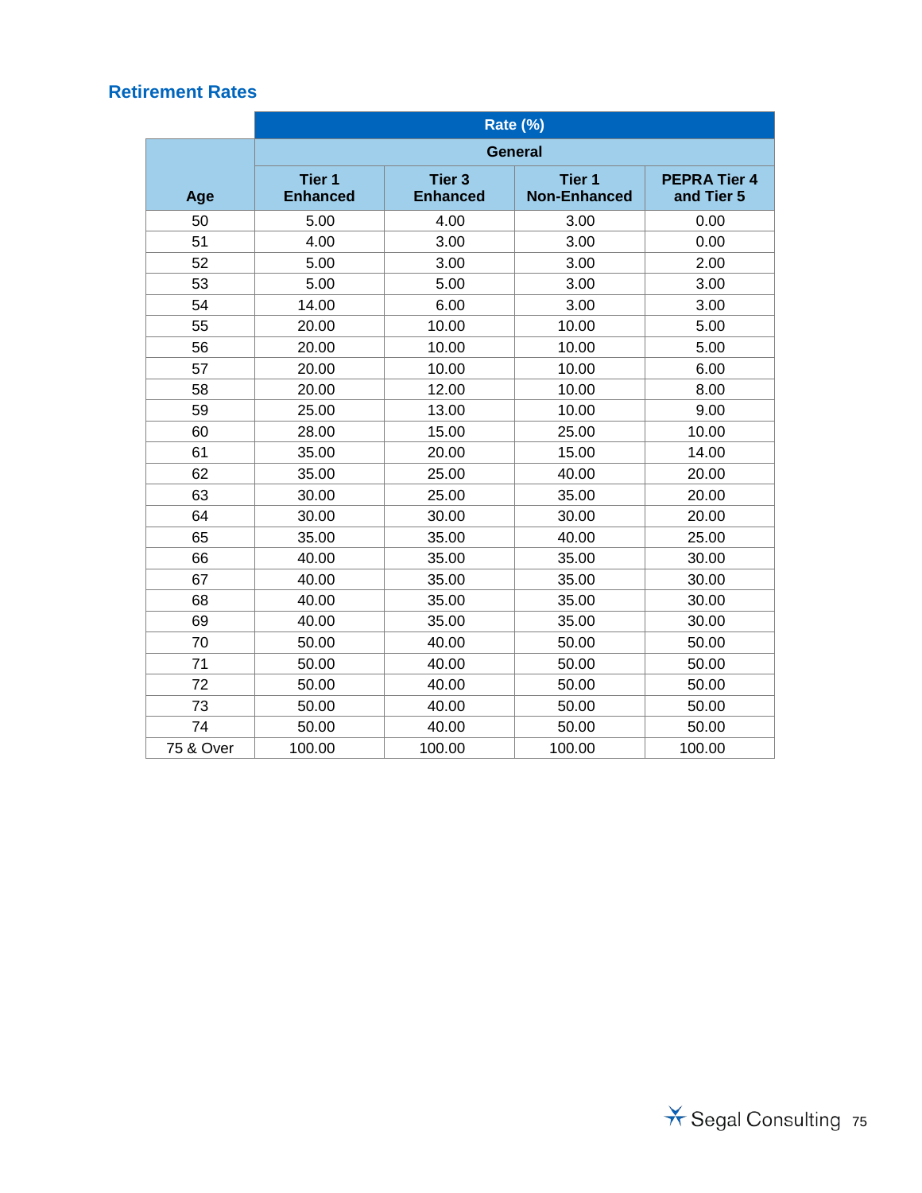## Retirement Rates

| Age | Rate (%) | | | |
|---|---|---|---|---|
| | General | | | |
| | Tier 1 Enhanced | Tier 3 Enhanced | Tier 1 Non-Enhanced | PEPRA Tier 4 and Tier 5 |
| 50 | 5.00 | 4.00 | 3.00 | 0.00 |
| 51 | 4.00 | 3.00 | 3.00 | 0.00 |
| 52 | 5.00 | 3.00 | 3.00 | 2.00 |
| 53 | 5.00 | 5.00 | 3.00 | 3.00 |
| 54 | 14.00 | 6.00 | 3.00 | 3.00 |
| 55 | 20.00 | 10.00 | 10.00 | 5.00 |
| 56 | 20.00 | 10.00 | 10.00 | 5.00 |
| 57 | 20.00 | 10.00 | 10.00 | 6.00 |
| 58 | 20.00 | 12.00 | 10.00 | 8.00 |
| 59 | 25.00 | 13.00 | 10.00 | 9.00 |
| 60 | 28.00 | 15.00 | 25.00 | 10.00 |
| 61 | 35.00 | 20.00 | 15.00 | 14.00 |
| 62 | 35.00 | 25.00 | 40.00 | 20.00 |
| 63 | 30.00 | 25.00 | 35.00 | 20.00 |
| 64 | 30.00 | 30.00 | 30.00 | 20.00 |
| 65 | 35.00 | 35.00 | 40.00 | 25.00 |
| 66 | 40.00 | 35.00 | 35.00 | 30.00 |
| 67 | 40.00 | 35.00 | 35.00 | 30.00 |
| 68 | 40.00 | 35.00 | 35.00 | 30.00 |
| 69 | 40.00 | 35.00 | 35.00 | 30.00 |
| 70 | 50.00 | 40.00 | 50.00 | 50.00 |
| 71 | 50.00 | 40.00 | 50.00 | 50.00 |
| 72 | 50.00 | 40.00 | 50.00 | 50.00 |
| 73 | 50.00 | 40.00 | 50.00 | 50.00 |
| 74 | 50.00 | 40.00 | 50.00 | 50.00 |
| 75 & Over | 100.00 | 100.00 | 100.00 | 100.00 |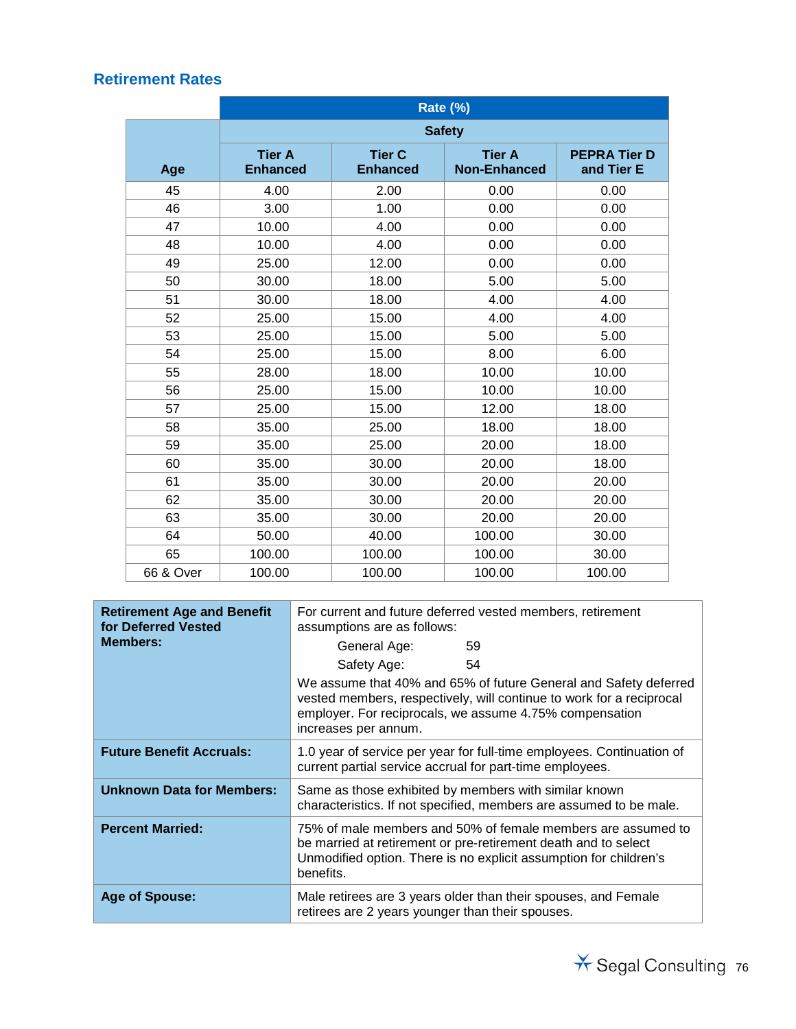## Retirement Rates

| | Rate (%) | | | |
|---|---|---|---|---|
| | Safety | | | |
| Age | Tier A Enhanced | Tier C Enhanced | Tier A Non-Enhanced | PEPRA Tier D and Tier E |
| 45 | 4.00 | 2.00 | 0.00 | 0.00 |
| 46 | 3.00 | 1.00 | 0.00 | 0.00 |
| 47 | 10.00 | 4.00 | 0.00 | 0.00 |
| 48 | 10.00 | 4.00 | 0.00 | 0.00 |
| 49 | 25.00 | 12.00 | 0.00 | 0.00 |
| 50 | 30.00 | 18.00 | 5.00 | 5.00 |
| 51 | 30.00 | 18.00 | 4.00 | 4.00 |
| 52 | 25.00 | 15.00 | 4.00 | 4.00 |
| 53 | 25.00 | 15.00 | 5.00 | 5.00 |
| 54 | 25.00 | 15.00 | 8.00 | 6.00 |
| 55 | 28.00 | 18.00 | 10.00 | 10.00 |
| 56 | 25.00 | 15.00 | 10.00 | 10.00 |
| 57 | 25.00 | 15.00 | 12.00 | 18.00 |
| 58 | 35.00 | 25.00 | 18.00 | 18.00 |
| 59 | 35.00 | 25.00 | 20.00 | 18.00 |
| 60 | 35.00 | 30.00 | 20.00 | 18.00 |
| 61 | 35.00 | 30.00 | 20.00 | 20.00 |
| 62 | 35.00 | 30.00 | 20.00 | 20.00 |
| 63 | 35.00 | 30.00 | 20.00 | 20.00 |
| 64 | 50.00 | 40.00 | 100.00 | 30.00 |
| 65 | 100.00 | 100.00 | 100.00 | 30.00 |
| 66 & Over | 100.00 | 100.00 | 100.00 | 100.00 |

| | |
|---|---|
| **Retirement Age and Benefit for Deferred Vested Members:** | For current and future deferred vested members, retirement assumptions are as follows:<br>General Age: 59<br>Safety Age: 54<br>We assume that 40% and 65% of future General and Safety deferred vested members, respectively, will continue to work for a reciprocal employer. For reciprocals, we assume 4.75% compensation increases per annum. |
| **Future Benefit Accruals:** | 1.0 year of service per year for full-time employees. Continuation of current partial service accrual for part-time employees. |
| **Unknown Data for Members:** | Same as those exhibited by members with similar known characteristics. If not specified, members are assumed to be male. |
| **Percent Married:** | 75% of male members and 50% of female members are assumed to be married at retirement or pre-retirement death and to select Unmodified option. There is no explicit assumption for children's benefits. |
| **Age of Spouse:** | Male retirees are 3 years older than their spouses, and Female retirees are 2 years younger than their spouses. |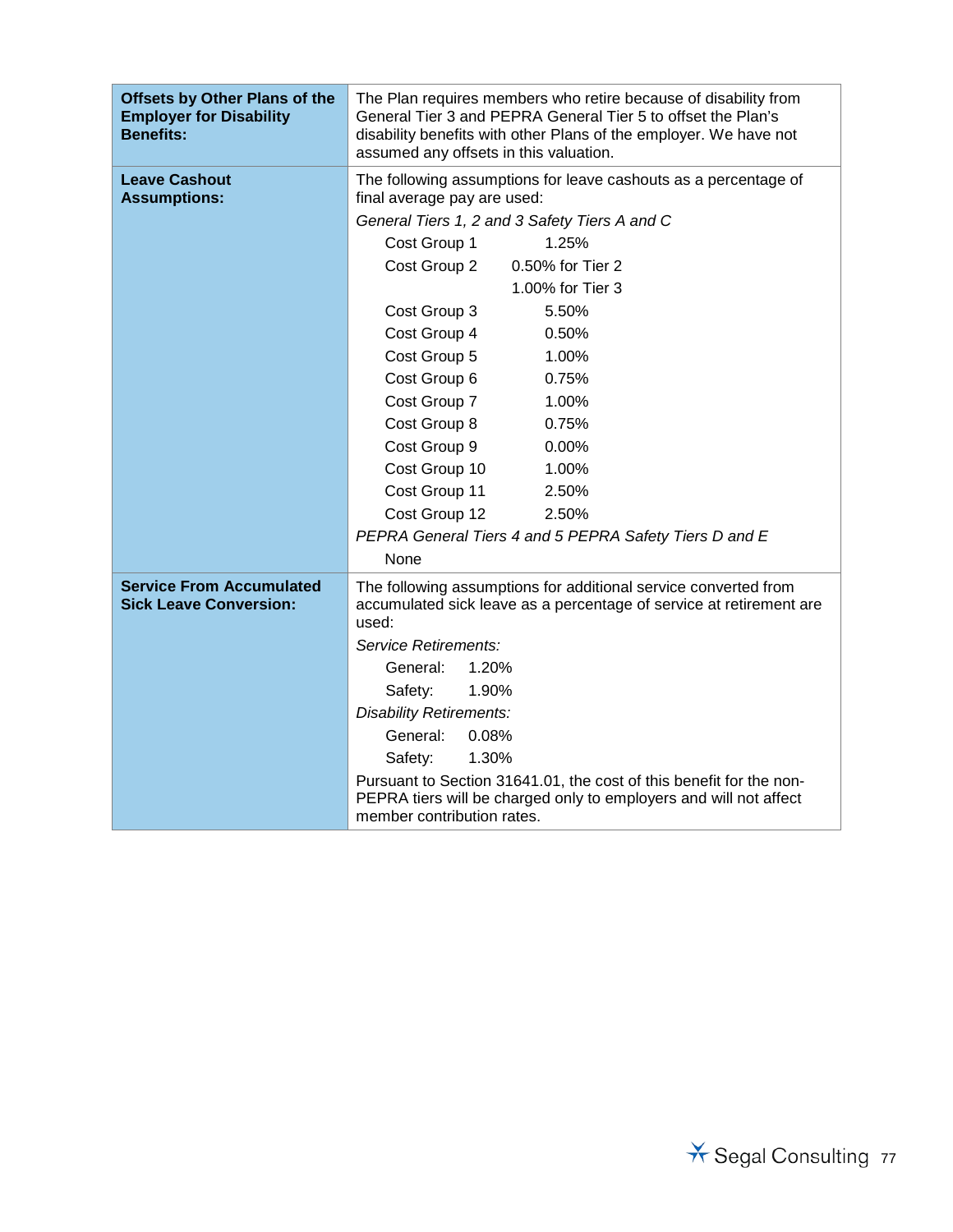| | |
|---|---|
| **Offsets by Other Plans of the Employer for Disability Benefits:** | The Plan requires members who retire because of disability from General Tier 3 and PEPRA General Tier 5 to offset the Plan's disability benefits with other Plans of the employer. We have not assumed any offsets in this valuation. |
| **Leave Cashout Assumptions:** | The following assumptions for leave cashouts as a percentage of final average pay are used:<br>*General Tiers 1, 2 and 3 Safety Tiers A and C*<br>Cost Group 1: 1.25%<br>Cost Group 2: 0.50% for Tier 2; 1.00% for Tier 3<br>Cost Group 3: 5.50%<br>Cost Group 4: 0.50%<br>Cost Group 5: 1.00%<br>Cost Group 6: 0.75%<br>Cost Group 7: 1.00%<br>Cost Group 8: 0.75%<br>Cost Group 9: 0.00%<br>Cost Group 10: 1.00%<br>Cost Group 11: 2.50%<br>Cost Group 12: 2.50%<br>*PEPRA General Tiers 4 and 5 PEPRA Safety Tiers D and E*<br>None |
| **Service From Accumulated Sick Leave Conversion:** | The following assumptions for additional service converted from accumulated sick leave as a percentage of service at retirement are used:<br>*Service Retirements:*<br>General: 1.20%<br>Safety: 1.90%<br>*Disability Retirements:*<br>General: 0.08%<br>Safety: 1.30%<br>Pursuant to Section 31641.01, the cost of this benefit for the non-PEPRA tiers will be charged only to employers and will not affect member contribution rates. |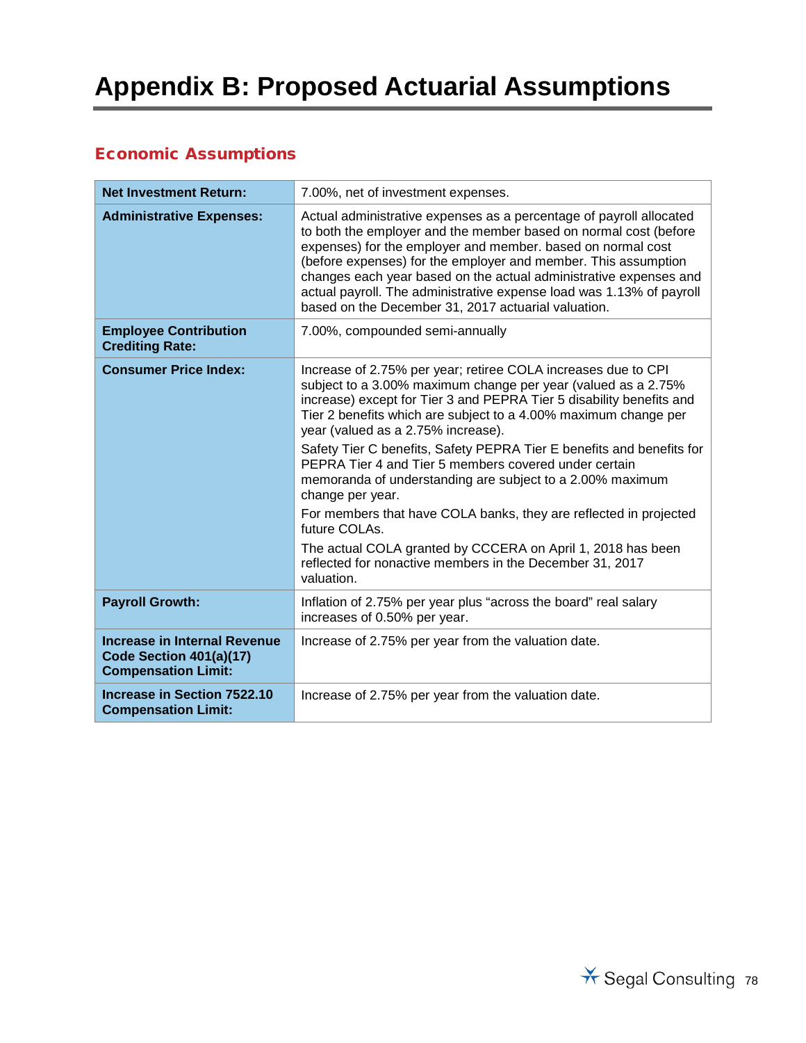# Appendix B: Proposed Actuarial Assumptions

## Economic Assumptions

| | |
|---|---|
| **Net Investment Return:** | 7.00%, net of investment expenses. |
| **Administrative Expenses:** | Actual administrative expenses as a percentage of payroll allocated to both the employer and the member based on normal cost (before expenses) for the employer and member. based on normal cost (before expenses) for the employer and member. This assumption changes each year based on the actual administrative expenses and actual payroll. The administrative expense load was 1.13% of payroll based on the December 31, 2017 actuarial valuation. |
| **Employee Contribution Crediting Rate:** | 7.00%, compounded semi-annually |
| **Consumer Price Index:** | Increase of 2.75% per year; retiree COLA increases due to CPI subject to a 3.00% maximum change per year (valued as a 2.75% increase) except for Tier 3 and PEPRA Tier 5 disability benefits and Tier 2 benefits which are subject to a 4.00% maximum change per year (valued as a 2.75% increase).<br><br>Safety Tier C benefits, Safety PEPRA Tier E benefits and benefits for PEPRA Tier 4 and Tier 5 members covered under certain memoranda of understanding are subject to a 2.00% maximum change per year.<br><br>For members that have COLA banks, they are reflected in projected future COLAs.<br><br>The actual COLA granted by CCCERA on April 1, 2018 has been reflected for nonactive members in the December 31, 2017 valuation. |
| **Payroll Growth:** | Inflation of 2.75% per year plus "across the board" real salary increases of 0.50% per year. |
| **Increase in Internal Revenue Code Section 401(a)(17) Compensation Limit:** | Increase of 2.75% per year from the valuation date. |
| **Increase in Section 7522.10 Compensation Limit:** | Increase of 2.75% per year from the valuation date. |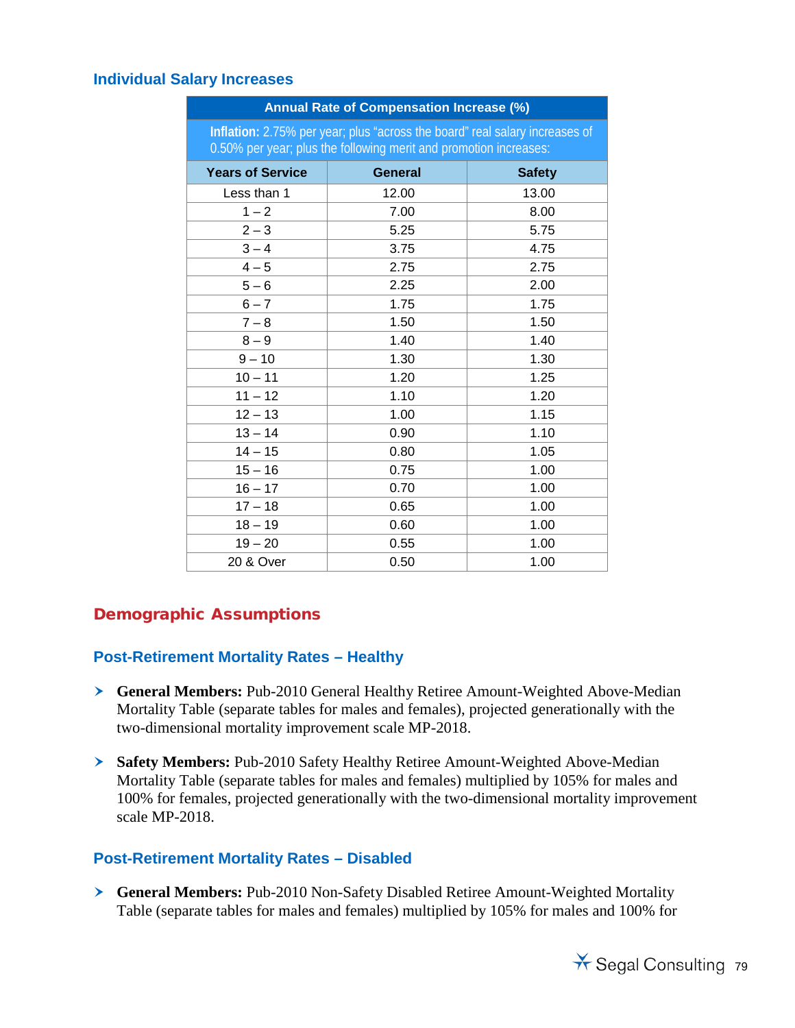### Individual Salary Increases

| Annual Rate of Compensation Increase (%) | | |
|---|---|---|
| **Inflation:** 2.75% per year; plus "across the board" real salary increases of 0.50% per year; plus the following merit and promotion increases: | | |
| **Years of Service** | **General** | **Safety** |
| Less than 1 | 12.00 | 13.00 |
| 1 – 2 | 7.00 | 8.00 |
| 2 – 3 | 5.25 | 5.75 |
| 3 – 4 | 3.75 | 4.75 |
| 4 – 5 | 2.75 | 2.75 |
| 5 – 6 | 2.25 | 2.00 |
| 6 – 7 | 1.75 | 1.75 |
| 7 – 8 | 1.50 | 1.50 |
| 8 – 9 | 1.40 | 1.40 |
| 9 – 10 | 1.30 | 1.30 |
| 10 – 11 | 1.20 | 1.25 |
| 11 – 12 | 1.10 | 1.20 |
| 12 – 13 | 1.00 | 1.15 |
| 13 – 14 | 0.90 | 1.10 |
| 14 – 15 | 0.80 | 1.05 |
| 15 – 16 | 0.75 | 1.00 |
| 16 – 17 | 0.70 | 1.00 |
| 17 – 18 | 0.65 | 1.00 |
| 18 – 19 | 0.60 | 1.00 |
| 19 – 20 | 0.55 | 1.00 |
| 20 & Over | 0.50 | 1.00 |

## Demographic Assumptions

### Post-Retirement Mortality Rates – Healthy

- **General Members:** Pub-2010 General Healthy Retiree Amount-Weighted Above-Median Mortality Table (separate tables for males and females), projected generationally with the two-dimensional mortality improvement scale MP-2018.

- **Safety Members:** Pub-2010 Safety Healthy Retiree Amount-Weighted Above-Median Mortality Table (separate tables for males and females) multiplied by 105% for males and 100% for females, projected generationally with the two-dimensional mortality improvement scale MP-2018.

### Post-Retirement Mortality Rates – Disabled

- **General Members:** Pub-2010 Non-Safety Disabled Retiree Amount-Weighted Mortality Table (separate tables for males and females) multiplied by 105% for males and 100% for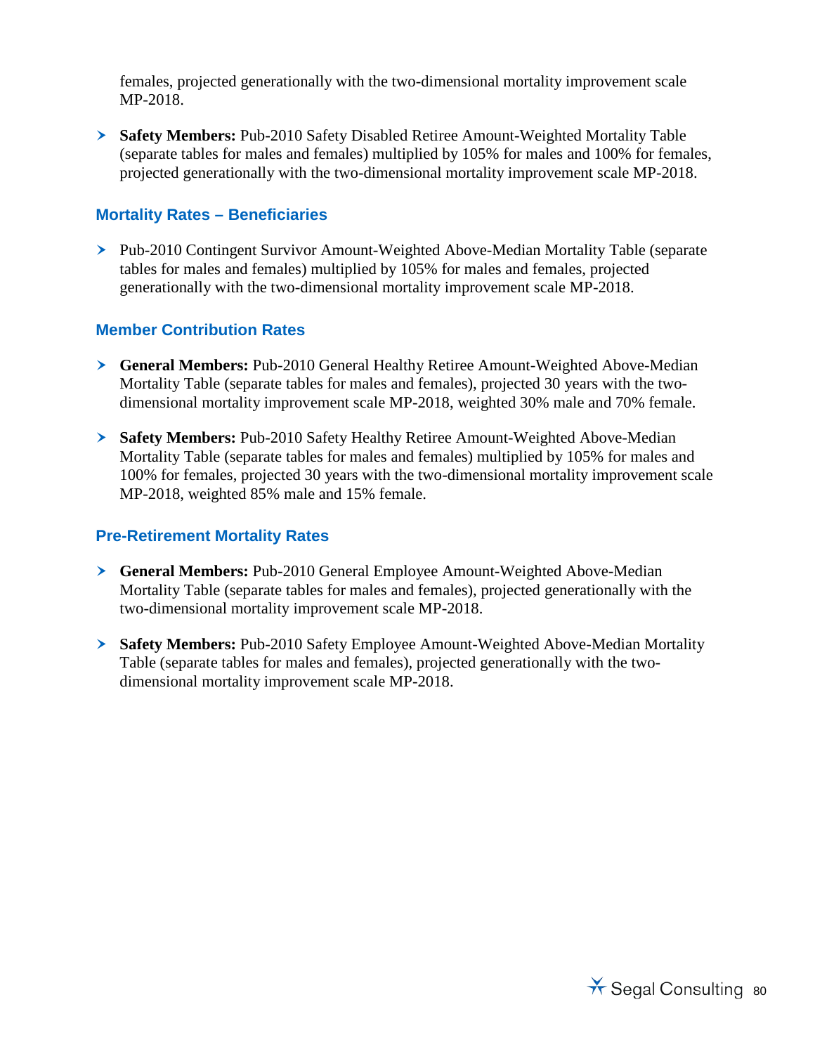females, projected generationally with the two-dimensional mortality improvement scale MP-2018.

- **Safety Members:** Pub-2010 Safety Disabled Retiree Amount-Weighted Mortality Table (separate tables for males and females) multiplied by 105% for males and 100% for females, projected generationally with the two-dimensional mortality improvement scale MP-2018.

### Mortality Rates – Beneficiaries

- Pub-2010 Contingent Survivor Amount-Weighted Above-Median Mortality Table (separate tables for males and females) multiplied by 105% for males and females, projected generationally with the two-dimensional mortality improvement scale MP-2018.

### Member Contribution Rates

- **General Members:** Pub-2010 General Healthy Retiree Amount-Weighted Above-Median Mortality Table (separate tables for males and females), projected 30 years with the two-dimensional mortality improvement scale MP-2018, weighted 30% male and 70% female.
- **Safety Members:** Pub-2010 Safety Healthy Retiree Amount-Weighted Above-Median Mortality Table (separate tables for males and females) multiplied by 105% for males and 100% for females, projected 30 years with the two-dimensional mortality improvement scale MP-2018, weighted 85% male and 15% female.

### Pre-Retirement Mortality Rates

- **General Members:** Pub-2010 General Employee Amount-Weighted Above-Median Mortality Table (separate tables for males and females), projected generationally with the two-dimensional mortality improvement scale MP-2018.
- **Safety Members:** Pub-2010 Safety Employee Amount-Weighted Above-Median Mortality Table (separate tables for males and females), projected generationally with the two-dimensional mortality improvement scale MP-2018.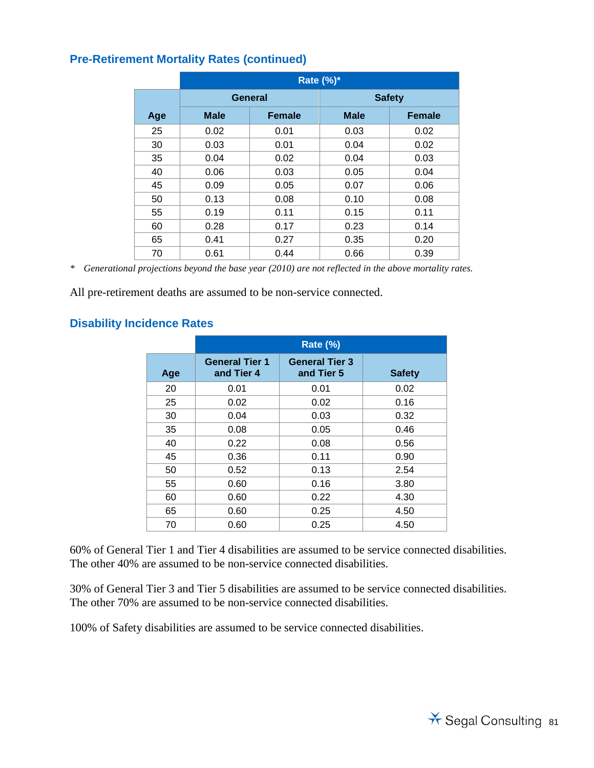### Pre-Retirement Mortality Rates (continued)

| | Rate (%)* | | | |
|---|---|---|---|---|
| | General | | Safety | |
| Age | Male | Female | Male | Female |
| 25 | 0.02 | 0.01 | 0.03 | 0.02 |
| 30 | 0.03 | 0.01 | 0.04 | 0.02 |
| 35 | 0.04 | 0.02 | 0.04 | 0.03 |
| 40 | 0.06 | 0.03 | 0.05 | 0.04 |
| 45 | 0.09 | 0.05 | 0.07 | 0.06 |
| 50 | 0.13 | 0.08 | 0.10 | 0.08 |
| 55 | 0.19 | 0.11 | 0.15 | 0.11 |
| 60 | 0.28 | 0.17 | 0.23 | 0.14 |
| 65 | 0.41 | 0.27 | 0.35 | 0.20 |
| 70 | 0.61 | 0.44 | 0.66 | 0.39 |

\* *Generational projections beyond the base year (2010) are not reflected in the above mortality rates.*

All pre-retirement deaths are assumed to be non-service connected.

### Disability Incidence Rates

| | Rate (%) | | |
|---|---|---|---|
| Age | General Tier 1 and Tier 4 | General Tier 3 and Tier 5 | Safety |
| 20 | 0.01 | 0.01 | 0.02 |
| 25 | 0.02 | 0.02 | 0.16 |
| 30 | 0.04 | 0.03 | 0.32 |
| 35 | 0.08 | 0.05 | 0.46 |
| 40 | 0.22 | 0.08 | 0.56 |
| 45 | 0.36 | 0.11 | 0.90 |
| 50 | 0.52 | 0.13 | 2.54 |
| 55 | 0.60 | 0.16 | 3.80 |
| 60 | 0.60 | 0.22 | 4.30 |
| 65 | 0.60 | 0.25 | 4.50 |
| 70 | 0.60 | 0.25 | 4.50 |

60% of General Tier 1 and Tier 4 disabilities are assumed to be service connected disabilities. The other 40% are assumed to be non-service connected disabilities.

30% of General Tier 3 and Tier 5 disabilities are assumed to be service connected disabilities. The other 70% are assumed to be non-service connected disabilities.

100% of Safety disabilities are assumed to be service connected disabilities.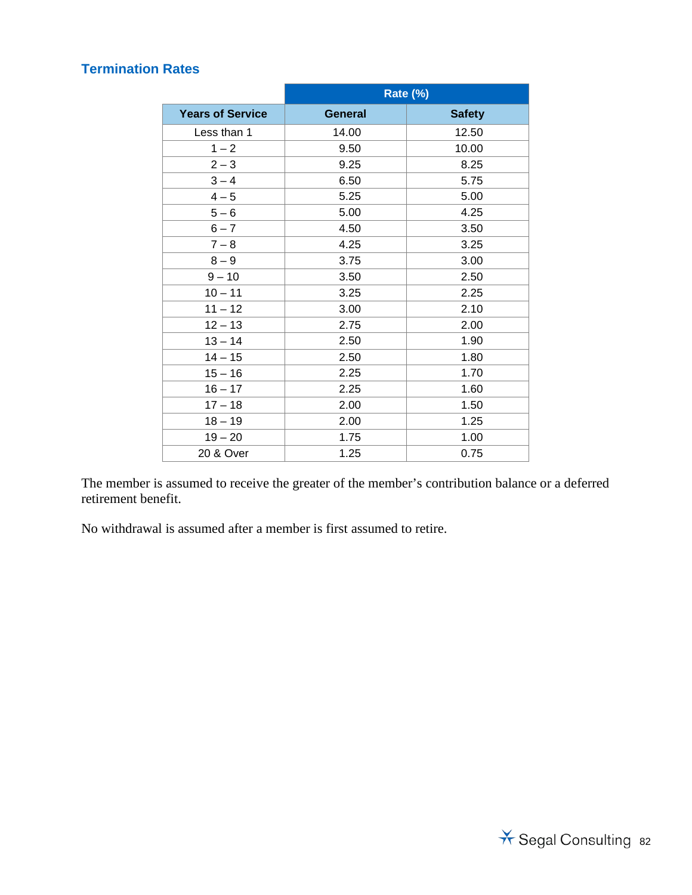### Termination Rates

| | Rate (%) | |
|---|---|---|
| **Years of Service** | **General** | **Safety** |
| Less than 1 | 14.00 | 12.50 |
| 1 – 2 | 9.50 | 10.00 |
| 2 – 3 | 9.25 | 8.25 |
| 3 – 4 | 6.50 | 5.75 |
| 4 – 5 | 5.25 | 5.00 |
| 5 – 6 | 5.00 | 4.25 |
| 6 – 7 | 4.50 | 3.50 |
| 7 – 8 | 4.25 | 3.25 |
| 8 – 9 | 3.75 | 3.00 |
| 9 – 10 | 3.50 | 2.50 |
| 10 – 11 | 3.25 | 2.25 |
| 11 – 12 | 3.00 | 2.10 |
| 12 – 13 | 2.75 | 2.00 |
| 13 – 14 | 2.50 | 1.90 |
| 14 – 15 | 2.50 | 1.80 |
| 15 – 16 | 2.25 | 1.70 |
| 16 – 17 | 2.25 | 1.60 |
| 17 – 18 | 2.00 | 1.50 |
| 18 – 19 | 2.00 | 1.25 |
| 19 – 20 | 1.75 | 1.00 |
| 20 & Over | 1.25 | 0.75 |

The member is assumed to receive the greater of the member's contribution balance or a deferred retirement benefit.

No withdrawal is assumed after a member is first assumed to retire.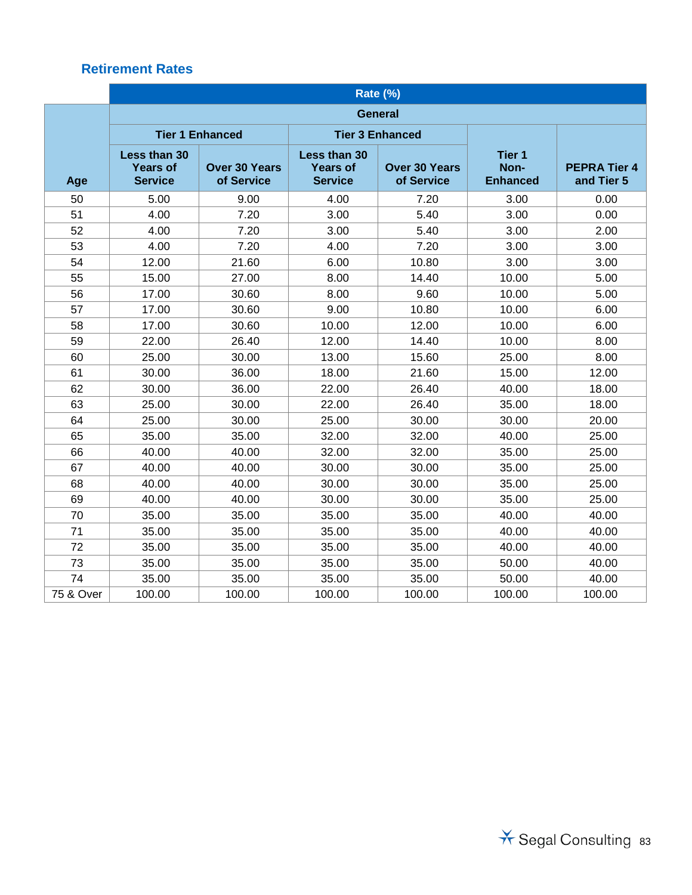### Retirement Rates

| Age | Rate (%) | | | | | |
|---|---|---|---|---|---|---|
| | General | | | | | |
| | Tier 1 Enhanced | | Tier 3 Enhanced | | Tier 1 Non-Enhanced | PEPRA Tier 4 and Tier 5 |
| | Less than 30 Years of Service | Over 30 Years of Service | Less than 30 Years of Service | Over 30 Years of Service | | |
| 50 | 5.00 | 9.00 | 4.00 | 7.20 | 3.00 | 0.00 |
| 51 | 4.00 | 7.20 | 3.00 | 5.40 | 3.00 | 0.00 |
| 52 | 4.00 | 7.20 | 3.00 | 5.40 | 3.00 | 2.00 |
| 53 | 4.00 | 7.20 | 4.00 | 7.20 | 3.00 | 3.00 |
| 54 | 12.00 | 21.60 | 6.00 | 10.80 | 3.00 | 3.00 |
| 55 | 15.00 | 27.00 | 8.00 | 14.40 | 10.00 | 5.00 |
| 56 | 17.00 | 30.60 | 8.00 | 9.60 | 10.00 | 5.00 |
| 57 | 17.00 | 30.60 | 9.00 | 10.80 | 10.00 | 6.00 |
| 58 | 17.00 | 30.60 | 10.00 | 12.00 | 10.00 | 6.00 |
| 59 | 22.00 | 26.40 | 12.00 | 14.40 | 10.00 | 8.00 |
| 60 | 25.00 | 30.00 | 13.00 | 15.60 | 25.00 | 8.00 |
| 61 | 30.00 | 36.00 | 18.00 | 21.60 | 15.00 | 12.00 |
| 62 | 30.00 | 36.00 | 22.00 | 26.40 | 40.00 | 18.00 |
| 63 | 25.00 | 30.00 | 22.00 | 26.40 | 35.00 | 18.00 |
| 64 | 25.00 | 30.00 | 25.00 | 30.00 | 30.00 | 20.00 |
| 65 | 35.00 | 35.00 | 32.00 | 32.00 | 40.00 | 25.00 |
| 66 | 40.00 | 40.00 | 32.00 | 32.00 | 35.00 | 25.00 |
| 67 | 40.00 | 40.00 | 30.00 | 30.00 | 35.00 | 25.00 |
| 68 | 40.00 | 40.00 | 30.00 | 30.00 | 35.00 | 25.00 |
| 69 | 40.00 | 40.00 | 30.00 | 30.00 | 35.00 | 25.00 |
| 70 | 35.00 | 35.00 | 35.00 | 35.00 | 40.00 | 40.00 |
| 71 | 35.00 | 35.00 | 35.00 | 35.00 | 40.00 | 40.00 |
| 72 | 35.00 | 35.00 | 35.00 | 35.00 | 40.00 | 40.00 |
| 73 | 35.00 | 35.00 | 35.00 | 35.00 | 50.00 | 40.00 |
| 74 | 35.00 | 35.00 | 35.00 | 35.00 | 50.00 | 40.00 |
| 75 & Over | 100.00 | 100.00 | 100.00 | 100.00 | 100.00 | 100.00 |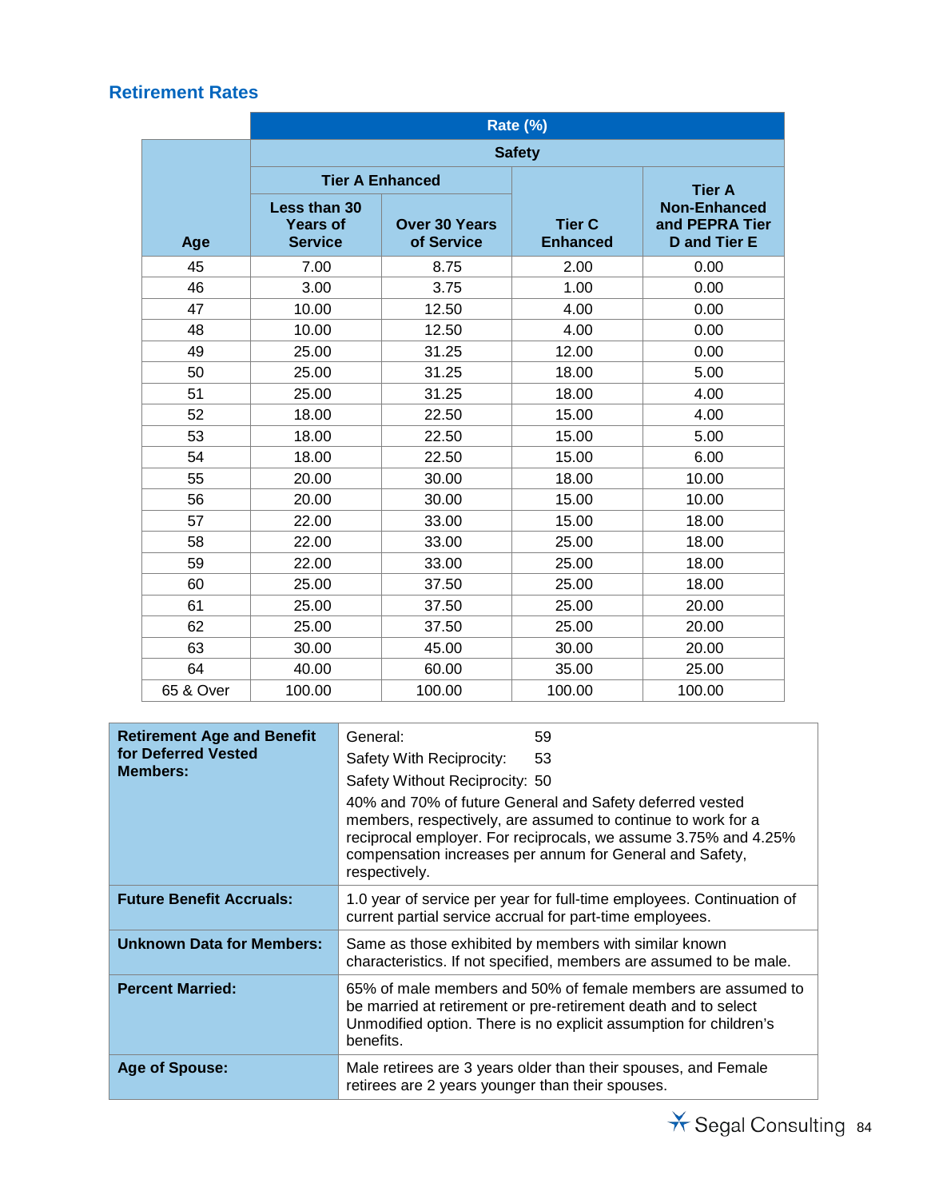## Retirement Rates

| Age | Rate (%) | | | |
|---|---|---|---|---|
| | Safety | | | |
| | Tier A Enhanced | | Tier C Enhanced | Tier A Non-Enhanced and PEPRA Tier D and Tier E |
| | Less than 30 Years of Service | Over 30 Years of Service | | |
| 45 | 7.00 | 8.75 | 2.00 | 0.00 |
| 46 | 3.00 | 3.75 | 1.00 | 0.00 |
| 47 | 10.00 | 12.50 | 4.00 | 0.00 |
| 48 | 10.00 | 12.50 | 4.00 | 0.00 |
| 49 | 25.00 | 31.25 | 12.00 | 0.00 |
| 50 | 25.00 | 31.25 | 18.00 | 5.00 |
| 51 | 25.00 | 31.25 | 18.00 | 4.00 |
| 52 | 18.00 | 22.50 | 15.00 | 4.00 |
| 53 | 18.00 | 22.50 | 15.00 | 5.00 |
| 54 | 18.00 | 22.50 | 15.00 | 6.00 |
| 55 | 20.00 | 30.00 | 18.00 | 10.00 |
| 56 | 20.00 | 30.00 | 15.00 | 10.00 |
| 57 | 22.00 | 33.00 | 15.00 | 18.00 |
| 58 | 22.00 | 33.00 | 25.00 | 18.00 |
| 59 | 22.00 | 33.00 | 25.00 | 18.00 |
| 60 | 25.00 | 37.50 | 25.00 | 18.00 |
| 61 | 25.00 | 37.50 | 25.00 | 20.00 |
| 62 | 25.00 | 37.50 | 25.00 | 20.00 |
| 63 | 30.00 | 45.00 | 30.00 | 20.00 |
| 64 | 40.00 | 60.00 | 35.00 | 25.00 |
| 65 & Over | 100.00 | 100.00 | 100.00 | 100.00 |

| | |
|---|---|
| **Retirement Age and Benefit for Deferred Vested Members:** | General: 59<br>Safety With Reciprocity: 53<br>Safety Without Reciprocity: 50<br>40% and 70% of future General and Safety deferred vested members, respectively, are assumed to continue to work for a reciprocal employer. For reciprocals, we assume 3.75% and 4.25% compensation increases per annum for General and Safety, respectively. |
| **Future Benefit Accruals:** | 1.0 year of service per year for full-time employees. Continuation of current partial service accrual for part-time employees. |
| **Unknown Data for Members:** | Same as those exhibited by members with similar known characteristics. If not specified, members are assumed to be male. |
| **Percent Married:** | 65% of male members and 50% of female members are assumed to be married at retirement or pre-retirement death and to select Unmodified option. There is no explicit assumption for children's benefits. |
| **Age of Spouse:** | Male retirees are 3 years older than their spouses, and Female retirees are 2 years younger than their spouses. |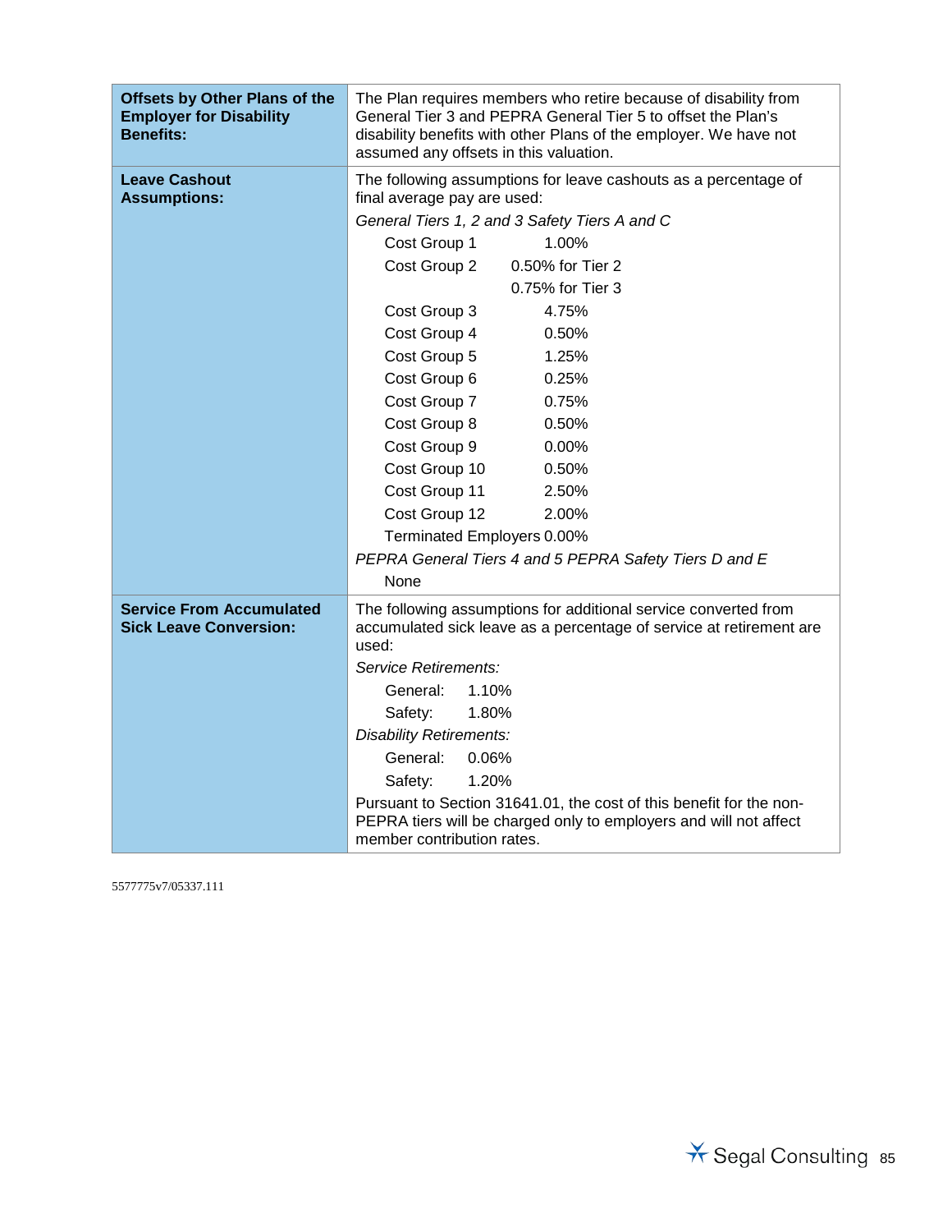| | |
|---|---|
| **Offsets by Other Plans of the Employer for Disability Benefits:** | The Plan requires members who retire because of disability from General Tier 3 and PEPRA General Tier 5 to offset the Plan's disability benefits with other Plans of the employer. We have not assumed any offsets in this valuation. |
| **Leave Cashout Assumptions:** | The following assumptions for leave cashouts as a percentage of final average pay are used:<br>*General Tiers 1, 2 and 3 Safety Tiers A and C*<br>Cost Group 1: 1.00%<br>Cost Group 2: 0.50% for Tier 2; 0.75% for Tier 3<br>Cost Group 3: 4.75%<br>Cost Group 4: 0.50%<br>Cost Group 5: 1.25%<br>Cost Group 6: 0.25%<br>Cost Group 7: 0.75%<br>Cost Group 8: 0.50%<br>Cost Group 9: 0.00%<br>Cost Group 10: 0.50%<br>Cost Group 11: 2.50%<br>Cost Group 12: 2.00%<br>Terminated Employers: 0.00%<br>*PEPRA General Tiers 4 and 5 PEPRA Safety Tiers D and E*<br>None |
| **Service From Accumulated Sick Leave Conversion:** | The following assumptions for additional service converted from accumulated sick leave as a percentage of service at retirement are used:<br>*Service Retirements:*<br>General: 1.10%<br>Safety: 1.80%<br>*Disability Retirements:*<br>General: 0.06%<br>Safety: 1.20%<br>Pursuant to Section 31641.01, the cost of this benefit for the non-PEPRA tiers will be charged only to employers and will not affect member contribution rates. |

5577775v7/05337.111